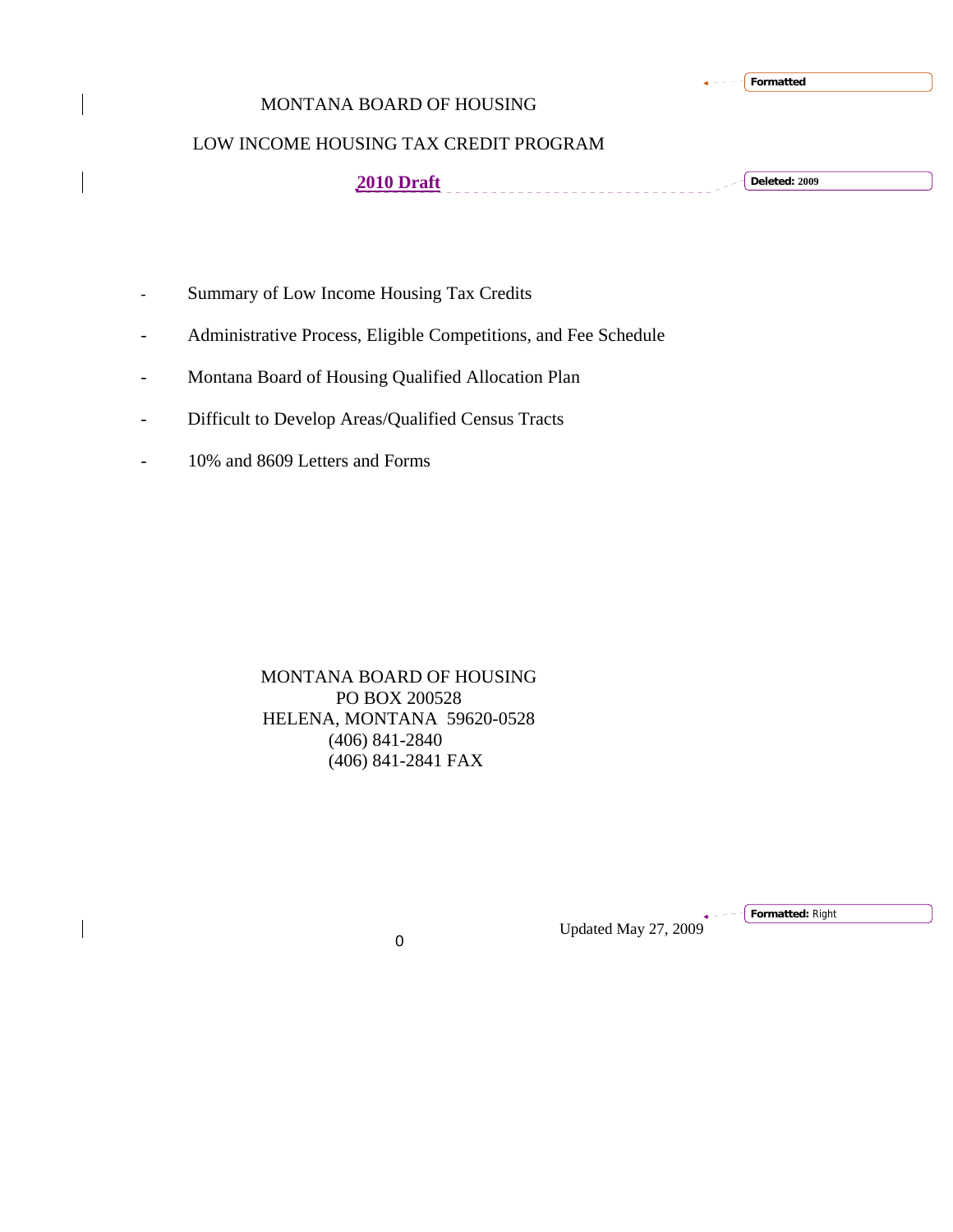MONTANA BOARD OF HOUSING

LOW INCOME HOUSING TAX CREDIT PROGRAM

**2010 Draft**

- Summary of Low Income Housing Tax Credits
- Administrative Process, Eligible Competitions, and Fee Schedule
- Montana Board of Housing Qualified Allocation Plan
- Difficult to Develop Areas/Qualified Census Tracts
- 10% and 8609 Letters and Forms

MONTANA BOARD OF HOUSING
PO BOX 200528
HELENA, MONTANA 59620-0528
(406) 841-2840
(406) 841-2841 FAX

Updated May 27, 2009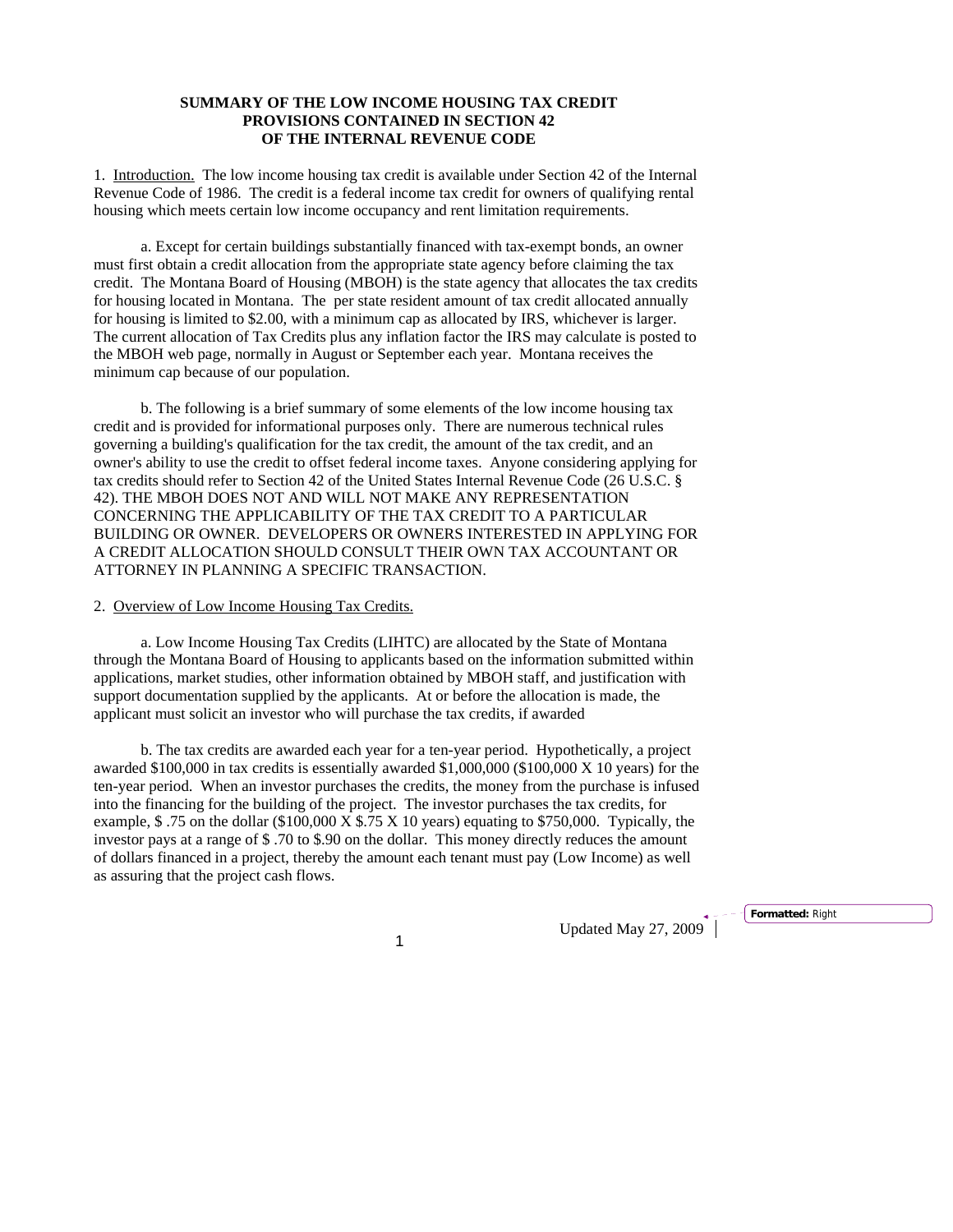**SUMMARY OF THE LOW INCOME HOUSING TAX CREDIT PROVISIONS CONTAINED IN SECTION 42 OF THE INTERNAL REVENUE CODE**

1. Introduction. The low income housing tax credit is available under Section 42 of the Internal Revenue Code of 1986. The credit is a federal income tax credit for owners of qualifying rental housing which meets certain low income occupancy and rent limitation requirements.

a. Except for certain buildings substantially financed with tax-exempt bonds, an owner must first obtain a credit allocation from the appropriate state agency before claiming the tax credit. The Montana Board of Housing (MBOH) is the state agency that allocates the tax credits for housing located in Montana. The per state resident amount of tax credit allocated annually for housing is limited to $2.00, with a minimum cap as allocated by IRS, whichever is larger. The current allocation of Tax Credits plus any inflation factor the IRS may calculate is posted to the MBOH web page, normally in August or September each year. Montana receives the minimum cap because of our population.

b. The following is a brief summary of some elements of the low income housing tax credit and is provided for informational purposes only. There are numerous technical rules governing a building's qualification for the tax credit, the amount of the tax credit, and an owner's ability to use the credit to offset federal income taxes. Anyone considering applying for tax credits should refer to Section 42 of the United States Internal Revenue Code (26 U.S.C. § 42). THE MBOH DOES NOT AND WILL NOT MAKE ANY REPRESENTATION CONCERNING THE APPLICABILITY OF THE TAX CREDIT TO A PARTICULAR BUILDING OR OWNER. DEVELOPERS OR OWNERS INTERESTED IN APPLYING FOR A CREDIT ALLOCATION SHOULD CONSULT THEIR OWN TAX ACCOUNTANT OR ATTORNEY IN PLANNING A SPECIFIC TRANSACTION.

2. Overview of Low Income Housing Tax Credits.

a. Low Income Housing Tax Credits (LIHTC) are allocated by the State of Montana through the Montana Board of Housing to applicants based on the information submitted within applications, market studies, other information obtained by MBOH staff, and justification with support documentation supplied by the applicants. At or before the allocation is made, the applicant must solicit an investor who will purchase the tax credits, if awarded

b. The tax credits are awarded each year for a ten-year period. Hypothetically, a project awarded $100,000 in tax credits is essentially awarded $1,000,000 ($100,000 X 10 years) for the ten-year period. When an investor purchases the credits, the money from the purchase is infused into the financing for the building of the project. The investor purchases the tax credits, for example, $ .75 on the dollar ($100,000 X $.75 X 10 years) equating to $750,000. Typically, the investor pays at a range of $ .70 to $.90 on the dollar. This money directly reduces the amount of dollars financed in a project, thereby the amount each tenant must pay (Low Income) as well as assuring that the project cash flows.

Updated May 27, 2009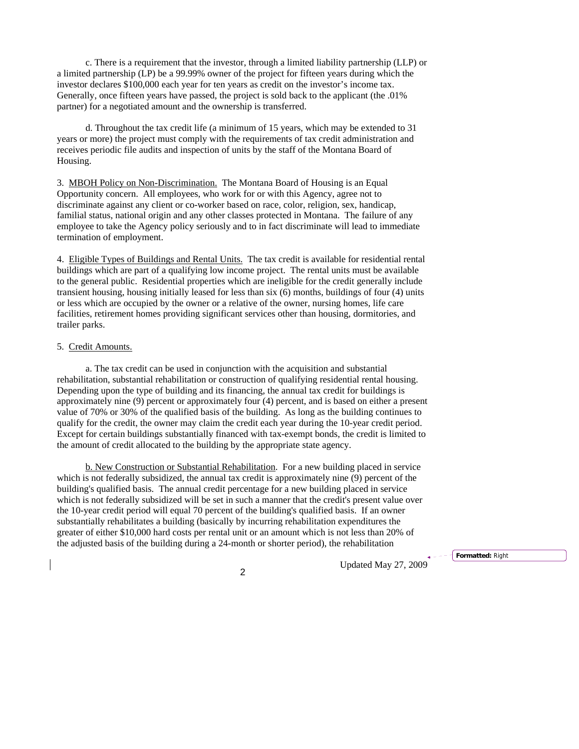c. There is a requirement that the investor, through a limited liability partnership (LLP) or a limited partnership (LP) be a 99.99% owner of the project for fifteen years during which the investor declares $100,000 each year for ten years as credit on the investor's income tax. Generally, once fifteen years have passed, the project is sold back to the applicant (the .01% partner) for a negotiated amount and the ownership is transferred.

d. Throughout the tax credit life (a minimum of 15 years, which may be extended to 31 years or more) the project must comply with the requirements of tax credit administration and receives periodic file audits and inspection of units by the staff of the Montana Board of Housing.

3. MBOH Policy on Non-Discrimination. The Montana Board of Housing is an Equal Opportunity concern. All employees, who work for or with this Agency, agree not to discriminate against any client or co-worker based on race, color, religion, sex, handicap, familial status, national origin and any other classes protected in Montana. The failure of any employee to take the Agency policy seriously and to in fact discriminate will lead to immediate termination of employment.

4. Eligible Types of Buildings and Rental Units. The tax credit is available for residential rental buildings which are part of a qualifying low income project. The rental units must be available to the general public. Residential properties which are ineligible for the credit generally include transient housing, housing initially leased for less than six (6) months, buildings of four (4) units or less which are occupied by the owner or a relative of the owner, nursing homes, life care facilities, retirement homes providing significant services other than housing, dormitories, and trailer parks.

5. Credit Amounts.

a. The tax credit can be used in conjunction with the acquisition and substantial rehabilitation, substantial rehabilitation or construction of qualifying residential rental housing. Depending upon the type of building and its financing, the annual tax credit for buildings is approximately nine (9) percent or approximately four (4) percent, and is based on either a present value of 70% or 30% of the qualified basis of the building. As long as the building continues to qualify for the credit, the owner may claim the credit each year during the 10-year credit period. Except for certain buildings substantially financed with tax-exempt bonds, the credit is limited to the amount of credit allocated to the building by the appropriate state agency.

b. New Construction or Substantial Rehabilitation. For a new building placed in service which is not federally subsidized, the annual tax credit is approximately nine (9) percent of the building's qualified basis. The annual credit percentage for a new building placed in service which is not federally subsidized will be set in such a manner that the credit's present value over the 10-year credit period will equal 70 percent of the building's qualified basis. If an owner substantially rehabilitates a building (basically by incurring rehabilitation expenditures the greater of either $10,000 hard costs per rental unit or an amount which is not less than 20% of the adjusted basis of the building during a 24-month or shorter period), the rehabilitation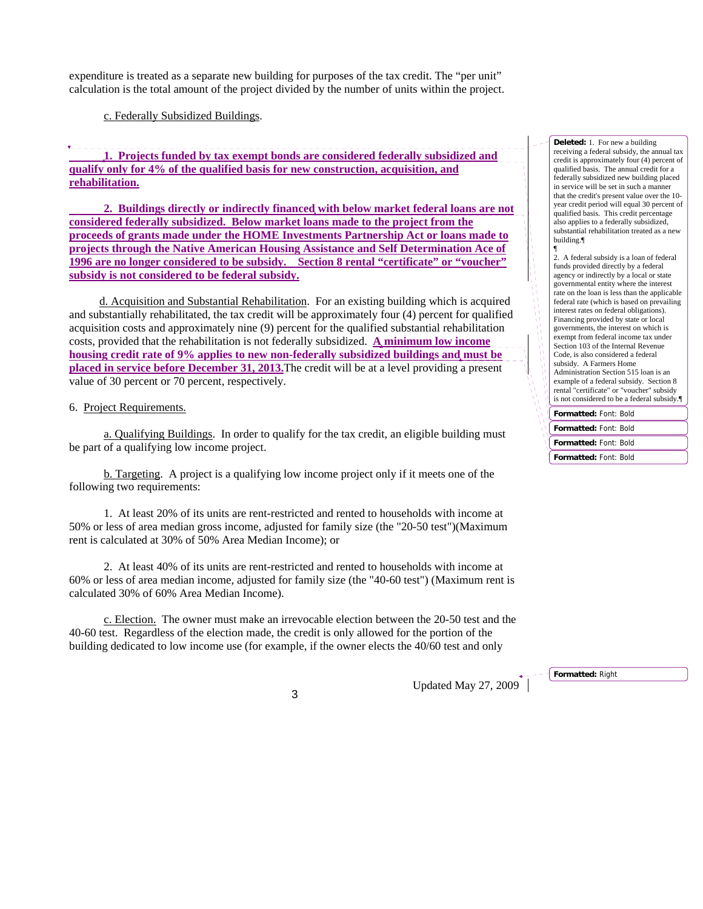expenditure is treated as a separate new building for purposes of the tax credit. The "per unit" calculation is the total amount of the project divided by the number of units within the project.

c. Federally Subsidized Buildings.

**1. Projects funded by tax exempt bonds are considered federally subsidized and qualify only for 4% of the qualified basis for new construction, acquisition, and rehabilitation.**

**2. Buildings directly or indirectly financed with below market federal loans are not considered federally subsidized. Below market loans made to the project from the proceeds of grants made under the HOME Investments Partnership Act or loans made to projects through the Native American Housing Assistance and Self Determination Ace of 1996 are no longer considered to be subsidy. Section 8 rental "certificate" or "voucher" subsidy is not considered to be federal subsidy.**

d. Acquisition and Substantial Rehabilitation. For an existing building which is acquired and substantially rehabilitated, the tax credit will be approximately four (4) percent for qualified acquisition costs and approximately nine (9) percent for the qualified substantial rehabilitation costs, provided that the rehabilitation is not federally subsidized. **A minimum low income housing credit rate of 9% applies to new non-federally subsidized buildings and must be placed in service before December 31, 2013.** The credit will be at a level providing a present value of 30 percent or 70 percent, respectively.

**Deleted:** 1. For new a building receiving a federal subsidy, the annual tax credit is approximately four (4) percent of qualified basis. The annual credit for a federally subsidized new building placed in service will be set in such a manner that the credit's present value over the 10-year credit period will equal 30 percent of qualified basis. This credit percentage also applies to a federally subsidized, substantial rehabilitation treated as a new building.

2. A federal subsidy is a loan of federal funds provided directly by a federal agency or indirectly by a local or state governmental entity where the interest rate on the loan is less than the applicable federal rate (which is based on prevailing interest rates on federal obligations). Financing provided by state or local governments, the interest on which is exempt from federal income tax under Section 103 of the Internal Revenue Code, is also considered a federal subsidy. A Farmers Home Administration Section 515 loan is an example of a federal subsidy. Section 8 rental "certificate" or "voucher" subsidy is not considered to be a federal subsidy.

6. Project Requirements.

a. Qualifying Buildings. In order to qualify for the tax credit, an eligible building must be part of a qualifying low income project.

b. Targeting. A project is a qualifying low income project only if it meets one of the following two requirements:

1. At least 20% of its units are rent-restricted and rented to households with income at 50% or less of area median gross income, adjusted for family size (the "20-50 test")(Maximum rent is calculated at 30% of 50% Area Median Income); or

2. At least 40% of its units are rent-restricted and rented to households with income at 60% or less of area median income, adjusted for family size (the "40-60 test") (Maximum rent is calculated 30% of 60% Area Median Income).

c. Election. The owner must make an irrevocable election between the 20-50 test and the 40-60 test. Regardless of the election made, the credit is only allowed for the portion of the building dedicated to low income use (for example, if the owner elects the 40/60 test and only

Updated May 27, 2009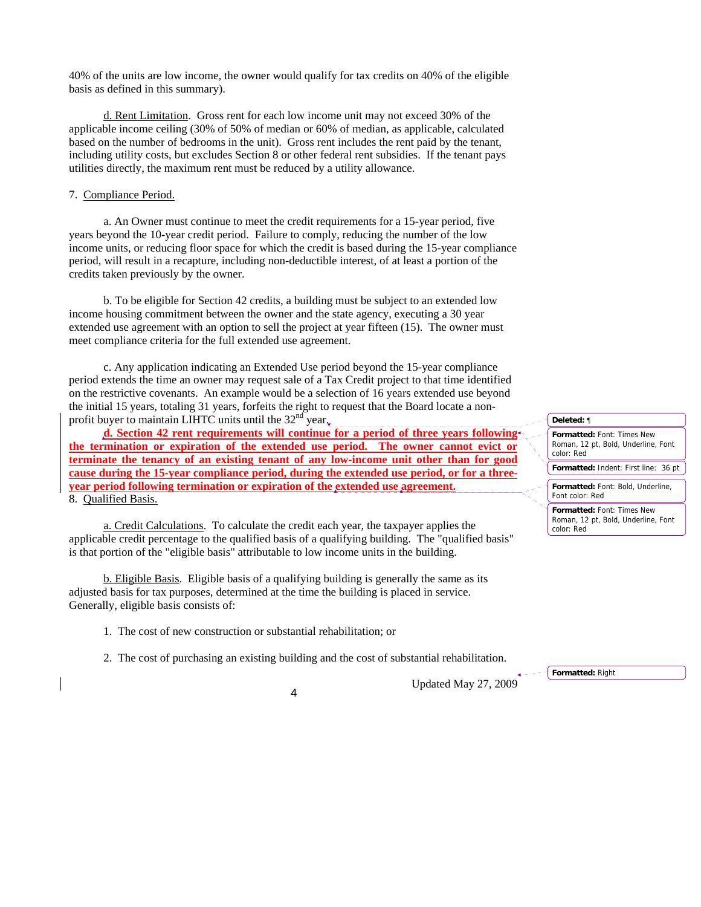40% of the units are low income, the owner would qualify for tax credits on 40% of the eligible basis as defined in this summary).

d. Rent Limitation. Gross rent for each low income unit may not exceed 30% of the applicable income ceiling (30% of 50% of median or 60% of median, as applicable, calculated based on the number of bedrooms in the unit). Gross rent includes the rent paid by the tenant, including utility costs, but excludes Section 8 or other federal rent subsidies. If the tenant pays utilities directly, the maximum rent must be reduced by a utility allowance.

7. Compliance Period.

a. An Owner must continue to meet the credit requirements for a 15-year period, five years beyond the 10-year credit period. Failure to comply, reducing the number of the low income units, or reducing floor space for which the credit is based during the 15-year compliance period, will result in a recapture, including non-deductible interest, of at least a portion of the credits taken previously by the owner.

b. To be eligible for Section 42 credits, a building must be subject to an extended low income housing commitment between the owner and the state agency, executing a 30 year extended use agreement with an option to sell the project at year fifteen (15). The owner must meet compliance criteria for the full extended use agreement.

c. Any application indicating an Extended Use period beyond the 15-year compliance period extends the time an owner may request sale of a Tax Credit project to that time identified on the restrictive covenants. An example would be a selection of 16 years extended use beyond the initial 15 years, totaling 31 years, forfeits the right to request that the Board locate a non-profit buyer to maintain LIHTC units until the 32nd year.

**d. Section 42 rent requirements will continue for a period of three years following the termination or expiration of the extended use period. The owner cannot evict or terminate the tenancy of an existing tenant of any low-income unit other than for good cause during the 15-year compliance period, during the extended use period, or for a three-year period following termination or expiration of the extended use agreement.**

8. Qualified Basis.

a. Credit Calculations. To calculate the credit each year, the taxpayer applies the applicable credit percentage to the qualified basis of a qualifying building. The "qualified basis" is that portion of the "eligible basis" attributable to low income units in the building.

b. Eligible Basis. Eligible basis of a qualifying building is generally the same as its adjusted basis for tax purposes, determined at the time the building is placed in service. Generally, eligible basis consists of:

1. The cost of new construction or substantial rehabilitation; or

2. The cost of purchasing an existing building and the cost of substantial rehabilitation.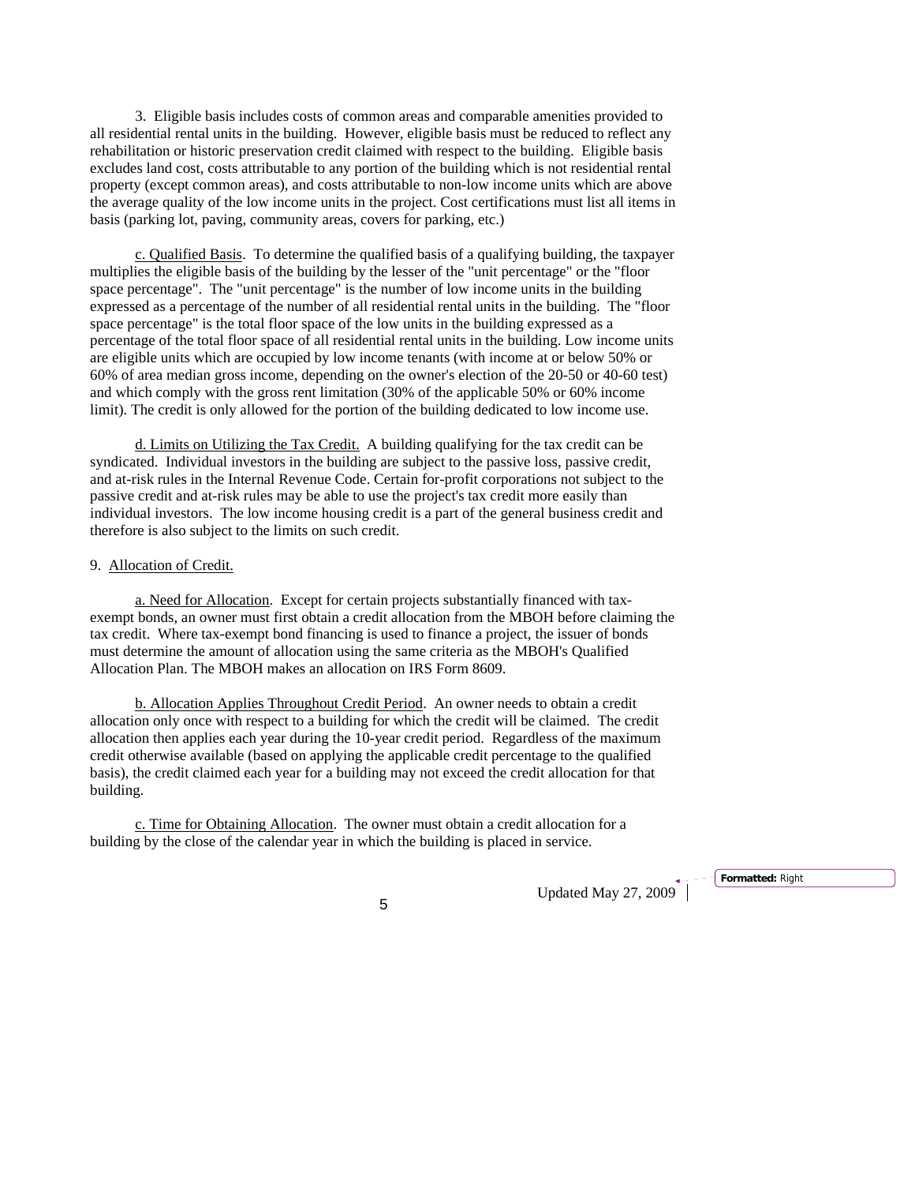3. Eligible basis includes costs of common areas and comparable amenities provided to all residential rental units in the building. However, eligible basis must be reduced to reflect any rehabilitation or historic preservation credit claimed with respect to the building. Eligible basis excludes land cost, costs attributable to any portion of the building which is not residential rental property (except common areas), and costs attributable to non-low income units which are above the average quality of the low income units in the project. Cost certifications must list all items in basis (parking lot, paving, community areas, covers for parking, etc.)

c. Qualified Basis. To determine the qualified basis of a qualifying building, the taxpayer multiplies the eligible basis of the building by the lesser of the "unit percentage" or the "floor space percentage". The "unit percentage" is the number of low income units in the building expressed as a percentage of the number of all residential rental units in the building. The "floor space percentage" is the total floor space of the low units in the building expressed as a percentage of the total floor space of all residential rental units in the building. Low income units are eligible units which are occupied by low income tenants (with income at or below 50% or 60% of area median gross income, depending on the owner's election of the 20-50 or 40-60 test) and which comply with the gross rent limitation (30% of the applicable 50% or 60% income limit). The credit is only allowed for the portion of the building dedicated to low income use.

d. Limits on Utilizing the Tax Credit. A building qualifying for the tax credit can be syndicated. Individual investors in the building are subject to the passive loss, passive credit, and at-risk rules in the Internal Revenue Code. Certain for-profit corporations not subject to the passive credit and at-risk rules may be able to use the project's tax credit more easily than individual investors. The low income housing credit is a part of the general business credit and therefore is also subject to the limits on such credit.

9. Allocation of Credit.

a. Need for Allocation. Except for certain projects substantially financed with tax-exempt bonds, an owner must first obtain a credit allocation from the MBOH before claiming the tax credit. Where tax-exempt bond financing is used to finance a project, the issuer of bonds must determine the amount of allocation using the same criteria as the MBOH's Qualified Allocation Plan. The MBOH makes an allocation on IRS Form 8609.

b. Allocation Applies Throughout Credit Period. An owner needs to obtain a credit allocation only once with respect to a building for which the credit will be claimed. The credit allocation then applies each year during the 10-year credit period. Regardless of the maximum credit otherwise available (based on applying the applicable credit percentage to the qualified basis), the credit claimed each year for a building may not exceed the credit allocation for that building.

c. Time for Obtaining Allocation. The owner must obtain a credit allocation for a building by the close of the calendar year in which the building is placed in service.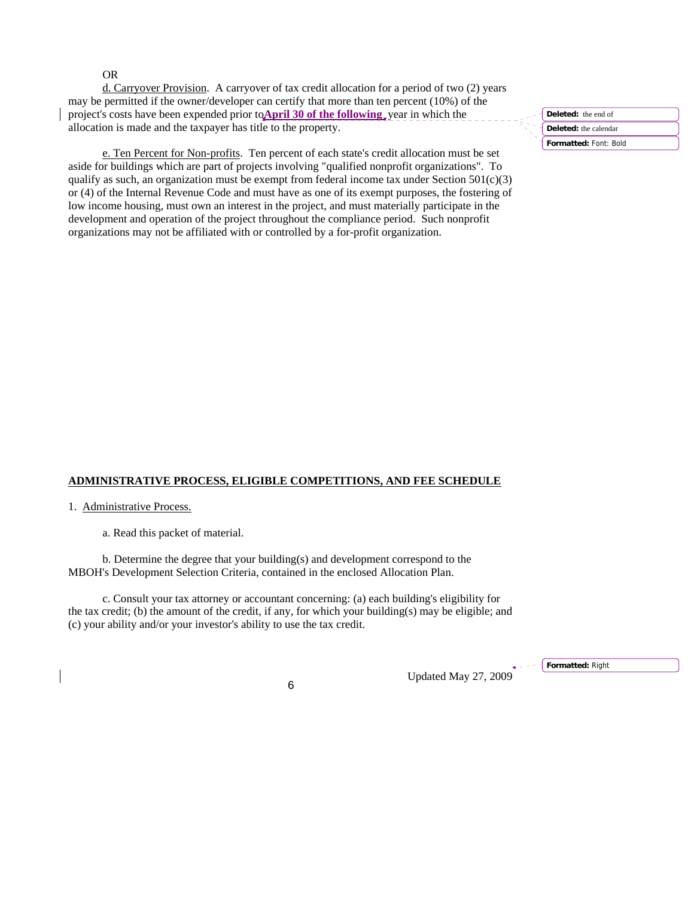OR

d. Carryover Provision. A carryover of tax credit allocation for a period of two (2) years may be permitted if the owner/developer can certify that more than ten percent (10%) of the project's costs have been expended prior to **April 30 of the following** year in which the allocation is made and the taxpayer has title to the property.

e. Ten Percent for Non-profits. Ten percent of each state's credit allocation must be set aside for buildings which are part of projects involving "qualified nonprofit organizations". To qualify as such, an organization must be exempt from federal income tax under Section 501(c)(3) or (4) of the Internal Revenue Code and must have as one of its exempt purposes, the fostering of low income housing, must own an interest in the project, and must materially participate in the development and operation of the project throughout the compliance period. Such nonprofit organizations may not be affiliated with or controlled by a for-profit organization.

## ADMINISTRATIVE PROCESS, ELIGIBLE COMPETITIONS, AND FEE SCHEDULE

1. Administrative Process.

a. Read this packet of material.

b. Determine the degree that your building(s) and development correspond to the MBOH's Development Selection Criteria, contained in the enclosed Allocation Plan.

c. Consult your tax attorney or accountant concerning: (a) each building's eligibility for the tax credit; (b) the amount of the credit, if any, for which your building(s) may be eligible; and (c) your ability and/or your investor's ability to use the tax credit.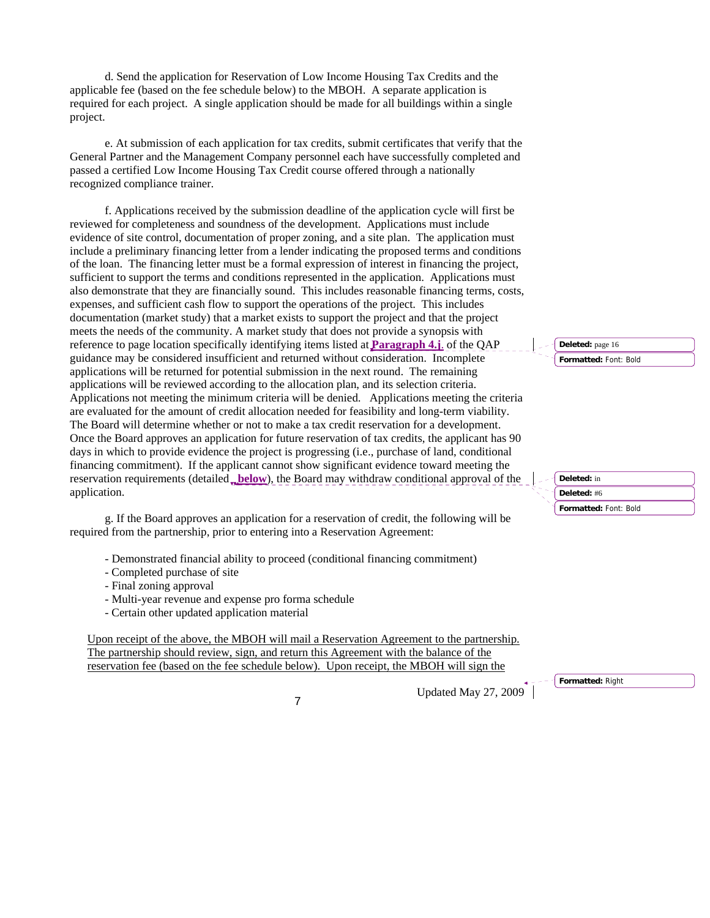d. Send the application for Reservation of Low Income Housing Tax Credits and the applicable fee (based on the fee schedule below) to the MBOH. A separate application is required for each project. A single application should be made for all buildings within a single project.

e. At submission of each application for tax credits, submit certificates that verify that the General Partner and the Management Company personnel each have successfully completed and passed a certified Low Income Housing Tax Credit course offered through a nationally recognized compliance trainer.

f. Applications received by the submission deadline of the application cycle will first be reviewed for completeness and soundness of the development. Applications must include evidence of site control, documentation of proper zoning, and a site plan. The application must include a preliminary financing letter from a lender indicating the proposed terms and conditions of the loan. The financing letter must be a formal expression of interest in financing the project, sufficient to support the terms and conditions represented in the application. Applications must also demonstrate that they are financially sound. This includes reasonable financing terms, costs, expenses, and sufficient cash flow to support the operations of the project. This includes documentation (market study) that a market exists to support the project and that the project meets the needs of the community. A market study that does not provide a synopsis with reference to page location specifically identifying items listed at **Paragraph 4.j.** of the QAP guidance may be considered insufficient and returned without consideration. Incomplete applications will be returned for potential submission in the next round. The remaining applications will be reviewed according to the allocation plan, and its selection criteria. Applications not meeting the minimum criteria will be denied. Applications meeting the criteria are evaluated for the amount of credit allocation needed for feasibility and long-term viability. The Board will determine whether or not to make a tax credit reservation for a development. Once the Board approves an application for future reservation of tax credits, the applicant has 90 days in which to provide evidence the project is progressing (i.e., purchase of land, conditional financing commitment). If the applicant cannot show significant evidence toward meeting the reservation requirements (detailed **below**), the Board may withdraw conditional approval of the application.

g. If the Board approves an application for a reservation of credit, the following will be required from the partnership, prior to entering into a Reservation Agreement:

- Demonstrated financial ability to proceed (conditional financing commitment)
- Completed purchase of site
- Final zoning approval
- Multi-year revenue and expense pro forma schedule
- Certain other updated application material

Upon receipt of the above, the MBOH will mail a Reservation Agreement to the partnership. The partnership should review, sign, and return this Agreement with the balance of the reservation fee (based on the fee schedule below). Upon receipt, the MBOH will sign the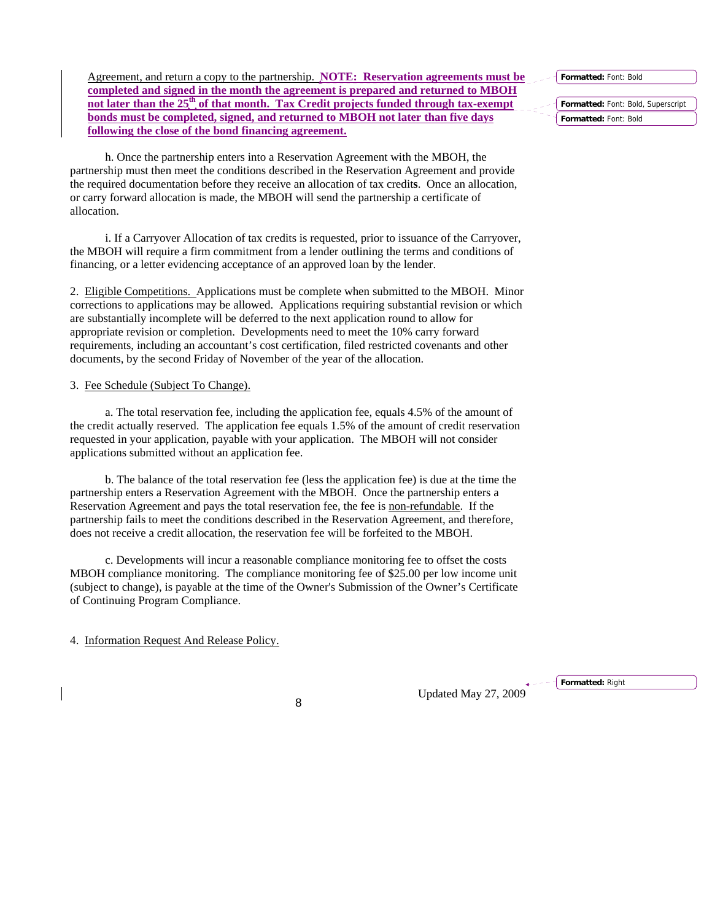Agreement, and return a copy to the partnership. **NOTE: Reservation agreements must be completed and signed in the month the agreement is prepared and returned to MBOH not later than the 25th of that month. Tax Credit projects funded through tax-exempt bonds must be completed, signed, and returned to MBOH not later than five days following the close of the bond financing agreement.**

h. Once the partnership enters into a Reservation Agreement with the MBOH, the partnership must then meet the conditions described in the Reservation Agreement and provide the required documentation before they receive an allocation of tax credits. Once an allocation, or carry forward allocation is made, the MBOH will send the partnership a certificate of allocation.

i. If a Carryover Allocation of tax credits is requested, prior to issuance of the Carryover, the MBOH will require a firm commitment from a lender outlining the terms and conditions of financing, or a letter evidencing acceptance of an approved loan by the lender.

2. Eligible Competitions. Applications must be complete when submitted to the MBOH. Minor corrections to applications may be allowed. Applications requiring substantial revision or which are substantially incomplete will be deferred to the next application round to allow for appropriate revision or completion. Developments need to meet the 10% carry forward requirements, including an accountant's cost certification, filed restricted covenants and other documents, by the second Friday of November of the year of the allocation.

3. Fee Schedule (Subject To Change).

a. The total reservation fee, including the application fee, equals 4.5% of the amount of the credit actually reserved. The application fee equals 1.5% of the amount of credit reservation requested in your application, payable with your application. The MBOH will not consider applications submitted without an application fee.

b. The balance of the total reservation fee (less the application fee) is due at the time the partnership enters a Reservation Agreement with the MBOH. Once the partnership enters a Reservation Agreement and pays the total reservation fee, the fee is non-refundable. If the partnership fails to meet the conditions described in the Reservation Agreement, and therefore, does not receive a credit allocation, the reservation fee will be forfeited to the MBOH.

c. Developments will incur a reasonable compliance monitoring fee to offset the costs MBOH compliance monitoring. The compliance monitoring fee of $25.00 per low income unit (subject to change), is payable at the time of the Owner's Submission of the Owner's Certificate of Continuing Program Compliance.

4. Information Request And Release Policy.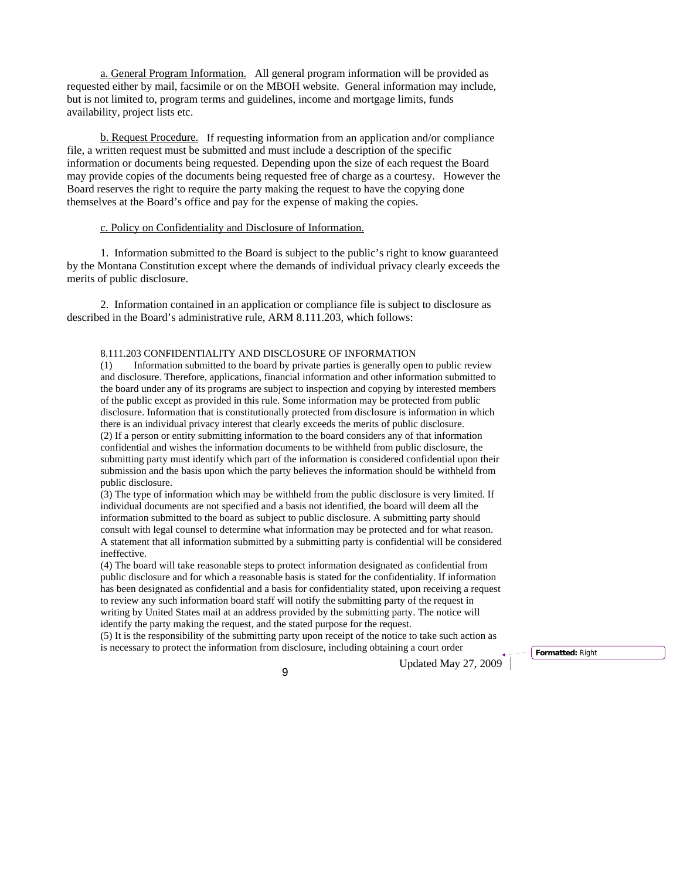a. General Program Information. All general program information will be provided as requested either by mail, facsimile or on the MBOH website. General information may include, but is not limited to, program terms and guidelines, income and mortgage limits, funds availability, project lists etc.

b. Request Procedure. If requesting information from an application and/or compliance file, a written request must be submitted and must include a description of the specific information or documents being requested. Depending upon the size of each request the Board may provide copies of the documents being requested free of charge as a courtesy. However the Board reserves the right to require the party making the request to have the copying done themselves at the Board's office and pay for the expense of making the copies.

c. Policy on Confidentiality and Disclosure of Information.

1. Information submitted to the Board is subject to the public's right to know guaranteed by the Montana Constitution except where the demands of individual privacy clearly exceeds the merits of public disclosure.

2. Information contained in an application or compliance file is subject to disclosure as described in the Board's administrative rule, ARM 8.111.203, which follows:

8.111.203 CONFIDENTIALITY AND DISCLOSURE OF INFORMATION

(1) Information submitted to the board by private parties is generally open to public review and disclosure. Therefore, applications, financial information and other information submitted to the board under any of its programs are subject to inspection and copying by interested members of the public except as provided in this rule. Some information may be protected from public disclosure. Information that is constitutionally protected from disclosure is information in which there is an individual privacy interest that clearly exceeds the merits of public disclosure.

(2) If a person or entity submitting information to the board considers any of that information confidential and wishes the information documents to be withheld from public disclosure, the submitting party must identify which part of the information is considered confidential upon their submission and the basis upon which the party believes the information should be withheld from public disclosure.

(3) The type of information which may be withheld from the public disclosure is very limited. If individual documents are not specified and a basis not identified, the board will deem all the information submitted to the board as subject to public disclosure. A submitting party should consult with legal counsel to determine what information may be protected and for what reason. A statement that all information submitted by a submitting party is confidential will be considered ineffective.

(4) The board will take reasonable steps to protect information designated as confidential from public disclosure and for which a reasonable basis is stated for the confidentiality. If information has been designated as confidential and a basis for confidentiality stated, upon receiving a request to review any such information board staff will notify the submitting party of the request in writing by United States mail at an address provided by the submitting party. The notice will identify the party making the request, and the stated purpose for the request.

(5) It is the responsibility of the submitting party upon receipt of the notice to take such action as is necessary to protect the information from disclosure, including obtaining a court order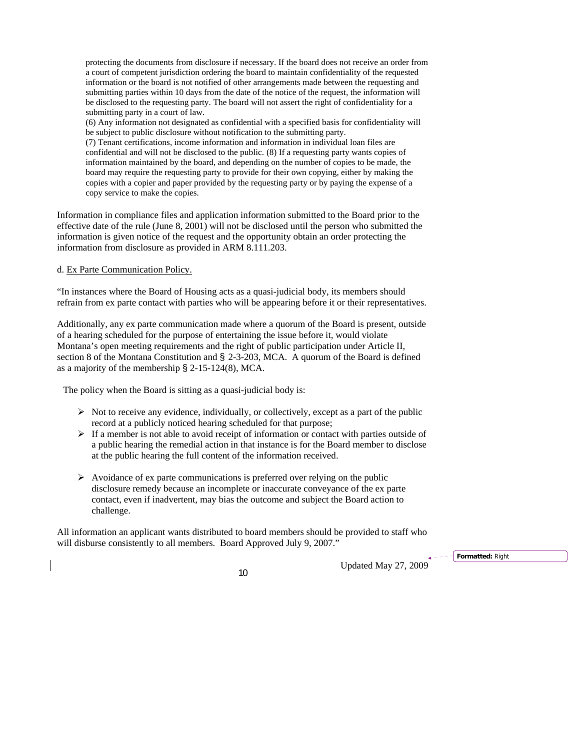protecting the documents from disclosure if necessary. If the board does not receive an order from a court of competent jurisdiction ordering the board to maintain confidentiality of the requested information or the board is not notified of other arrangements made between the requesting and submitting parties within 10 days from the date of the notice of the request, the information will be disclosed to the requesting party. The board will not assert the right of confidentiality for a submitting party in a court of law.

(6) Any information not designated as confidential with a specified basis for confidentiality will be subject to public disclosure without notification to the submitting party.

(7) Tenant certifications, income information and information in individual loan files are confidential and will not be disclosed to the public. (8) If a requesting party wants copies of information maintained by the board, and depending on the number of copies to be made, the board may require the requesting party to provide for their own copying, either by making the copies with a copier and paper provided by the requesting party or by paying the expense of a copy service to make the copies.

Information in compliance files and application information submitted to the Board prior to the effective date of the rule (June 8, 2001) will not be disclosed until the person who submitted the information is given notice of the request and the opportunity obtain an order protecting the information from disclosure as provided in ARM 8.111.203.

d. Ex Parte Communication Policy.

"In instances where the Board of Housing acts as a quasi-judicial body, its members should refrain from ex parte contact with parties who will be appearing before it or their representatives.

Additionally, any ex parte communication made where a quorum of the Board is present, outside of a hearing scheduled for the purpose of entertaining the issue before it, would violate Montana's open meeting requirements and the right of public participation under Article II, section 8 of the Montana Constitution and § 2-3-203, MCA. A quorum of the Board is defined as a majority of the membership § 2-15-124(8), MCA.

The policy when the Board is sitting as a quasi-judicial body is:

- Not to receive any evidence, individually, or collectively, except as a part of the public record at a publicly noticed hearing scheduled for that purpose;
- If a member is not able to avoid receipt of information or contact with parties outside of a public hearing the remedial action in that instance is for the Board member to disclose at the public hearing the full content of the information received.
- Avoidance of ex parte communications is preferred over relying on the public disclosure remedy because an incomplete or inaccurate conveyance of the ex parte contact, even if inadvertent, may bias the outcome and subject the Board action to challenge.

All information an applicant wants distributed to board members should be provided to staff who will disburse consistently to all members. Board Approved July 9, 2007."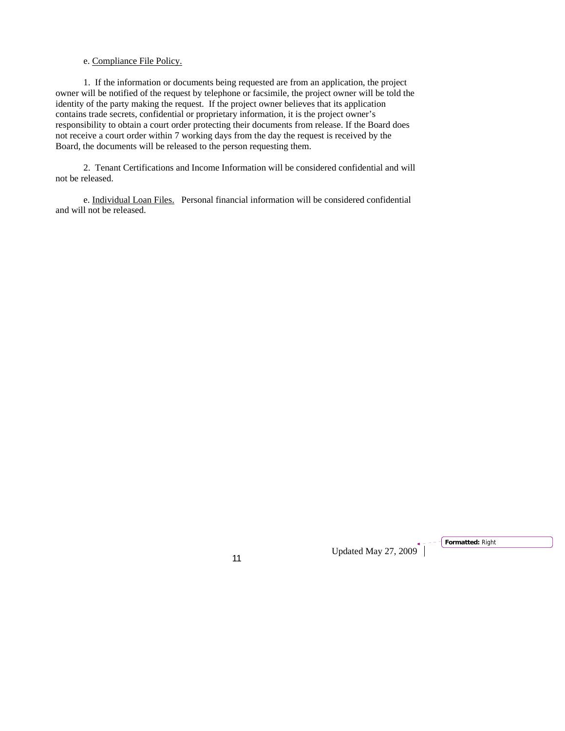e. Compliance File Policy.

1. If the information or documents being requested are from an application, the project owner will be notified of the request by telephone or facsimile, the project owner will be told the identity of the party making the request. If the project owner believes that its application contains trade secrets, confidential or proprietary information, it is the project owner's responsibility to obtain a court order protecting their documents from release. If the Board does not receive a court order within 7 working days from the day the request is received by the Board, the documents will be released to the person requesting them.

2. Tenant Certifications and Income Information will be considered confidential and will not be released.

e. Individual Loan Files. Personal financial information will be considered confidential and will not be released.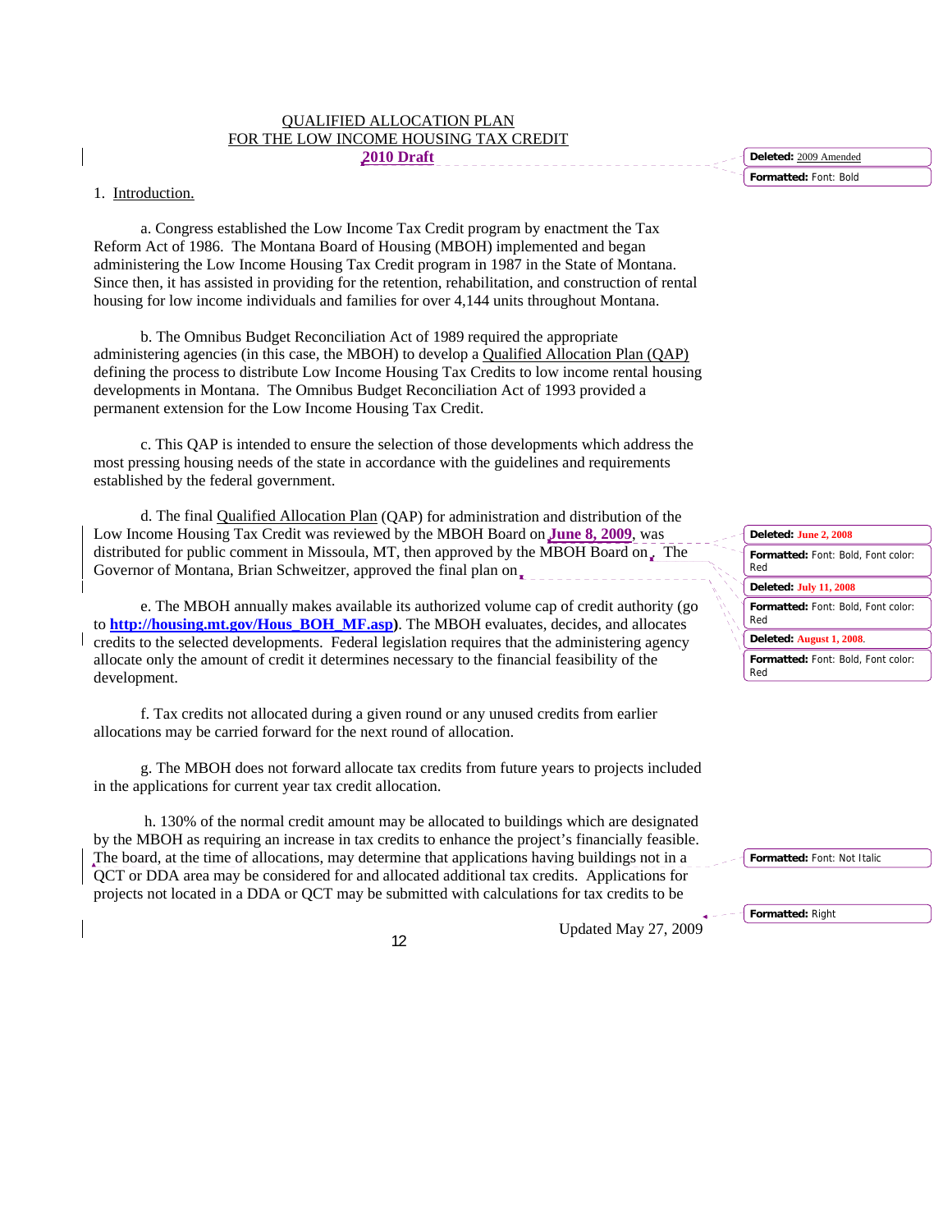QUALIFIED ALLOCATION PLAN
FOR THE LOW INCOME HOUSING TAX CREDIT
**2010 Draft**

1. Introduction.

a. Congress established the Low Income Tax Credit program by enactment the Tax Reform Act of 1986. The Montana Board of Housing (MBOH) implemented and began administering the Low Income Housing Tax Credit program in 1987 in the State of Montana. Since then, it has assisted in providing for the retention, rehabilitation, and construction of rental housing for low income individuals and families for over 4,144 units throughout Montana.

b. The Omnibus Budget Reconciliation Act of 1989 required the appropriate administering agencies (in this case, the MBOH) to develop a Qualified Allocation Plan (QAP) defining the process to distribute Low Income Housing Tax Credits to low income rental housing developments in Montana. The Omnibus Budget Reconciliation Act of 1993 provided a permanent extension for the Low Income Housing Tax Credit.

c. This QAP is intended to ensure the selection of those developments which address the most pressing housing needs of the state in accordance with the guidelines and requirements established by the federal government.

d. The final Qualified Allocation Plan (QAP) for administration and distribution of the Low Income Housing Tax Credit was reviewed by the MBOH Board on **June 8, 2009**, was distributed for public comment in Missoula, MT, then approved by the MBOH Board on . The Governor of Montana, Brian Schweitzer, approved the final plan on

e. The MBOH annually makes available its authorized volume cap of credit authority (go to **http://housing.mt.gov/Hous_BOH_MF.asp**). The MBOH evaluates, decides, and allocates credits to the selected developments. Federal legislation requires that the administering agency allocate only the amount of credit it determines necessary to the financial feasibility of the development.

f. Tax credits not allocated during a given round or any unused credits from earlier allocations may be carried forward for the next round of allocation.

g. The MBOH does not forward allocate tax credits from future years to projects included in the applications for current year tax credit allocation.

h. 130% of the normal credit amount may be allocated to buildings which are designated by the MBOH as requiring an increase in tax credits to enhance the project's financially feasible. The board, at the time of allocations, may determine that applications having buildings not in a QCT or DDA area may be considered for and allocated additional tax credits. Applications for projects not located in a DDA or QCT may be submitted with calculations for tax credits to be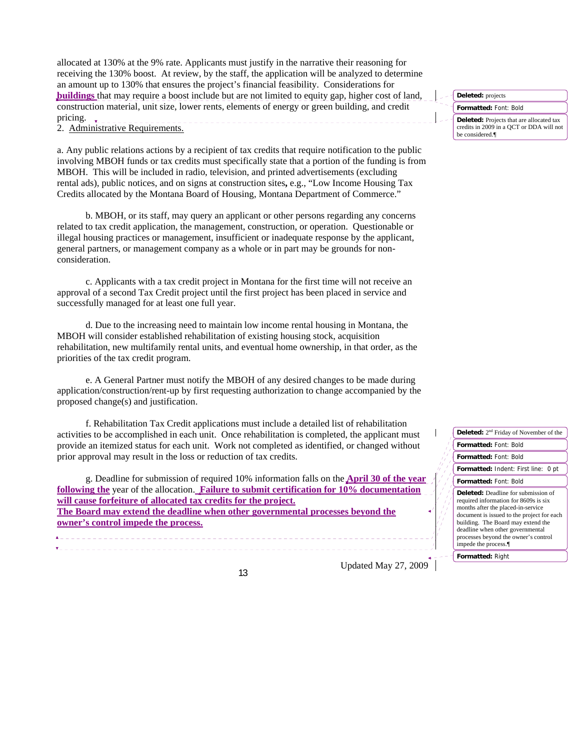allocated at 130% at the 9% rate. Applicants must justify in the narrative their reasoning for receiving the 130% boost. At review, by the staff, the application will be analyzed to determine an amount up to 130% that ensures the project's financial feasibility. Considerations for **buildings** that may require a boost include but are not limited to equity gap, higher cost of land, construction material, unit size, lower rents, elements of energy or green building, and credit pricing.

2. Administrative Requirements.

a. Any public relations actions by a recipient of tax credits that require notification to the public involving MBOH funds or tax credits must specifically state that a portion of the funding is from MBOH. This will be included in radio, television, and printed advertisements (excluding rental ads), public notices, and on signs at construction sites, e.g., "Low Income Housing Tax Credits allocated by the Montana Board of Housing, Montana Department of Commerce."

b. MBOH, or its staff, may query an applicant or other persons regarding any concerns related to tax credit application, the management, construction, or operation. Questionable or illegal housing practices or management, insufficient or inadequate response by the applicant, general partners, or management company as a whole or in part may be grounds for non-consideration.

c. Applicants with a tax credit project in Montana for the first time will not receive an approval of a second Tax Credit project until the first project has been placed in service and successfully managed for at least one full year.

d. Due to the increasing need to maintain low income rental housing in Montana, the MBOH will consider established rehabilitation of existing housing stock, acquisition rehabilitation, new multifamily rental units, and eventual home ownership, in that order, as the priorities of the tax credit program.

e. A General Partner must notify the MBOH of any desired changes to be made during application/construction/rent-up by first requesting authorization to change accompanied by the proposed change(s) and justification.

f. Rehabilitation Tax Credit applications must include a detailed list of rehabilitation activities to be accomplished in each unit. Once rehabilitation is completed, the applicant must provide an itemized status for each unit. Work not completed as identified, or changed without prior approval may result in the loss or reduction of tax credits.

g. Deadline for submission of required 10% information falls on the **April 30 of the year following the** year of the allocation. **Failure to submit certification for 10% documentation will cause forfeiture of allocated tax credits for the project.**
**The Board may extend the deadline when other governmental processes beyond the owner's control impede the process.**

Updated May 27, 2009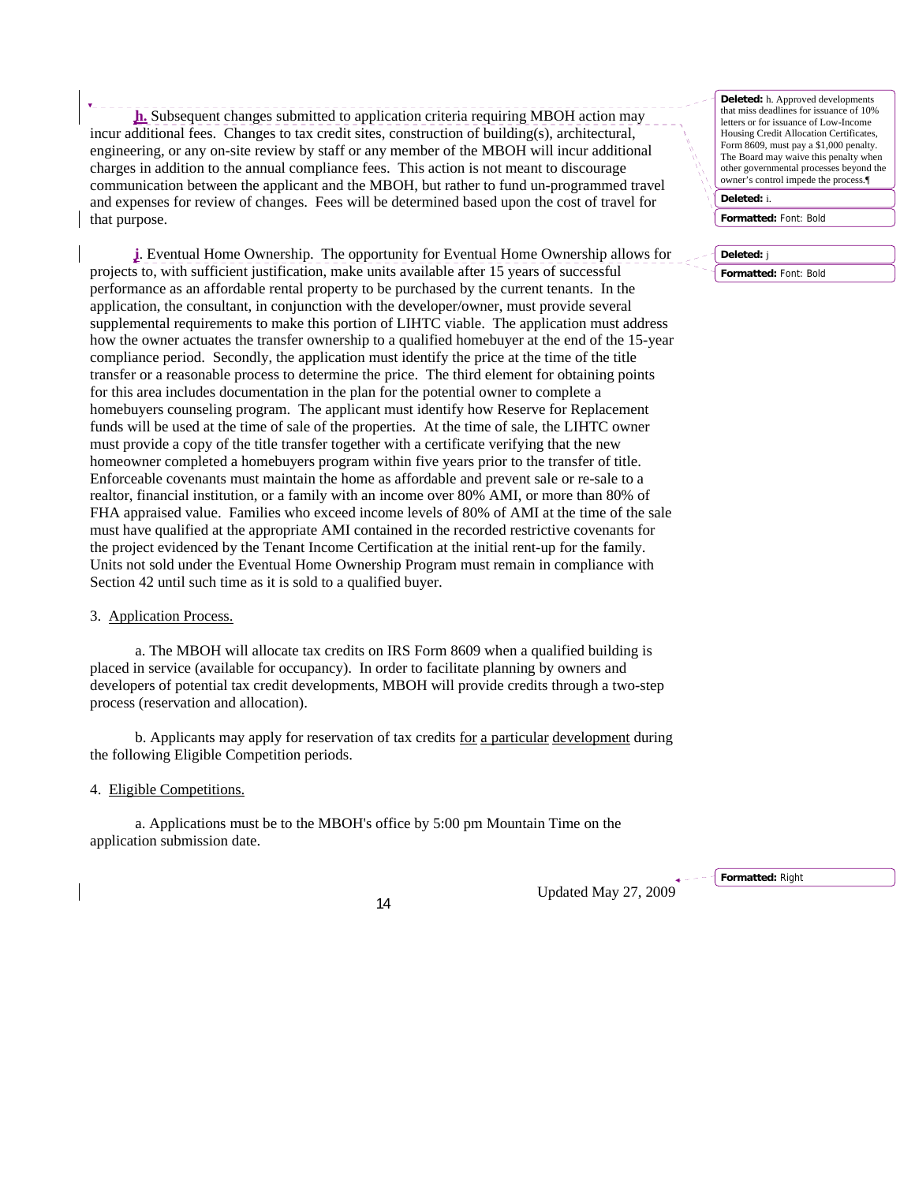**h.** Subsequent changes submitted to application criteria requiring MBOH action may incur additional fees. Changes to tax credit sites, construction of building(s), architectural, engineering, or any on-site review by staff or any member of the MBOH will incur additional charges in addition to the annual compliance fees. This action is not meant to discourage communication between the applicant and the MBOH, but rather to fund un-programmed travel and expenses for review of changes. Fees will be determined based upon the cost of travel for that purpose.

**i**. Eventual Home Ownership. The opportunity for Eventual Home Ownership allows for projects to, with sufficient justification, make units available after 15 years of successful performance as an affordable rental property to be purchased by the current tenants. In the application, the consultant, in conjunction with the developer/owner, must provide several supplemental requirements to make this portion of LIHTC viable. The application must address how the owner actuates the transfer ownership to a qualified homebuyer at the end of the 15-year compliance period. Secondly, the application must identify the price at the time of the title transfer or a reasonable process to determine the price. The third element for obtaining points for this area includes documentation in the plan for the potential owner to complete a homebuyers counseling program. The applicant must identify how Reserve for Replacement funds will be used at the time of sale of the properties. At the time of sale, the LIHTC owner must provide a copy of the title transfer together with a certificate verifying that the new homeowner completed a homebuyers program within five years prior to the transfer of title. Enforceable covenants must maintain the home as affordable and prevent sale or re-sale to a realtor, financial institution, or a family with an income over 80% AMI, or more than 80% of FHA appraised value. Families who exceed income levels of 80% of AMI at the time of the sale must have qualified at the appropriate AMI contained in the recorded restrictive covenants for the project evidenced by the Tenant Income Certification at the initial rent-up for the family. Units not sold under the Eventual Home Ownership Program must remain in compliance with Section 42 until such time as it is sold to a qualified buyer.

3. Application Process.

a. The MBOH will allocate tax credits on IRS Form 8609 when a qualified building is placed in service (available for occupancy). In order to facilitate planning by owners and developers of potential tax credit developments, MBOH will provide credits through a two-step process (reservation and allocation).

b. Applicants may apply for reservation of tax credits for a particular development during the following Eligible Competition periods.

4. Eligible Competitions.

a. Applications must be to the MBOH's office by 5:00 pm Mountain Time on the application submission date.

Updated May 27, 2009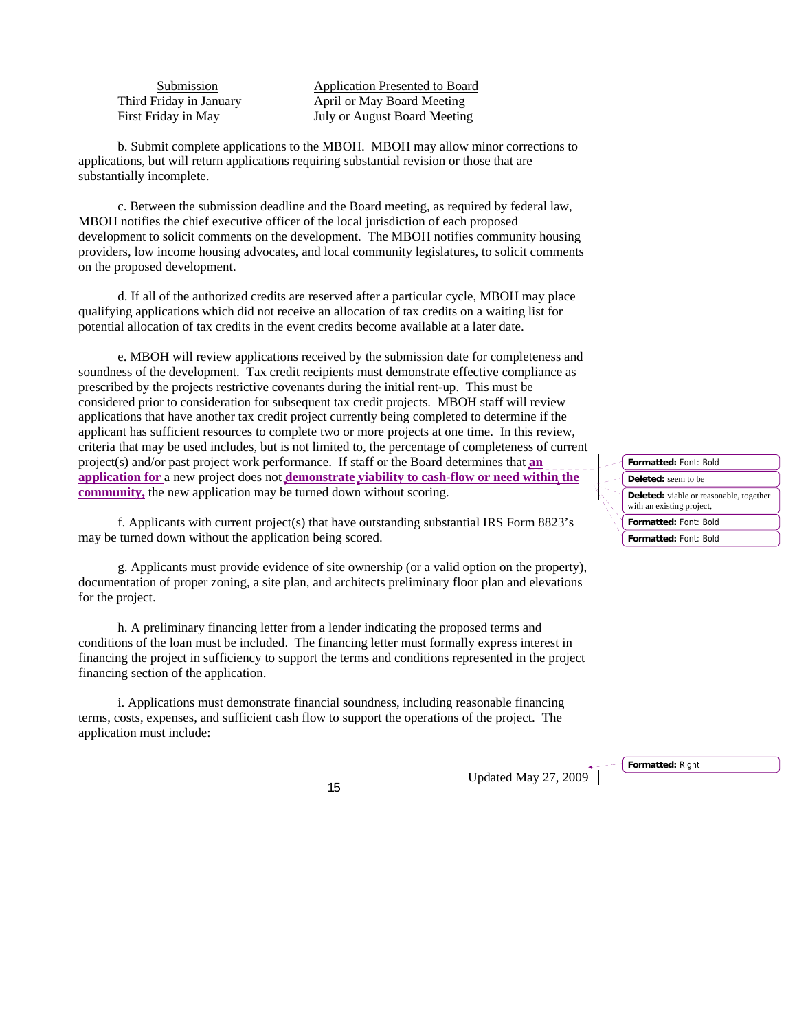| Submission | Application Presented to Board |
|---|---|
| Third Friday in January | April or May Board Meeting |
| First Friday in May | July or August Board Meeting |

b. Submit complete applications to the MBOH. MBOH may allow minor corrections to applications, but will return applications requiring substantial revision or those that are substantially incomplete.

c. Between the submission deadline and the Board meeting, as required by federal law, MBOH notifies the chief executive officer of the local jurisdiction of each proposed development to solicit comments on the development. The MBOH notifies community housing providers, low income housing advocates, and local community legislatures, to solicit comments on the proposed development.

d. If all of the authorized credits are reserved after a particular cycle, MBOH may place qualifying applications which did not receive an allocation of tax credits on a waiting list for potential allocation of tax credits in the event credits become available at a later date.

e. MBOH will review applications received by the submission date for completeness and soundness of the development. Tax credit recipients must demonstrate effective compliance as prescribed by the projects restrictive covenants during the initial rent-up. This must be considered prior to consideration for subsequent tax credit projects. MBOH staff will review applications that have another tax credit project currently being completed to determine if the applicant has sufficient resources to complete two or more projects at one time. In this review, criteria that may be used includes, but is not limited to, the percentage of completeness of current project(s) and/or past project work performance. If staff or the Board determines that **an application for** a new project does not **demonstrate viability to cash-flow or need within the community,** the new application may be turned down without scoring.

f. Applicants with current project(s) that have outstanding substantial IRS Form 8823's may be turned down without the application being scored.

g. Applicants must provide evidence of site ownership (or a valid option on the property), documentation of proper zoning, a site plan, and architects preliminary floor plan and elevations for the project.

h. A preliminary financing letter from a lender indicating the proposed terms and conditions of the loan must be included. The financing letter must formally express interest in financing the project in sufficiency to support the terms and conditions represented in the project financing section of the application.

i. Applications must demonstrate financial soundness, including reasonable financing terms, costs, expenses, and sufficient cash flow to support the operations of the project. The application must include: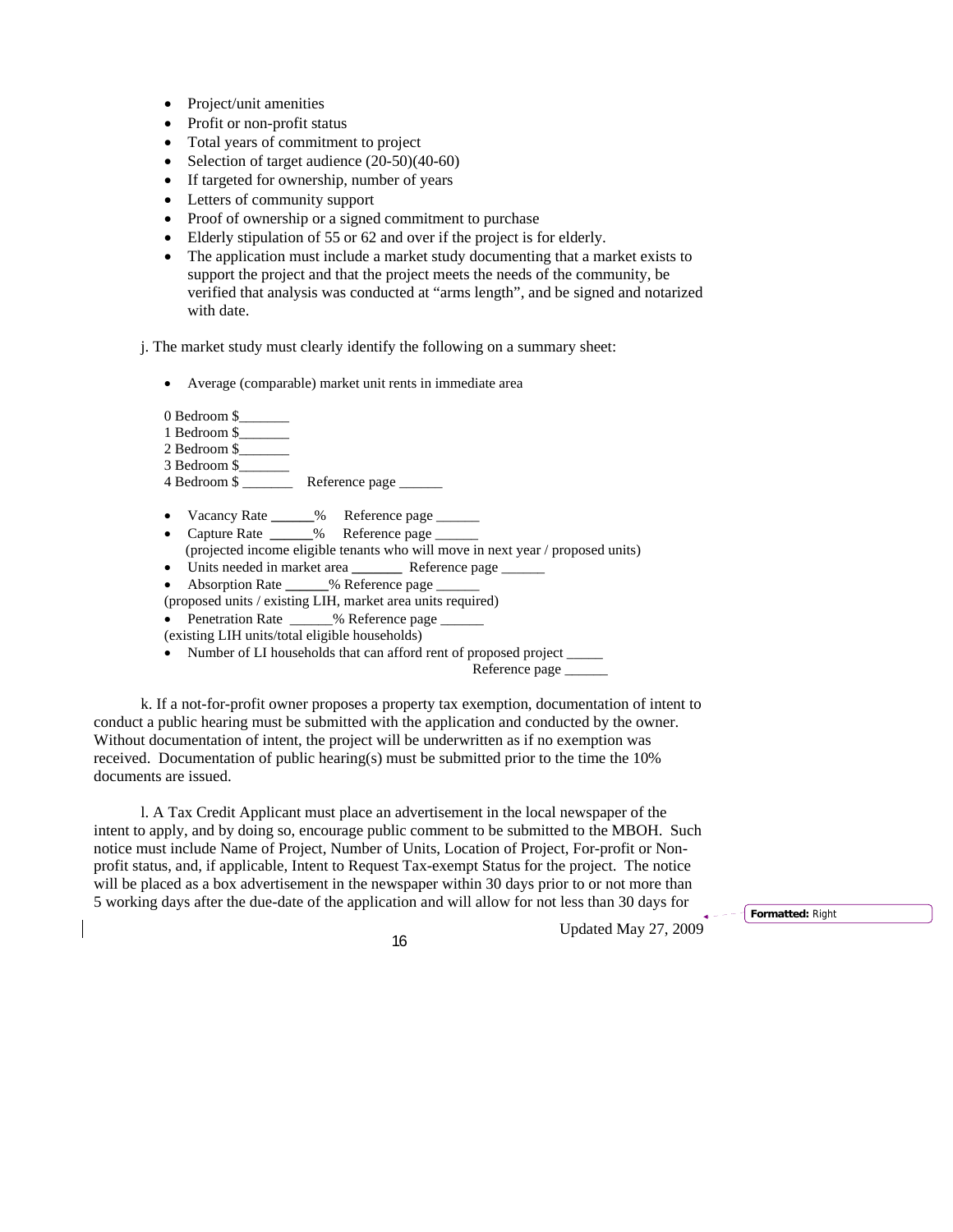- Project/unit amenities
- Profit or non-profit status
- Total years of commitment to project
- Selection of target audience (20-50)(40-60)
- If targeted for ownership, number of years
- Letters of community support
- Proof of ownership or a signed commitment to purchase
- Elderly stipulation of 55 or 62 and over if the project is for elderly.
- The application must include a market study documenting that a market exists to support the project and that the project meets the needs of the community, be verified that analysis was conducted at "arms length", and be signed and notarized with date.

j. The market study must clearly identify the following on a summary sheet:

- Average (comparable) market unit rents in immediate area

0 Bedroom $_______
1 Bedroom $_______
2 Bedroom $_______
3 Bedroom $_______
4 Bedroom $ _______ Reference page ______

- Vacancy Rate ______% Reference page ______
- Capture Rate ______% Reference page ______
  (projected income eligible tenants who will move in next year / proposed units)
- Units needed in market area _______ Reference page ______
- Absorption Rate ______% Reference page ______
  (proposed units / existing LIH, market area units required)
- Penetration Rate ______% Reference page ______
  (existing LIH units/total eligible households)
- Number of LI households that can afford rent of proposed project _____
  Reference page ______

k. If a not-for-profit owner proposes a property tax exemption, documentation of intent to conduct a public hearing must be submitted with the application and conducted by the owner. Without documentation of intent, the project will be underwritten as if no exemption was received. Documentation of public hearing(s) must be submitted prior to the time the 10% documents are issued.

l. A Tax Credit Applicant must place an advertisement in the local newspaper of the intent to apply, and by doing so, encourage public comment to be submitted to the MBOH. Such notice must include Name of Project, Number of Units, Location of Project, For-profit or Non-profit status, and, if applicable, Intent to Request Tax-exempt Status for the project. The notice will be placed as a box advertisement in the newspaper within 30 days prior to or not more than 5 working days after the due-date of the application and will allow for not less than 30 days for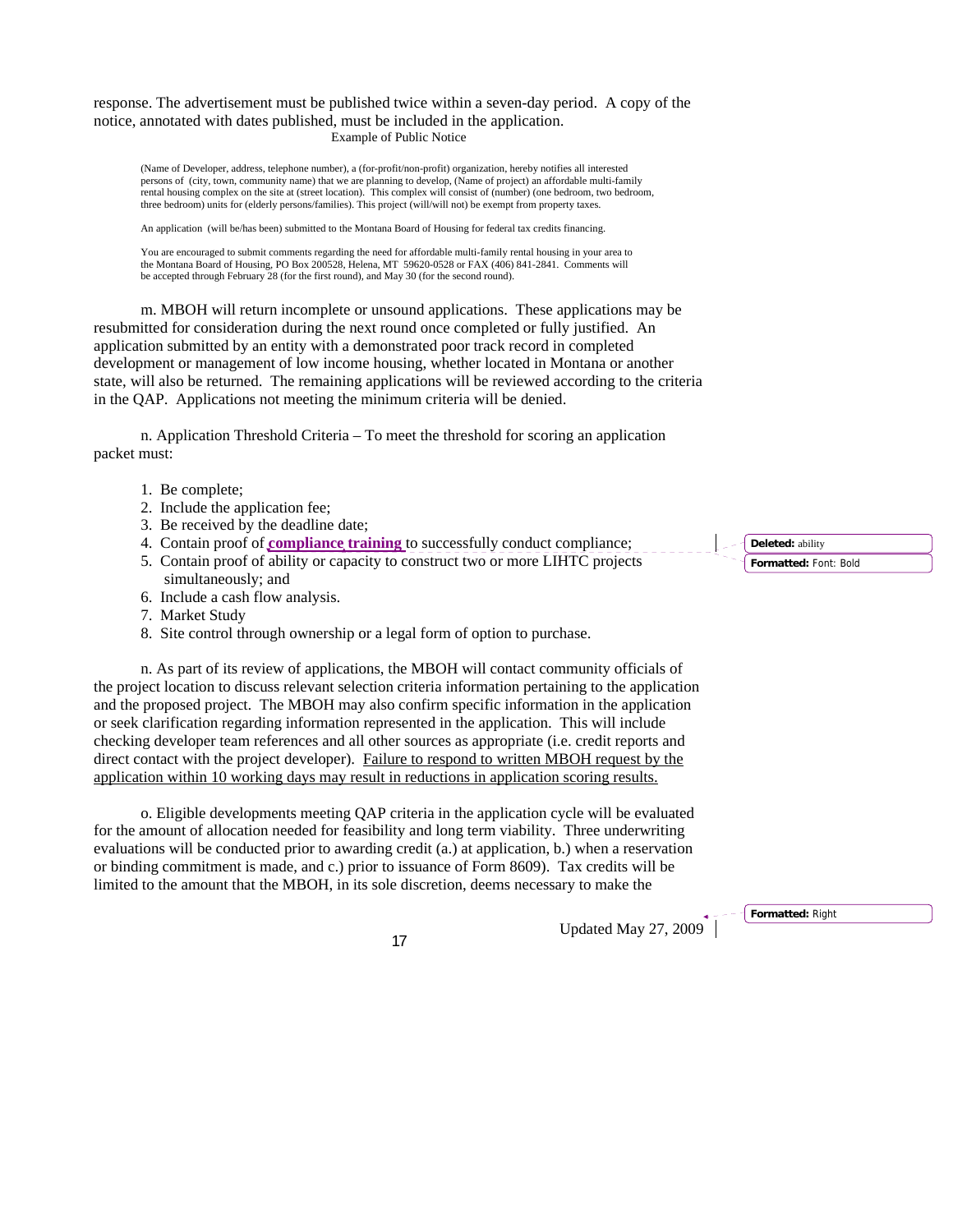response. The advertisement must be published twice within a seven-day period. A copy of the notice, annotated with dates published, must be included in the application.

Example of Public Notice

(Name of Developer, address, telephone number), a (for-profit/non-profit) organization, hereby notifies all interested persons of (city, town, community name) that we are planning to develop, (Name of project) an affordable multi-family rental housing complex on the site at (street location). This complex will consist of (number) (one bedroom, two bedroom, three bedroom) units for (elderly persons/families). This project (will/will not) be exempt from property taxes.

An application (will be/has been) submitted to the Montana Board of Housing for federal tax credits financing.

You are encouraged to submit comments regarding the need for affordable multi-family rental housing in your area to the Montana Board of Housing, PO Box 200528, Helena, MT 59620-0528 or FAX (406) 841-2841. Comments will be accepted through February 28 (for the first round), and May 30 (for the second round).

m. MBOH will return incomplete or unsound applications. These applications may be resubmitted for consideration during the next round once completed or fully justified. An application submitted by an entity with a demonstrated poor track record in completed development or management of low income housing, whether located in Montana or another state, will also be returned. The remaining applications will be reviewed according to the criteria in the QAP. Applications not meeting the minimum criteria will be denied.

n. Application Threshold Criteria – To meet the threshold for scoring an application packet must:

1. Be complete;
2. Include the application fee;
3. Be received by the deadline date;
4. Contain proof of **compliance training** to successfully conduct compliance;
5. Contain proof of ability or capacity to construct two or more LIHTC projects simultaneously; and
6. Include a cash flow analysis.
7. Market Study
8. Site control through ownership or a legal form of option to purchase.

n. As part of its review of applications, the MBOH will contact community officials of the project location to discuss relevant selection criteria information pertaining to the application and the proposed project. The MBOH may also confirm specific information in the application or seek clarification regarding information represented in the application. This will include checking developer team references and all other sources as appropriate (i.e. credit reports and direct contact with the project developer). Failure to respond to written MBOH request by the application within 10 working days may result in reductions in application scoring results.

o. Eligible developments meeting QAP criteria in the application cycle will be evaluated for the amount of allocation needed for feasibility and long term viability. Three underwriting evaluations will be conducted prior to awarding credit (a.) at application, b.) when a reservation or binding commitment is made, and c.) prior to issuance of Form 8609). Tax credits will be limited to the amount that the MBOH, in its sole discretion, deems necessary to make the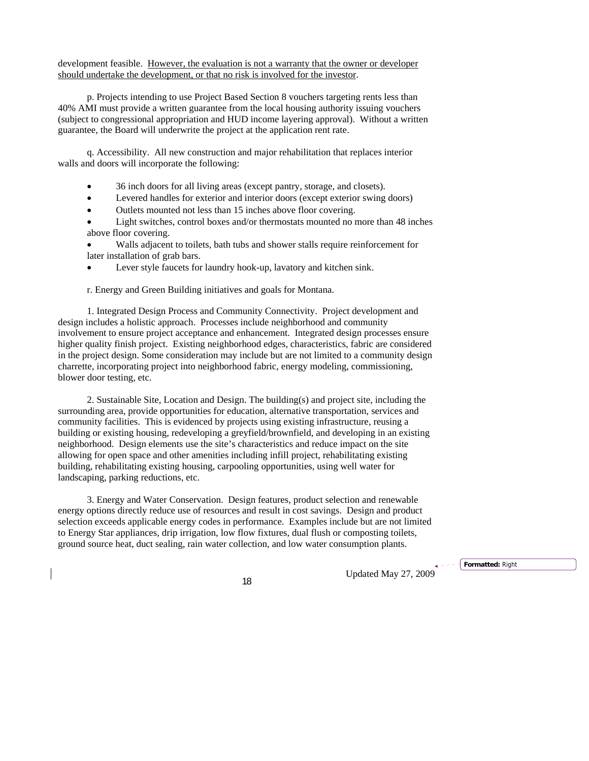development feasible. <u>However, the evaluation is not a warranty that the owner or developer should undertake the development, or that no risk is involved for the investor</u>.

p. Projects intending to use Project Based Section 8 vouchers targeting rents less than 40% AMI must provide a written guarantee from the local housing authority issuing vouchers (subject to congressional appropriation and HUD income layering approval). Without a written guarantee, the Board will underwrite the project at the application rent rate.

q. Accessibility. All new construction and major rehabilitation that replaces interior walls and doors will incorporate the following:

- 36 inch doors for all living areas (except pantry, storage, and closets).
- Levered handles for exterior and interior doors (except exterior swing doors)
- Outlets mounted not less than 15 inches above floor covering.
- Light switches, control boxes and/or thermostats mounted no more than 48 inches above floor covering.
- Walls adjacent to toilets, bath tubs and shower stalls require reinforcement for later installation of grab bars.
- Lever style faucets for laundry hook-up, lavatory and kitchen sink.

r. Energy and Green Building initiatives and goals for Montana.

1. Integrated Design Process and Community Connectivity. Project development and design includes a holistic approach. Processes include neighborhood and community involvement to ensure project acceptance and enhancement. Integrated design processes ensure higher quality finish project. Existing neighborhood edges, characteristics, fabric are considered in the project design. Some consideration may include but are not limited to a community design charrette, incorporating project into neighborhood fabric, energy modeling, commissioning, blower door testing, etc.

2. Sustainable Site, Location and Design. The building(s) and project site, including the surrounding area, provide opportunities for education, alternative transportation, services and community facilities. This is evidenced by projects using existing infrastructure, reusing a building or existing housing, redeveloping a greyfield/brownfield, and developing in an existing neighborhood. Design elements use the site's characteristics and reduce impact on the site allowing for open space and other amenities including infill project, rehabilitating existing building, rehabilitating existing housing, carpooling opportunities, using well water for landscaping, parking reductions, etc.

3. Energy and Water Conservation. Design features, product selection and renewable energy options directly reduce use of resources and result in cost savings. Design and product selection exceeds applicable energy codes in performance. Examples include but are not limited to Energy Star appliances, drip irrigation, low flow fixtures, dual flush or composting toilets, ground source heat, duct sealing, rain water collection, and low water consumption plants.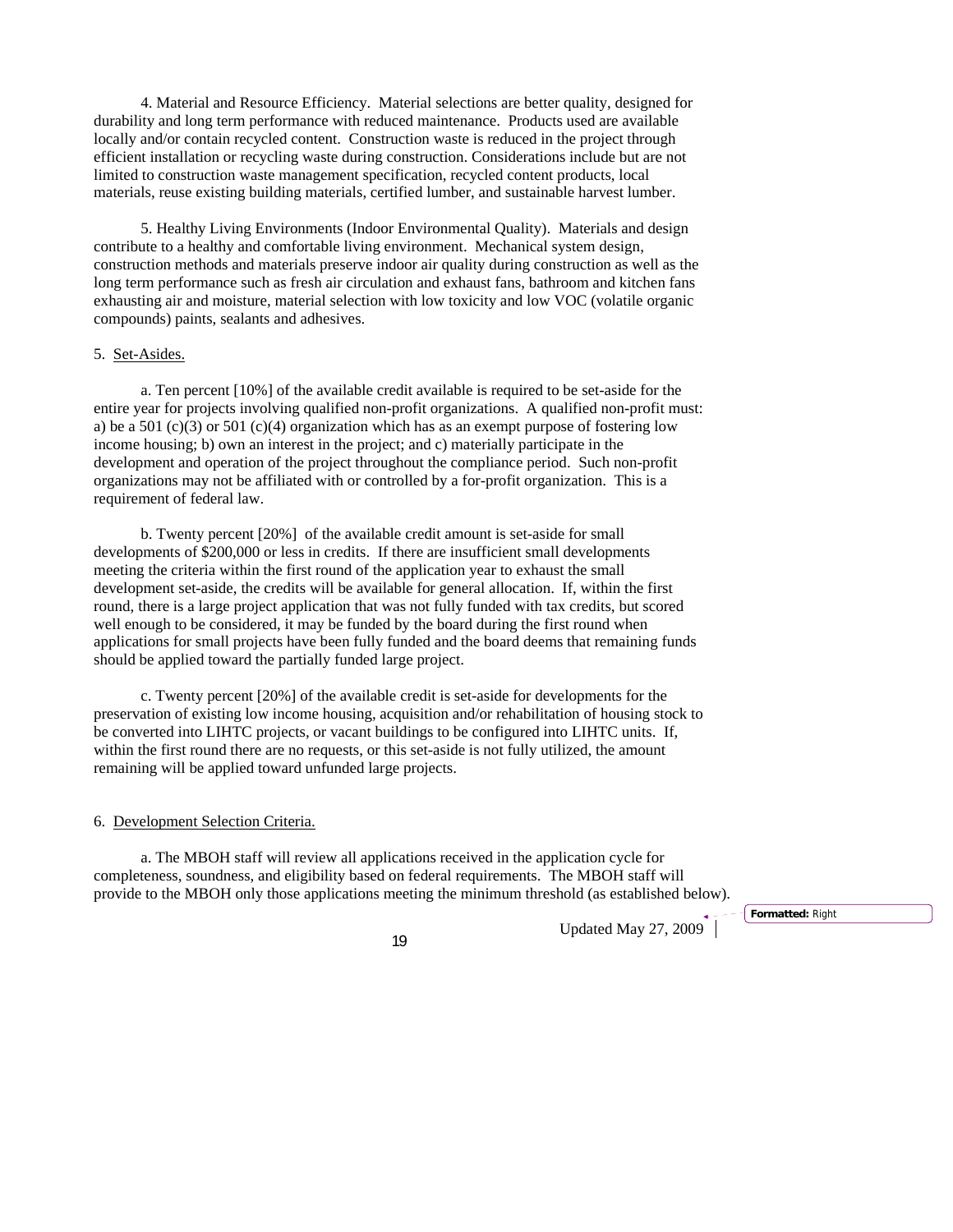4. Material and Resource Efficiency. Material selections are better quality, designed for durability and long term performance with reduced maintenance. Products used are available locally and/or contain recycled content. Construction waste is reduced in the project through efficient installation or recycling waste during construction. Considerations include but are not limited to construction waste management specification, recycled content products, local materials, reuse existing building materials, certified lumber, and sustainable harvest lumber.

5. Healthy Living Environments (Indoor Environmental Quality). Materials and design contribute to a healthy and comfortable living environment. Mechanical system design, construction methods and materials preserve indoor air quality during construction as well as the long term performance such as fresh air circulation and exhaust fans, bathroom and kitchen fans exhausting air and moisture, material selection with low toxicity and low VOC (volatile organic compounds) paints, sealants and adhesives.

5. Set-Asides.

a. Ten percent [10%] of the available credit available is required to be set-aside for the entire year for projects involving qualified non-profit organizations. A qualified non-profit must: a) be a 501 (c)(3) or 501 (c)(4) organization which has as an exempt purpose of fostering low income housing; b) own an interest in the project; and c) materially participate in the development and operation of the project throughout the compliance period. Such non-profit organizations may not be affiliated with or controlled by a for-profit organization. This is a requirement of federal law.

b. Twenty percent [20%] of the available credit amount is set-aside for small developments of $200,000 or less in credits. If there are insufficient small developments meeting the criteria within the first round of the application year to exhaust the small development set-aside, the credits will be available for general allocation. If, within the first round, there is a large project application that was not fully funded with tax credits, but scored well enough to be considered, it may be funded by the board during the first round when applications for small projects have been fully funded and the board deems that remaining funds should be applied toward the partially funded large project.

c. Twenty percent [20%] of the available credit is set-aside for developments for the preservation of existing low income housing, acquisition and/or rehabilitation of housing stock to be converted into LIHTC projects, or vacant buildings to be configured into LIHTC units. If, within the first round there are no requests, or this set-aside is not fully utilized, the amount remaining will be applied toward unfunded large projects.

6. Development Selection Criteria.

a. The MBOH staff will review all applications received in the application cycle for completeness, soundness, and eligibility based on federal requirements. The MBOH staff will provide to the MBOH only those applications meeting the minimum threshold (as established below).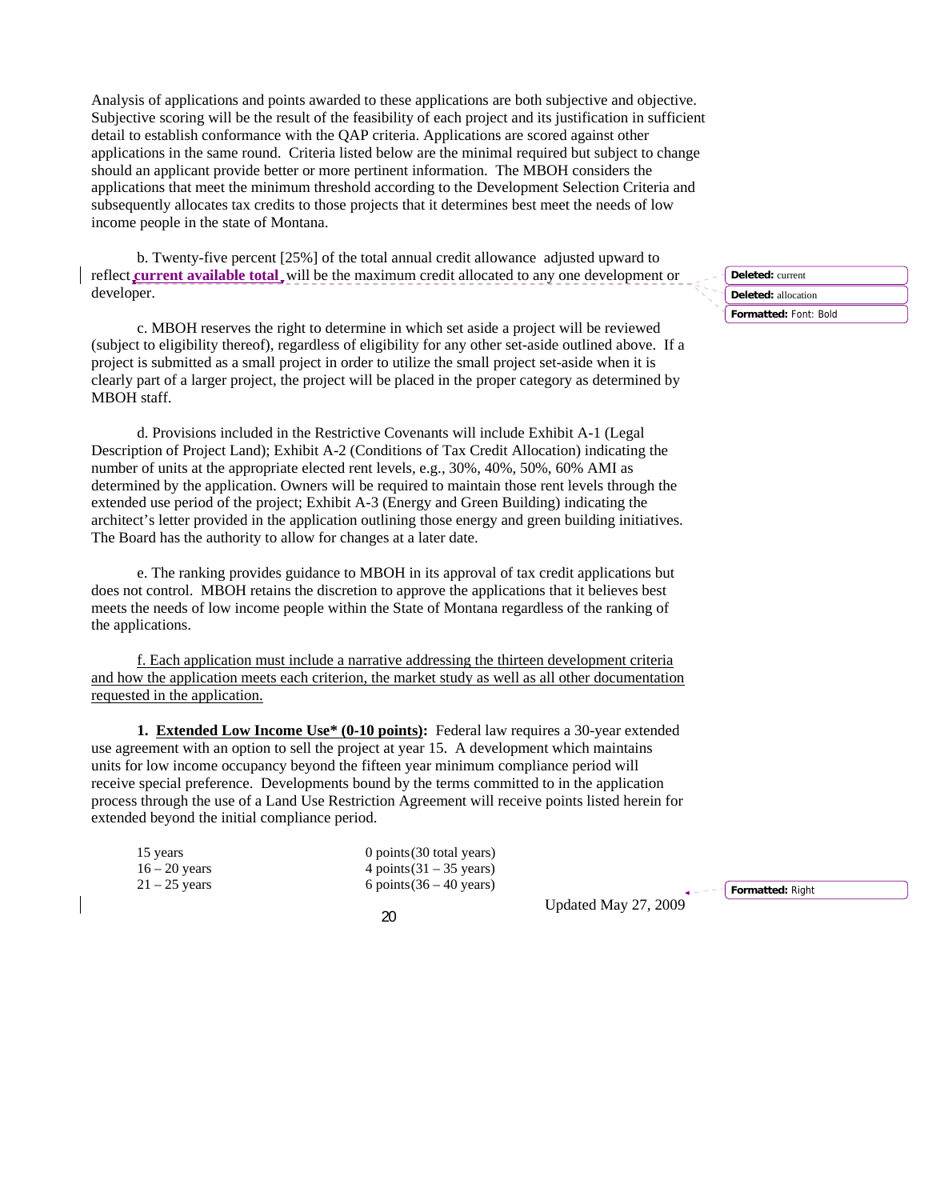Analysis of applications and points awarded to these applications are both subjective and objective. Subjective scoring will be the result of the feasibility of each project and its justification in sufficient detail to establish conformance with the QAP criteria. Applications are scored against other applications in the same round. Criteria listed below are the minimal required but subject to change should an applicant provide better or more pertinent information. The MBOH considers the applications that meet the minimum threshold according to the Development Selection Criteria and subsequently allocates tax credits to those projects that it determines best meet the needs of low income people in the state of Montana.

b. Twenty-five percent [25%] of the total annual credit allowance adjusted upward to reflect **current available total** will be the maximum credit allocated to any one development or developer.

c. MBOH reserves the right to determine in which set aside a project will be reviewed (subject to eligibility thereof), regardless of eligibility for any other set-aside outlined above. If a project is submitted as a small project in order to utilize the small project set-aside when it is clearly part of a larger project, the project will be placed in the proper category as determined by MBOH staff.

d. Provisions included in the Restrictive Covenants will include Exhibit A-1 (Legal Description of Project Land); Exhibit A-2 (Conditions of Tax Credit Allocation) indicating the number of units at the appropriate elected rent levels, e.g., 30%, 40%, 50%, 60% AMI as determined by the application. Owners will be required to maintain those rent levels through the extended use period of the project; Exhibit A-3 (Energy and Green Building) indicating the architect's letter provided in the application outlining those energy and green building initiatives. The Board has the authority to allow for changes at a later date.

e. The ranking provides guidance to MBOH in its approval of tax credit applications but does not control. MBOH retains the discretion to approve the applications that it believes best meets the needs of low income people within the State of Montana regardless of the ranking of the applications.

f. Each application must include a narrative addressing the thirteen development criteria and how the application meets each criterion, the market study as well as all other documentation requested in the application.

**1. Extended Low Income Use* (0-10 points):** Federal law requires a 30-year extended use agreement with an option to sell the project at year 15. A development which maintains units for low income occupancy beyond the fifteen year minimum compliance period will receive special preference. Developments bound by the terms committed to in the application process through the use of a Land Use Restriction Agreement will receive points listed herein for extended beyond the initial compliance period.

| | |
|---|---|
| 15 years | 0 points (30 total years) |
| 16 – 20 years | 4 points (31 – 35 years) |
| 21 – 25 years | 6 points (36 – 40 years) |

Updated May 27, 2009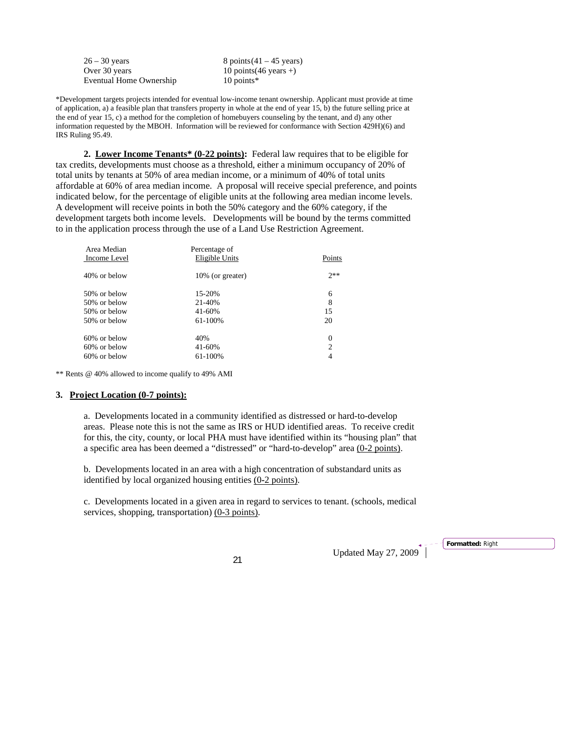| | |
|---|---|
| 26 – 30 years | 8 points(41 – 45 years) |
| Over 30 years | 10 points(46 years +) |
| Eventual Home Ownership | 10 points* |

*Development targets projects intended for eventual low-income tenant ownership. Applicant must provide at time of application, a) a feasible plan that transfers property in whole at the end of year 15, b) the future selling price at the end of year 15, c) a method for the completion of homebuyers counseling by the tenant, and d) any other information requested by the MBOH. Information will be reviewed for conformance with Section 429H)(6) and IRS Ruling 95.49.

**2. Lower Income Tenants* (0-22 points):** Federal law requires that to be eligible for tax credits, developments must choose as a threshold, either a minimum occupancy of 20% of total units by tenants at 50% of area median income, or a minimum of 40% of total units affordable at 60% of area median income. A proposal will receive special preference, and points indicated below, for the percentage of eligible units at the following area median income levels. A development will receive points in both the 50% category and the 60% category, if the development targets both income levels. Developments will be bound by the terms committed to in the application process through the use of a Land Use Restriction Agreement.

| Area Median Income Level | Percentage of Eligible Units | Points |
|---|---|---|
| 40% or below | 10% (or greater) | 2** |
| 50% or below | 15-20% | 6 |
| 50% or below | 21-40% | 8 |
| 50% or below | 41-60% | 15 |
| 50% or below | 61-100% | 20 |
| 60% or below | 40% | 0 |
| 60% or below | 41-60% | 2 |
| 60% or below | 61-100% | 4 |

** Rents @ 40% allowed to income qualify to 49% AMI

**3. Project Location (0-7 points):**

a. Developments located in a community identified as distressed or hard-to-develop areas. Please note this is not the same as IRS or HUD identified areas. To receive credit for this, the city, county, or local PHA must have identified within its "housing plan" that a specific area has been deemed a "distressed" or "hard-to-develop" area (0-2 points).

b. Developments located in an area with a high concentration of substandard units as identified by local organized housing entities (0-2 points).

c. Developments located in a given area in regard to services to tenant. (schools, medical services, shopping, transportation) (0-3 points).

Updated May 27, 2009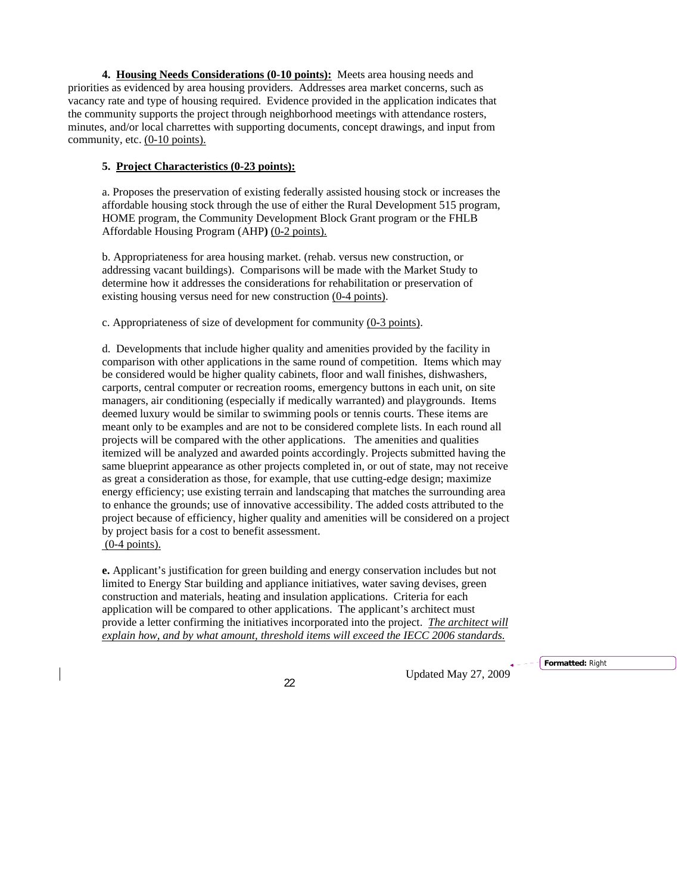**4. <u>Housing Needs Considerations (0-10 points):</u>** Meets area housing needs and priorities as evidenced by area housing providers. Addresses area market concerns, such as vacancy rate and type of housing required. Evidence provided in the application indicates that the community supports the project through neighborhood meetings with attendance rosters, minutes, and/or local charrettes with supporting documents, concept drawings, and input from community, etc. <u>(0-10 points).</u>

**5. <u>Project Characteristics (0-23 points):</u>**

a. Proposes the preservation of existing federally assisted housing stock or increases the affordable housing stock through the use of either the Rural Development 515 program, HOME program, the Community Development Block Grant program or the FHLB Affordable Housing Program (AHP**)** <u>(0-2 points).</u>

b. Appropriateness for area housing market. (rehab. versus new construction, or addressing vacant buildings). Comparisons will be made with the Market Study to determine how it addresses the considerations for rehabilitation or preservation of existing housing versus need for new construction <u>(0-4 points)</u>.

c. Appropriateness of size of development for community <u>(0-3 points)</u>.

d. Developments that include higher quality and amenities provided by the facility in comparison with other applications in the same round of competition. Items which may be considered would be higher quality cabinets, floor and wall finishes, dishwashers, carports, central computer or recreation rooms, emergency buttons in each unit, on site managers, air conditioning (especially if medically warranted) and playgrounds. Items deemed luxury would be similar to swimming pools or tennis courts. These items are meant only to be examples and are not to be considered complete lists. In each round all projects will be compared with the other applications. The amenities and qualities itemized will be analyzed and awarded points accordingly. Projects submitted having the same blueprint appearance as other projects completed in, or out of state, may not receive as great a consideration as those, for example, that use cutting-edge design; maximize energy efficiency; use existing terrain and landscaping that matches the surrounding area to enhance the grounds; use of innovative accessibility. The added costs attributed to the project because of efficiency, higher quality and amenities will be considered on a project by project basis for a cost to benefit assessment.
<u>(0-4 points).</u>

**e.** Applicant's justification for green building and energy conservation includes but not limited to Energy Star building and appliance initiatives, water saving devises, green construction and materials, heating and insulation applications. Criteria for each application will be compared to other applications. The applicant's architect must provide a letter confirming the initiatives incorporated into the project. <u>*The architect will explain how, and by what amount, threshold items will exceed the IECC 2006 standards.*</u>

Updated May 27, 2009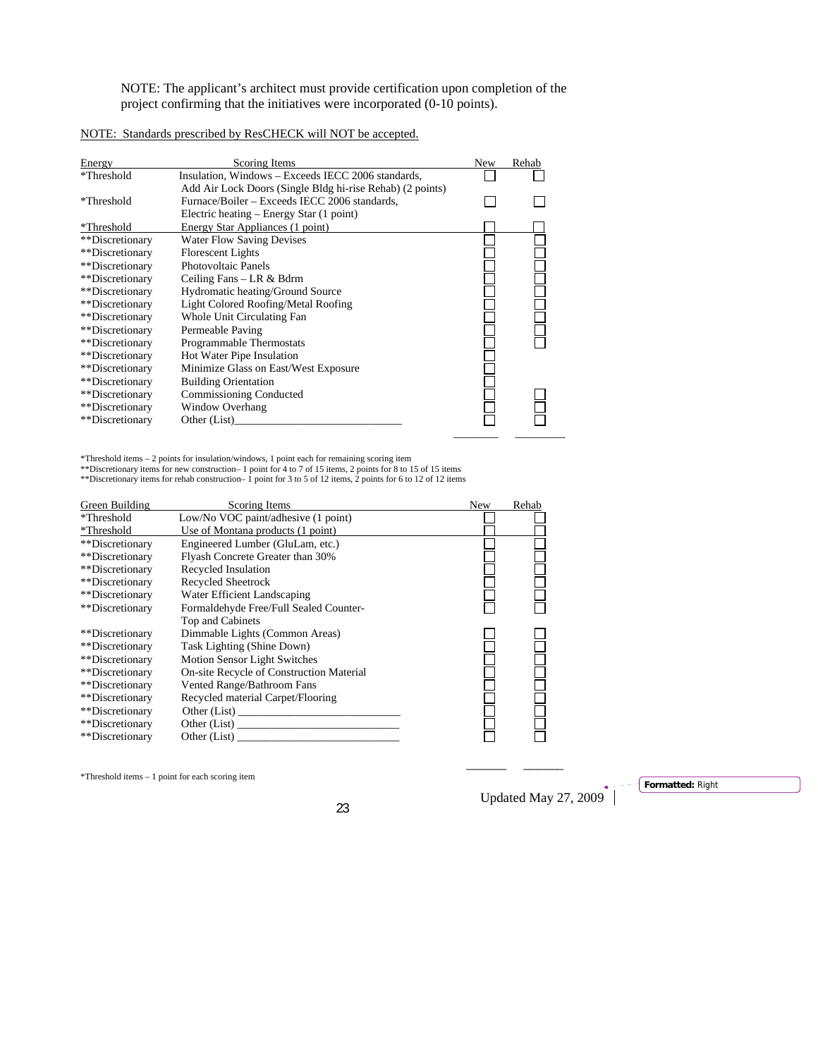NOTE: The applicant's architect must provide certification upon completion of the project confirming that the initiatives were incorporated (0-10 points).

NOTE: Standards prescribed by ResCHECK will NOT be accepted.

| Energy | Scoring Items | New | Rehab |
|---|---|---|---|
| *Threshold | Insulation, Windows – Exceeds IECC 2006 standards, Add Air Lock Doors (Single Bldg hi-rise Rehab) (2 points) | ☐ | ☐ |
| *Threshold | Furnace/Boiler – Exceeds IECC 2006 standards, Electric heating – Energy Star (1 point) | ☐ | ☐ |
| *Threshold | Energy Star Appliances (1 point) | ☐ | ☐ |
| **Discretionary | Water Flow Saving Devises | ☐ | ☐ |
| **Discretionary | Florescent Lights | ☐ | ☐ |
| **Discretionary | Photovoltaic Panels | ☐ | ☐ |
| **Discretionary | Ceiling Fans – LR & Bdrm | ☐ | ☐ |
| **Discretionary | Hydromatic heating/Ground Source | ☐ | ☐ |
| **Discretionary | Light Colored Roofing/Metal Roofing | ☐ | ☐ |
| **Discretionary | Whole Unit Circulating Fan | ☐ | ☐ |
| **Discretionary | Permeable Paving | ☐ | ☐ |
| **Discretionary | Programmable Thermostats | ☐ | ☐ |
| **Discretionary | Hot Water Pipe Insulation | ☐ | |
| **Discretionary | Minimize Glass on East/West Exposure | ☐ | |
| **Discretionary | Building Orientation | ☐ | |
| **Discretionary | Commissioning Conducted | ☐ | ☐ |
| **Discretionary | Window Overhang | ☐ | ☐ |
| **Discretionary | Other (List)______________________________ | ☐ | ☐ |
| | | ________ | ________ |

*Threshold items – 2 points for insulation/windows, 1 point each for remaining scoring item
**Discretionary items for new construction– 1 point for 4 to 7 of 15 items, 2 points for 8 to 15 of 15 items
**Discretionary items for rehab construction– 1 point for 3 to 5 of 12 items, 2 points for 6 to 12 of 12 items

| Green Building | Scoring Items | New | Rehab |
|---|---|---|---|
| *Threshold | Low/No VOC paint/adhesive (1 point) | ☐ | ☐ |
| *Threshold | Use of Montana products (1 point) | ☐ | ☐ |
| **Discretionary | Engineered Lumber (GluLam, etc.) | ☐ | ☐ |
| **Discretionary | Flyash Concrete Greater than 30% | ☐ | ☐ |
| **Discretionary | Recycled Insulation | ☐ | ☐ |
| **Discretionary | Recycled Sheetrock | ☐ | ☐ |
| **Discretionary | Water Efficient Landscaping | ☐ | ☐ |
| **Discretionary | Formaldehyde Free/Full Sealed Counter-Top and Cabinets | ☐ | ☐ |
| **Discretionary | Dimmable Lights (Common Areas) | ☐ | ☐ |
| **Discretionary | Task Lighting (Shine Down) | ☐ | ☐ |
| **Discretionary | Motion Sensor Light Switches | ☐ | ☐ |
| **Discretionary | On-site Recycle of Construction Material | ☐ | ☐ |
| **Discretionary | Vented Range/Bathroom Fans | ☐ | ☐ |
| **Discretionary | Recycled material Carpet/Flooring | ☐ | ☐ |
| **Discretionary | Other (List) ____________________________ | ☐ | ☐ |
| **Discretionary | Other (List) ____________________________ | ☐ | ☐ |
| **Discretionary | Other (List) ____________________________ | ☐ | ☐ |
| | | _______ | _______ |

*Threshold items – 1 point for each scoring item

Updated May 27, 2009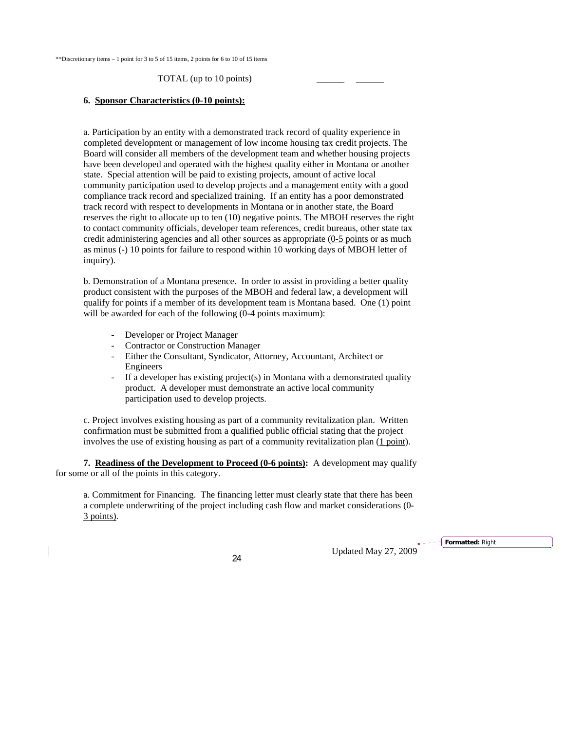**Discretionary items – 1 point for 3 to 5 of 15 items, 2 points for 6 to 10 of 15 items

TOTAL (up to 10 points) ______ ______

**6. Sponsor Characteristics (0-10 points):**

a. Participation by an entity with a demonstrated track record of quality experience in completed development or management of low income housing tax credit projects. The Board will consider all members of the development team and whether housing projects have been developed and operated with the highest quality either in Montana or another state. Special attention will be paid to existing projects, amount of active local community participation used to develop projects and a management entity with a good compliance track record and specialized training. If an entity has a poor demonstrated track record with respect to developments in Montana or in another state, the Board reserves the right to allocate up to ten (10) negative points. The MBOH reserves the right to contact community officials, developer team references, credit bureaus, other state tax credit administering agencies and all other sources as appropriate (0-5 points or as much as minus (-) 10 points for failure to respond within 10 working days of MBOH letter of inquiry).

b. Demonstration of a Montana presence. In order to assist in providing a better quality product consistent with the purposes of the MBOH and federal law, a development will qualify for points if a member of its development team is Montana based. One (1) point will be awarded for each of the following (0-4 points maximum):

- Developer or Project Manager
- Contractor or Construction Manager
- Either the Consultant, Syndicator, Attorney, Accountant, Architect or Engineers
- If a developer has existing project(s) in Montana with a demonstrated quality product. A developer must demonstrate an active local community participation used to develop projects.

c. Project involves existing housing as part of a community revitalization plan. Written confirmation must be submitted from a qualified public official stating that the project involves the use of existing housing as part of a community revitalization plan (1 point).

**7. Readiness of the Development to Proceed (0-6 points):** A development may qualify for some or all of the points in this category.

a. Commitment for Financing. The financing letter must clearly state that there has been a complete underwriting of the project including cash flow and market considerations (0-3 points).

Updated May 27, 2009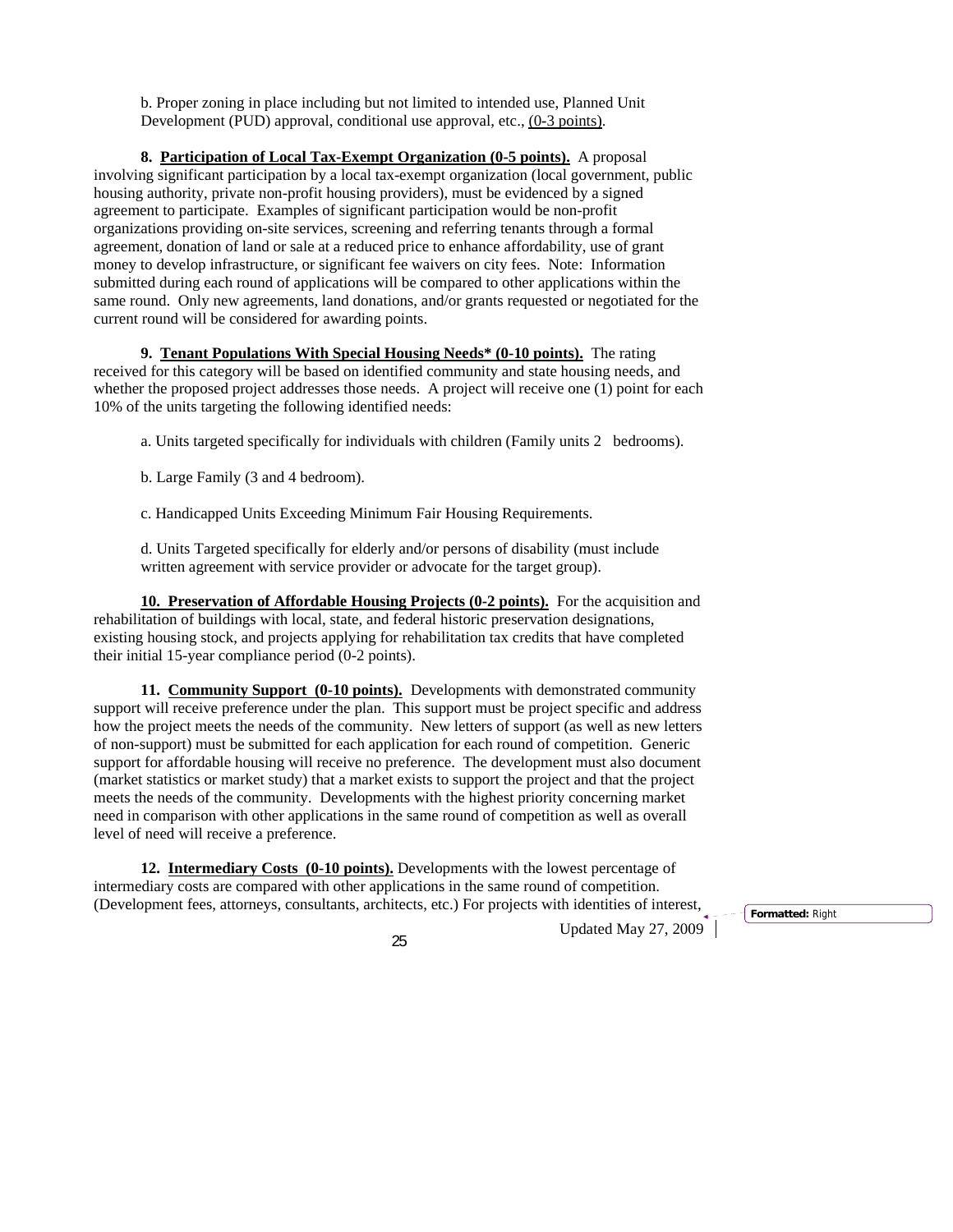b. Proper zoning in place including but not limited to intended use, Planned Unit Development (PUD) approval, conditional use approval, etc., (0-3 points).

**8. Participation of Local Tax-Exempt Organization (0-5 points).** A proposal involving significant participation by a local tax-exempt organization (local government, public housing authority, private non-profit housing providers), must be evidenced by a signed agreement to participate. Examples of significant participation would be non-profit organizations providing on-site services, screening and referring tenants through a formal agreement, donation of land or sale at a reduced price to enhance affordability, use of grant money to develop infrastructure, or significant fee waivers on city fees. Note: Information submitted during each round of applications will be compared to other applications within the same round. Only new agreements, land donations, and/or grants requested or negotiated for the current round will be considered for awarding points.

**9. Tenant Populations With Special Housing Needs* (0-10 points).** The rating received for this category will be based on identified community and state housing needs, and whether the proposed project addresses those needs. A project will receive one (1) point for each 10% of the units targeting the following identified needs:

a. Units targeted specifically for individuals with children (Family units 2 bedrooms).

b. Large Family (3 and 4 bedroom).

c. Handicapped Units Exceeding Minimum Fair Housing Requirements.

d. Units Targeted specifically for elderly and/or persons of disability (must include written agreement with service provider or advocate for the target group).

**10. Preservation of Affordable Housing Projects (0-2 points).** For the acquisition and rehabilitation of buildings with local, state, and federal historic preservation designations, existing housing stock, and projects applying for rehabilitation tax credits that have completed their initial 15-year compliance period (0-2 points).

**11. Community Support (0-10 points).** Developments with demonstrated community support will receive preference under the plan. This support must be project specific and address how the project meets the needs of the community. New letters of support (as well as new letters of non-support) must be submitted for each application for each round of competition. Generic support for affordable housing will receive no preference. The development must also document (market statistics or market study) that a market exists to support the project and that the project meets the needs of the community. Developments with the highest priority concerning market need in comparison with other applications in the same round of competition as well as overall level of need will receive a preference.

**12. Intermediary Costs (0-10 points).** Developments with the lowest percentage of intermediary costs are compared with other applications in the same round of competition. (Development fees, attorneys, consultants, architects, etc.) For projects with identities of interest,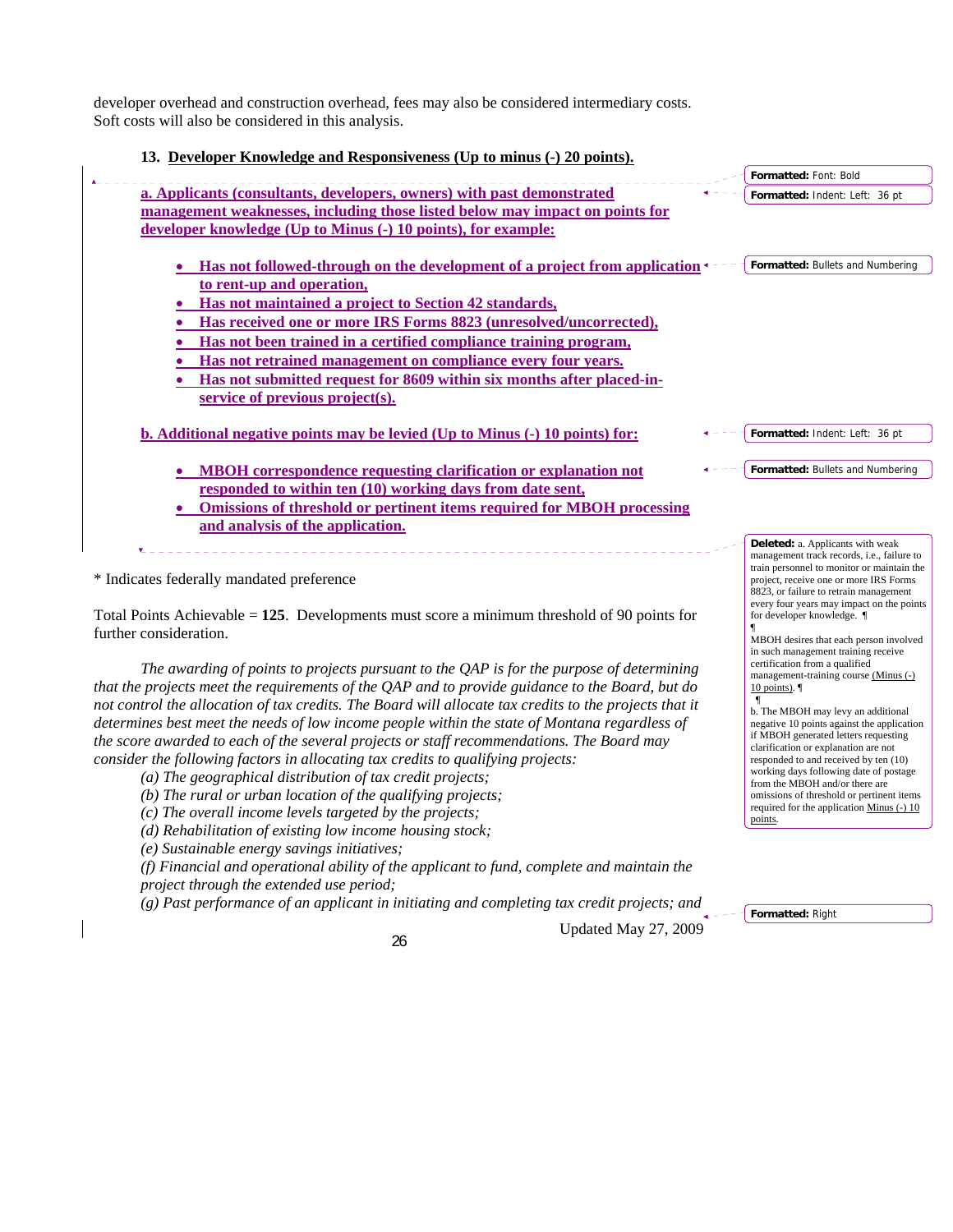developer overhead and construction overhead, fees may also be considered intermediary costs. Soft costs will also be considered in this analysis.

**13. Developer Knowledge and Responsiveness (Up to minus (-) 20 points).**

**a. Applicants (consultants, developers, owners) with past demonstrated management weaknesses, including those listed below may impact on points for developer knowledge (Up to Minus (-) 10 points), for example:**

- **Has not followed-through on the development of a project from application to rent-up and operation,**
- **Has not maintained a project to Section 42 standards,**
- **Has received one or more IRS Forms 8823 (unresolved/uncorrected),**
- **Has not been trained in a certified compliance training program,**
- **Has not retrained management on compliance every four years.**
- **Has not submitted request for 8609 within six months after placed-in-service of previous project(s).**

**b. Additional negative points may be levied (Up to Minus (-) 10 points) for:**

- **MBOH correspondence requesting clarification or explanation not responded to within ten (10) working days from date sent,**
- **Omissions of threshold or pertinent items required for MBOH processing and analysis of the application.**

\* Indicates federally mandated preference

Total Points Achievable = **125**. Developments must score a minimum threshold of 90 points for further consideration.

*The awarding of points to projects pursuant to the QAP is for the purpose of determining that the projects meet the requirements of the QAP and to provide guidance to the Board, but do not control the allocation of tax credits. The Board will allocate tax credits to the projects that it determines best meet the needs of low income people within the state of Montana regardless of the score awarded to each of the several projects or staff recommendations. The Board may consider the following factors in allocating tax credits to qualifying projects:*

*(a) The geographical distribution of tax credit projects;*
*(b) The rural or urban location of the qualifying projects;*
*(c) The overall income levels targeted by the projects;*
*(d) Rehabilitation of existing low income housing stock;*
*(e) Sustainable energy savings initiatives;*
*(f) Financial and operational ability of the applicant to fund, complete and maintain the project through the extended use period;*
*(g) Past performance of an applicant in initiating and completing tax credit projects; and*

**Deleted:** a. Applicants with weak management track records, i.e., failure to train personnel to monitor or maintain the project, receive one or more IRS Forms 8823, or failure to retrain management every four years may impact on the points for developer knowledge.

MBOH desires that each person involved in such management training receive certification from a qualified management-training course (Minus (-) 10 points).

b. The MBOH may levy an additional negative 10 points against the application if MBOH generated letters requesting clarification or explanation are not responded to and received by ten (10) working days following date of postage from the MBOH and/or there are omissions of threshold or pertinent items required for the application Minus (-) 10 points.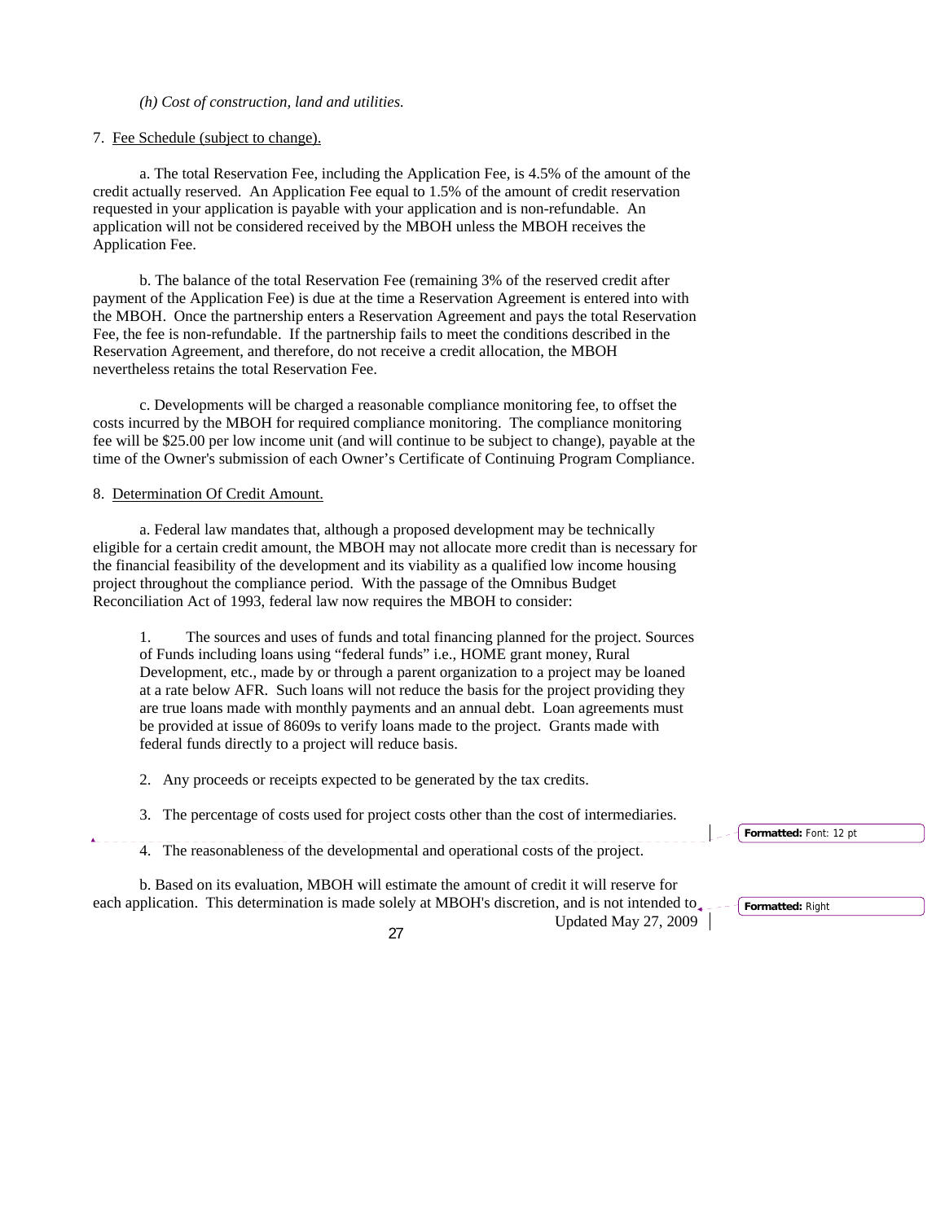*(h) Cost of construction, land and utilities.*

7. <u>Fee Schedule (subject to change).</u>

a. The total Reservation Fee, including the Application Fee, is 4.5% of the amount of the credit actually reserved. An Application Fee equal to 1.5% of the amount of credit reservation requested in your application is payable with your application and is non-refundable. An application will not be considered received by the MBOH unless the MBOH receives the Application Fee.

b. The balance of the total Reservation Fee (remaining 3% of the reserved credit after payment of the Application Fee) is due at the time a Reservation Agreement is entered into with the MBOH. Once the partnership enters a Reservation Agreement and pays the total Reservation Fee, the fee is non-refundable. If the partnership fails to meet the conditions described in the Reservation Agreement, and therefore, do not receive a credit allocation, the MBOH nevertheless retains the total Reservation Fee.

c. Developments will be charged a reasonable compliance monitoring fee, to offset the costs incurred by the MBOH for required compliance monitoring. The compliance monitoring fee will be $25.00 per low income unit (and will continue to be subject to change), payable at the time of the Owner's submission of each Owner's Certificate of Continuing Program Compliance.

8. <u>Determination Of Credit Amount.</u>

a. Federal law mandates that, although a proposed development may be technically eligible for a certain credit amount, the MBOH may not allocate more credit than is necessary for the financial feasibility of the development and its viability as a qualified low income housing project throughout the compliance period. With the passage of the Omnibus Budget Reconciliation Act of 1993, federal law now requires the MBOH to consider:

1. The sources and uses of funds and total financing planned for the project. Sources of Funds including loans using "federal funds" i.e., HOME grant money, Rural Development, etc., made by or through a parent organization to a project may be loaned at a rate below AFR. Such loans will not reduce the basis for the project providing they are true loans made with monthly payments and an annual debt. Loan agreements must be provided at issue of 8609s to verify loans made to the project. Grants made with federal funds directly to a project will reduce basis.

2. Any proceeds or receipts expected to be generated by the tax credits.

3. The percentage of costs used for project costs other than the cost of intermediaries.

4. The reasonableness of the developmental and operational costs of the project.

b. Based on its evaluation, MBOH will estimate the amount of credit it will reserve for each application. This determination is made solely at MBOH's discretion, and is not intended to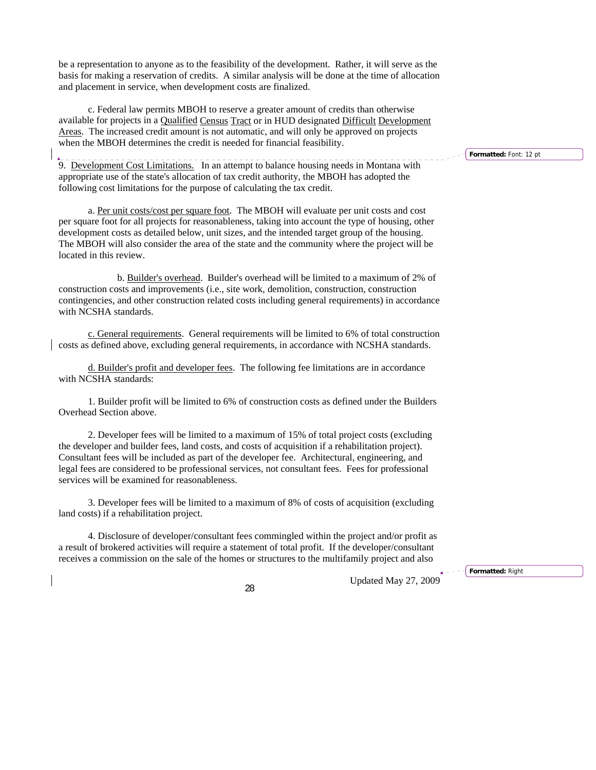be a representation to anyone as to the feasibility of the development. Rather, it will serve as the basis for making a reservation of credits. A similar analysis will be done at the time of allocation and placement in service, when development costs are finalized.

c. Federal law permits MBOH to reserve a greater amount of credits than otherwise available for projects in a Qualified Census Tract or in HUD designated Difficult Development Areas. The increased credit amount is not automatic, and will only be approved on projects when the MBOH determines the credit is needed for financial feasibility.

9. Development Cost Limitations. In an attempt to balance housing needs in Montana with appropriate use of the state's allocation of tax credit authority, the MBOH has adopted the following cost limitations for the purpose of calculating the tax credit.

a. Per unit costs/cost per square foot. The MBOH will evaluate per unit costs and cost per square foot for all projects for reasonableness, taking into account the type of housing, other development costs as detailed below, unit sizes, and the intended target group of the housing. The MBOH will also consider the area of the state and the community where the project will be located in this review.

b. Builder's overhead. Builder's overhead will be limited to a maximum of 2% of construction costs and improvements (i.e., site work, demolition, construction, construction contingencies, and other construction related costs including general requirements) in accordance with NCSHA standards.

c. General requirements. General requirements will be limited to 6% of total construction costs as defined above, excluding general requirements, in accordance with NCSHA standards.

d. Builder's profit and developer fees. The following fee limitations are in accordance with NCSHA standards:

1. Builder profit will be limited to 6% of construction costs as defined under the Builders Overhead Section above.

2. Developer fees will be limited to a maximum of 15% of total project costs (excluding the developer and builder fees, land costs, and costs of acquisition if a rehabilitation project). Consultant fees will be included as part of the developer fee. Architectural, engineering, and legal fees are considered to be professional services, not consultant fees. Fees for professional services will be examined for reasonableness.

3. Developer fees will be limited to a maximum of 8% of costs of acquisition (excluding land costs) if a rehabilitation project.

4. Disclosure of developer/consultant fees commingled within the project and/or profit as a result of brokered activities will require a statement of total profit. If the developer/consultant receives a commission on the sale of the homes or structures to the multifamily project and also

Updated May 27, 2009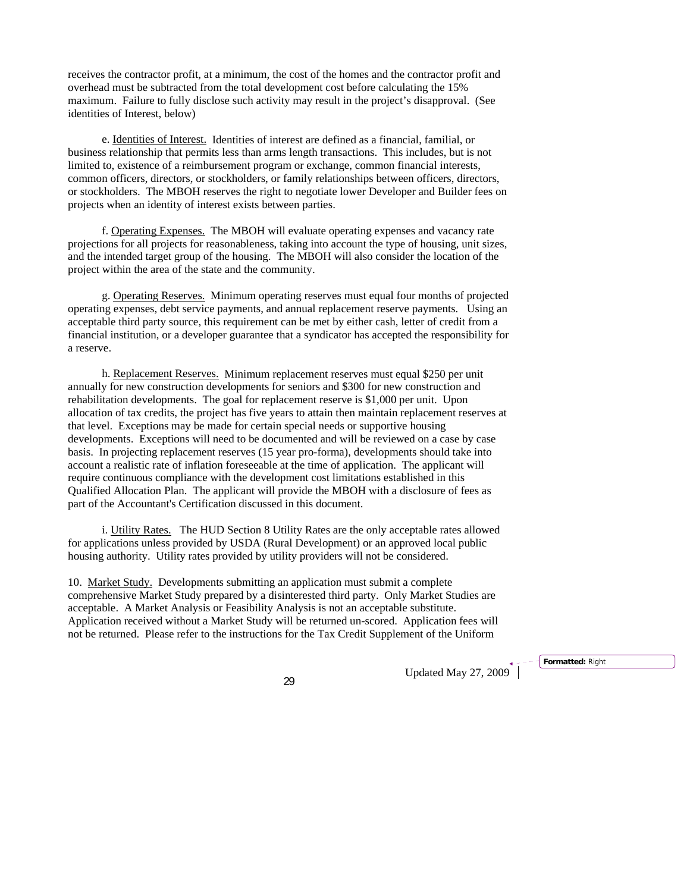receives the contractor profit, at a minimum, the cost of the homes and the contractor profit and overhead must be subtracted from the total development cost before calculating the 15% maximum. Failure to fully disclose such activity may result in the project's disapproval. (See identities of Interest, below)

e. Identities of Interest. Identities of interest are defined as a financial, familial, or business relationship that permits less than arms length transactions. This includes, but is not limited to, existence of a reimbursement program or exchange, common financial interests, common officers, directors, or stockholders, or family relationships between officers, directors, or stockholders. The MBOH reserves the right to negotiate lower Developer and Builder fees on projects when an identity of interest exists between parties.

f. Operating Expenses. The MBOH will evaluate operating expenses and vacancy rate projections for all projects for reasonableness, taking into account the type of housing, unit sizes, and the intended target group of the housing. The MBOH will also consider the location of the project within the area of the state and the community.

g. Operating Reserves. Minimum operating reserves must equal four months of projected operating expenses, debt service payments, and annual replacement reserve payments. Using an acceptable third party source, this requirement can be met by either cash, letter of credit from a financial institution, or a developer guarantee that a syndicator has accepted the responsibility for a reserve.

h. Replacement Reserves. Minimum replacement reserves must equal $250 per unit annually for new construction developments for seniors and $300 for new construction and rehabilitation developments. The goal for replacement reserve is $1,000 per unit. Upon allocation of tax credits, the project has five years to attain then maintain replacement reserves at that level. Exceptions may be made for certain special needs or supportive housing developments. Exceptions will need to be documented and will be reviewed on a case by case basis. In projecting replacement reserves (15 year pro-forma), developments should take into account a realistic rate of inflation foreseeable at the time of application. The applicant will require continuous compliance with the development cost limitations established in this Qualified Allocation Plan. The applicant will provide the MBOH with a disclosure of fees as part of the Accountant's Certification discussed in this document.

i. Utility Rates. The HUD Section 8 Utility Rates are the only acceptable rates allowed for applications unless provided by USDA (Rural Development) or an approved local public housing authority. Utility rates provided by utility providers will not be considered.

10. Market Study. Developments submitting an application must submit a complete comprehensive Market Study prepared by a disinterested third party. Only Market Studies are acceptable. A Market Analysis or Feasibility Analysis is not an acceptable substitute. Application received without a Market Study will be returned un-scored. Application fees will not be returned. Please refer to the instructions for the Tax Credit Supplement of the Uniform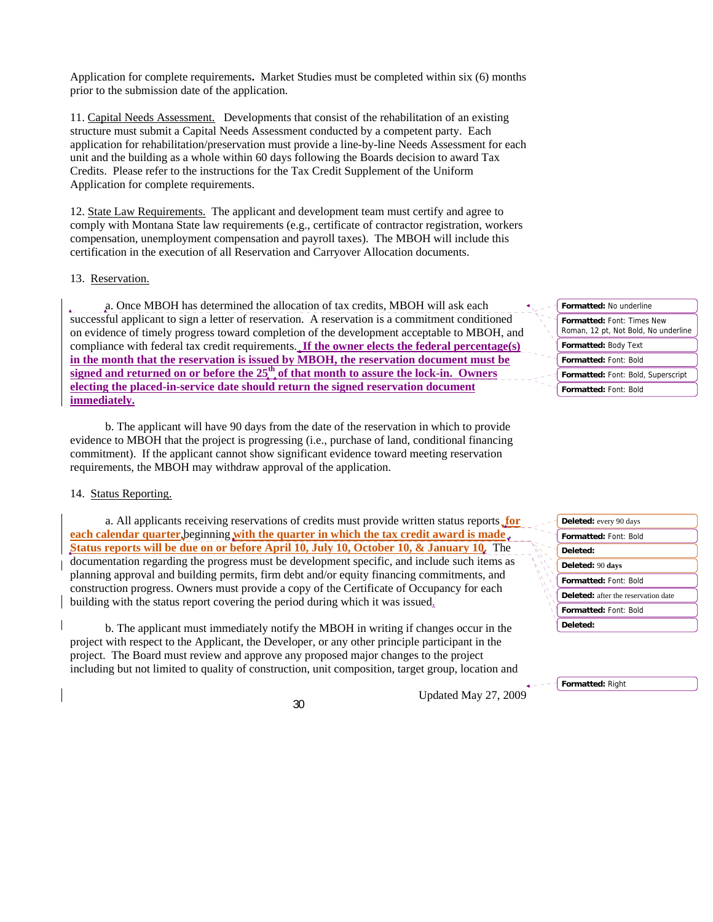Application for complete requirements**.** Market Studies must be completed within six (6) months prior to the submission date of the application.

11. Capital Needs Assessment. Developments that consist of the rehabilitation of an existing structure must submit a Capital Needs Assessment conducted by a competent party. Each application for rehabilitation/preservation must provide a line-by-line Needs Assessment for each unit and the building as a whole within 60 days following the Boards decision to award Tax Credits. Please refer to the instructions for the Tax Credit Supplement of the Uniform Application for complete requirements.

12. State Law Requirements. The applicant and development team must certify and agree to comply with Montana State law requirements (e.g., certificate of contractor registration, workers compensation, unemployment compensation and payroll taxes). The MBOH will include this certification in the execution of all Reservation and Carryover Allocation documents.

13. Reservation.

a. Once MBOH has determined the allocation of tax credits, MBOH will ask each successful applicant to sign a letter of reservation. A reservation is a commitment conditioned on evidence of timely progress toward completion of the development acceptable to MBOH, and compliance with federal tax credit requirements. **If the owner elects the federal percentage(s) in the month that the reservation is issued by MBOH, the reservation document must be signed and returned on or before the 25th of that month to assure the lock-in. Owners electing the placed-in-service date should return the signed reservation document immediately.**

b. The applicant will have 90 days from the date of the reservation in which to provide evidence to MBOH that the project is progressing (i.e., purchase of land, conditional financing commitment). If the applicant cannot show significant evidence toward meeting reservation requirements, the MBOH may withdraw approval of the application.

14. Status Reporting.

a. All applicants receiving reservations of credits must provide written status reports **for each calendar quarter** beginning **with the quarter in which the tax credit award is made. Status reports will be due on or before April 10, July 10, October 10, & January 10**. The documentation regarding the progress must be development specific, and include such items as planning approval and building permits, firm debt and/or equity financing commitments, and construction progress. Owners must provide a copy of the Certificate of Occupancy for each building with the status report covering the period during which it was issued.

b. The applicant must immediately notify the MBOH in writing if changes occur in the project with respect to the Applicant, the Developer, or any other principle participant in the project. The Board must review and approve any proposed major changes to the project including but not limited to quality of construction, unit composition, target group, location and

Updated May 27, 2009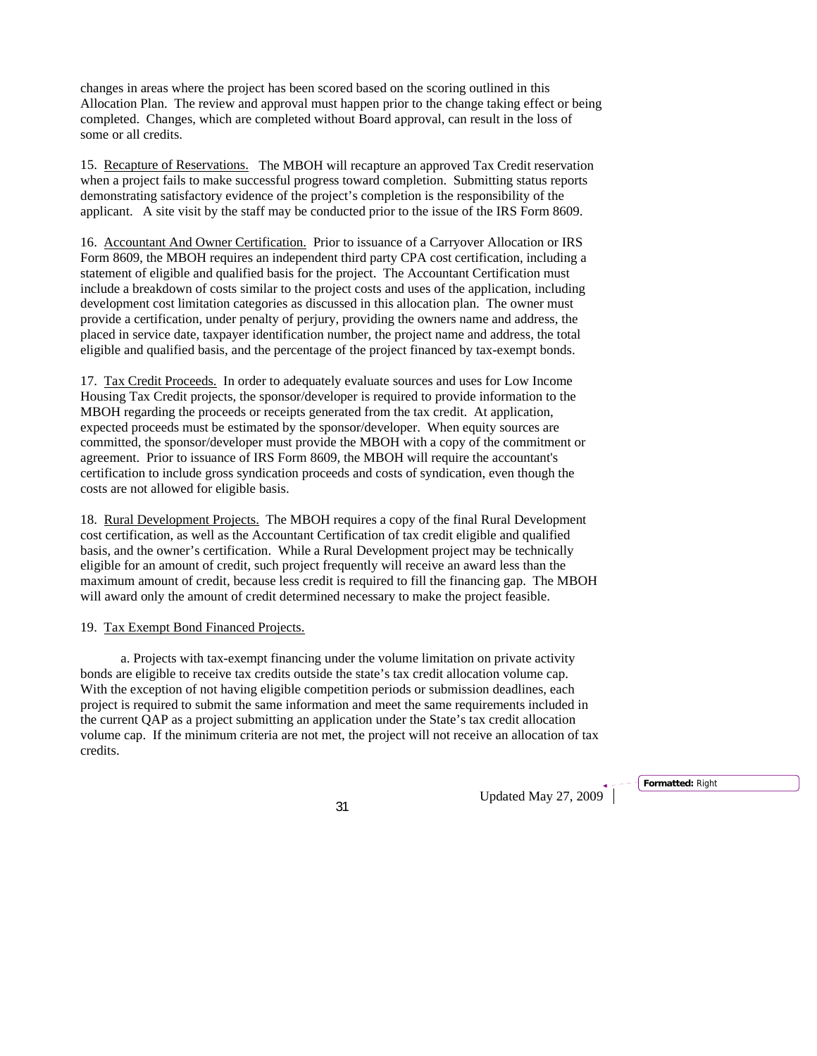changes in areas where the project has been scored based on the scoring outlined in this Allocation Plan. The review and approval must happen prior to the change taking effect or being completed. Changes, which are completed without Board approval, can result in the loss of some or all credits.

15. Recapture of Reservations. The MBOH will recapture an approved Tax Credit reservation when a project fails to make successful progress toward completion. Submitting status reports demonstrating satisfactory evidence of the project's completion is the responsibility of the applicant. A site visit by the staff may be conducted prior to the issue of the IRS Form 8609.

16. Accountant And Owner Certification. Prior to issuance of a Carryover Allocation or IRS Form 8609, the MBOH requires an independent third party CPA cost certification, including a statement of eligible and qualified basis for the project. The Accountant Certification must include a breakdown of costs similar to the project costs and uses of the application, including development cost limitation categories as discussed in this allocation plan. The owner must provide a certification, under penalty of perjury, providing the owners name and address, the placed in service date, taxpayer identification number, the project name and address, the total eligible and qualified basis, and the percentage of the project financed by tax-exempt bonds.

17. Tax Credit Proceeds. In order to adequately evaluate sources and uses for Low Income Housing Tax Credit projects, the sponsor/developer is required to provide information to the MBOH regarding the proceeds or receipts generated from the tax credit. At application, expected proceeds must be estimated by the sponsor/developer. When equity sources are committed, the sponsor/developer must provide the MBOH with a copy of the commitment or agreement. Prior to issuance of IRS Form 8609, the MBOH will require the accountant's certification to include gross syndication proceeds and costs of syndication, even though the costs are not allowed for eligible basis.

18. Rural Development Projects. The MBOH requires a copy of the final Rural Development cost certification, as well as the Accountant Certification of tax credit eligible and qualified basis, and the owner's certification. While a Rural Development project may be technically eligible for an amount of credit, such project frequently will receive an award less than the maximum amount of credit, because less credit is required to fill the financing gap. The MBOH will award only the amount of credit determined necessary to make the project feasible.

19. Tax Exempt Bond Financed Projects.

a. Projects with tax-exempt financing under the volume limitation on private activity bonds are eligible to receive tax credits outside the state's tax credit allocation volume cap. With the exception of not having eligible competition periods or submission deadlines, each project is required to submit the same information and meet the same requirements included in the current QAP as a project submitting an application under the State's tax credit allocation volume cap. If the minimum criteria are not met, the project will not receive an allocation of tax credits.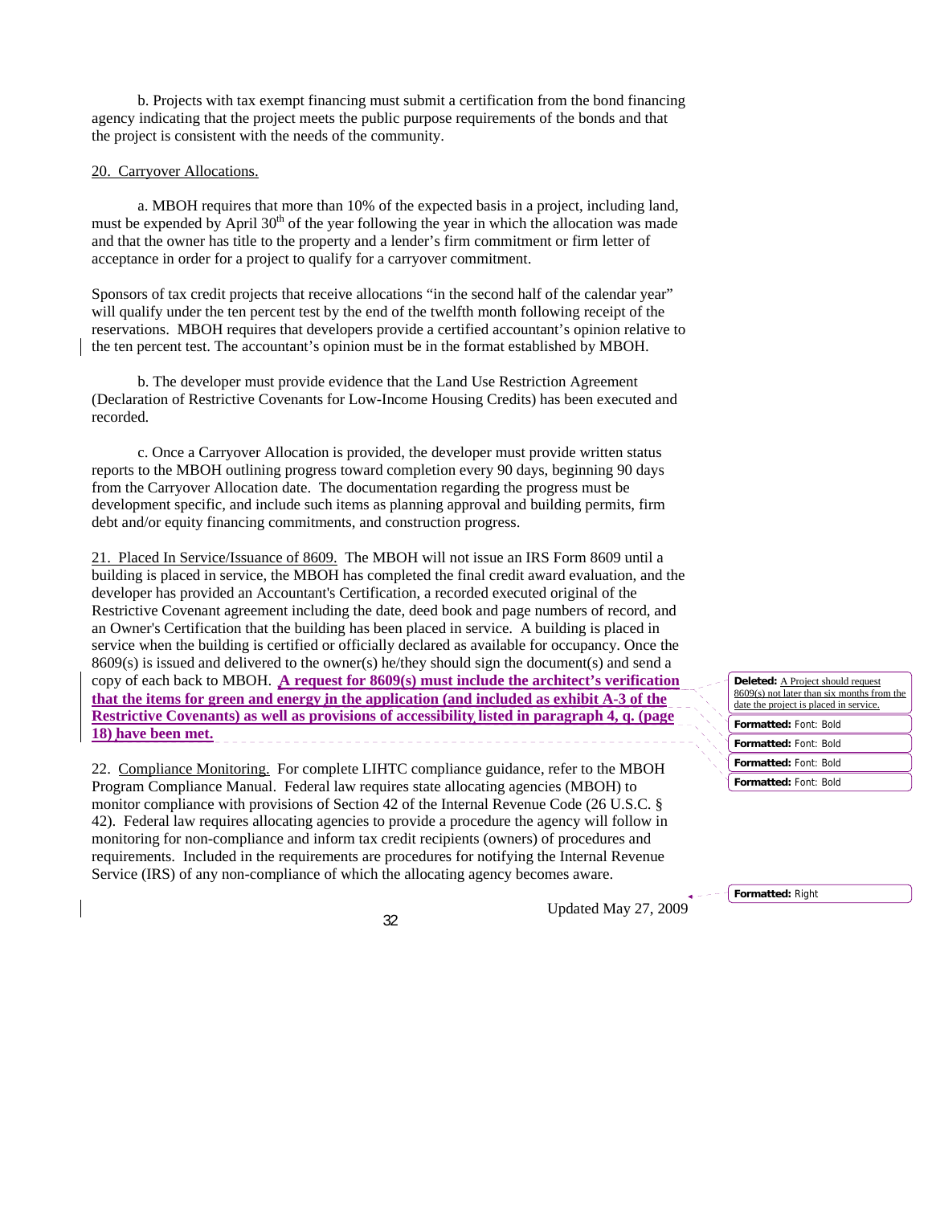b. Projects with tax exempt financing must submit a certification from the bond financing agency indicating that the project meets the public purpose requirements of the bonds and that the project is consistent with the needs of the community.

20. Carryover Allocations.

a. MBOH requires that more than 10% of the expected basis in a project, including land, must be expended by April 30th of the year following the year in which the allocation was made and that the owner has title to the property and a lender's firm commitment or firm letter of acceptance in order for a project to qualify for a carryover commitment.

Sponsors of tax credit projects that receive allocations "in the second half of the calendar year" will qualify under the ten percent test by the end of the twelfth month following receipt of the reservations. MBOH requires that developers provide a certified accountant's opinion relative to the ten percent test. The accountant's opinion must be in the format established by MBOH.

b. The developer must provide evidence that the Land Use Restriction Agreement (Declaration of Restrictive Covenants for Low-Income Housing Credits) has been executed and recorded.

c. Once a Carryover Allocation is provided, the developer must provide written status reports to the MBOH outlining progress toward completion every 90 days, beginning 90 days from the Carryover Allocation date. The documentation regarding the progress must be development specific, and include such items as planning approval and building permits, firm debt and/or equity financing commitments, and construction progress.

21. Placed In Service/Issuance of 8609. The MBOH will not issue an IRS Form 8609 until a building is placed in service, the MBOH has completed the final credit award evaluation, and the developer has provided an Accountant's Certification, a recorded executed original of the Restrictive Covenant agreement including the date, deed book and page numbers of record, and an Owner's Certification that the building has been placed in service. A building is placed in service when the building is certified or officially declared as available for occupancy. Once the 8609(s) is issued and delivered to the owner(s) he/they should sign the document(s) and send a copy of each back to MBOH. **A request for 8609(s) must include the architect's verification that the items for green and energy in the application (and included as exhibit A-3 of the Restrictive Covenants) as well as provisions of accessibility listed in paragraph 4, q. (page 18) have been met.**

22. Compliance Monitoring. For complete LIHTC compliance guidance, refer to the MBOH Program Compliance Manual. Federal law requires state allocating agencies (MBOH) to monitor compliance with provisions of Section 42 of the Internal Revenue Code (26 U.S.C. § 42). Federal law requires allocating agencies to provide a procedure the agency will follow in monitoring for non-compliance and inform tax credit recipients (owners) of procedures and requirements. Included in the requirements are procedures for notifying the Internal Revenue Service (IRS) of any non-compliance of which the allocating agency becomes aware.

Updated May 27, 2009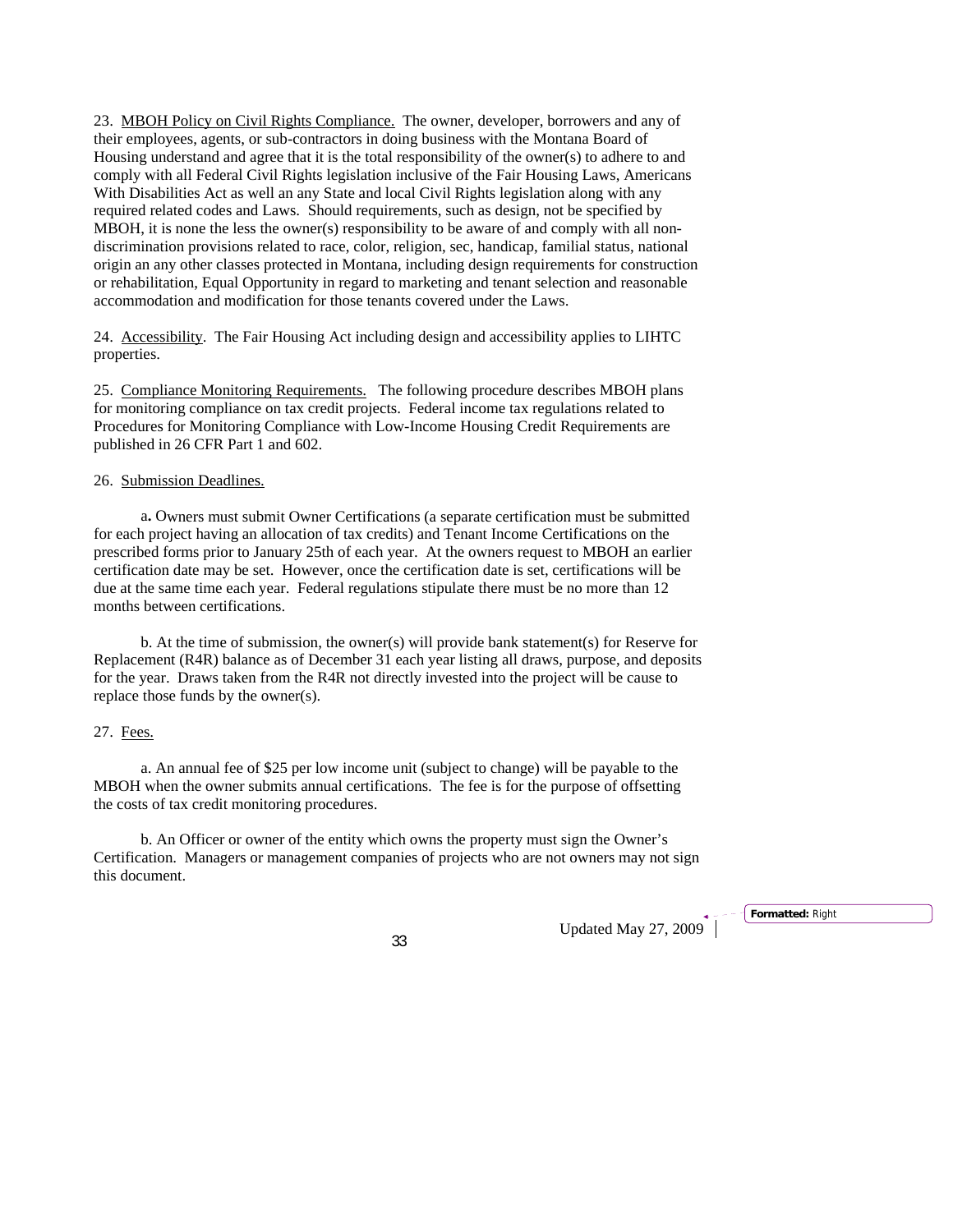23. MBOH Policy on Civil Rights Compliance. The owner, developer, borrowers and any of their employees, agents, or sub-contractors in doing business with the Montana Board of Housing understand and agree that it is the total responsibility of the owner(s) to adhere to and comply with all Federal Civil Rights legislation inclusive of the Fair Housing Laws, Americans With Disabilities Act as well an any State and local Civil Rights legislation along with any required related codes and Laws. Should requirements, such as design, not be specified by MBOH, it is none the less the owner(s) responsibility to be aware of and comply with all non-discrimination provisions related to race, color, religion, sec, handicap, familial status, national origin an any other classes protected in Montana, including design requirements for construction or rehabilitation, Equal Opportunity in regard to marketing and tenant selection and reasonable accommodation and modification for those tenants covered under the Laws.

24. Accessibility. The Fair Housing Act including design and accessibility applies to LIHTC properties.

25. Compliance Monitoring Requirements. The following procedure describes MBOH plans for monitoring compliance on tax credit projects. Federal income tax regulations related to Procedures for Monitoring Compliance with Low-Income Housing Credit Requirements are published in 26 CFR Part 1 and 602.

26. Submission Deadlines.

a. Owners must submit Owner Certifications (a separate certification must be submitted for each project having an allocation of tax credits) and Tenant Income Certifications on the prescribed forms prior to January 25th of each year. At the owners request to MBOH an earlier certification date may be set. However, once the certification date is set, certifications will be due at the same time each year. Federal regulations stipulate there must be no more than 12 months between certifications.

b. At the time of submission, the owner(s) will provide bank statement(s) for Reserve for Replacement (R4R) balance as of December 31 each year listing all draws, purpose, and deposits for the year. Draws taken from the R4R not directly invested into the project will be cause to replace those funds by the owner(s).

27. Fees.

a. An annual fee of $25 per low income unit (subject to change) will be payable to the MBOH when the owner submits annual certifications. The fee is for the purpose of offsetting the costs of tax credit monitoring procedures.

b. An Officer or owner of the entity which owns the property must sign the Owner's Certification. Managers or management companies of projects who are not owners may not sign this document.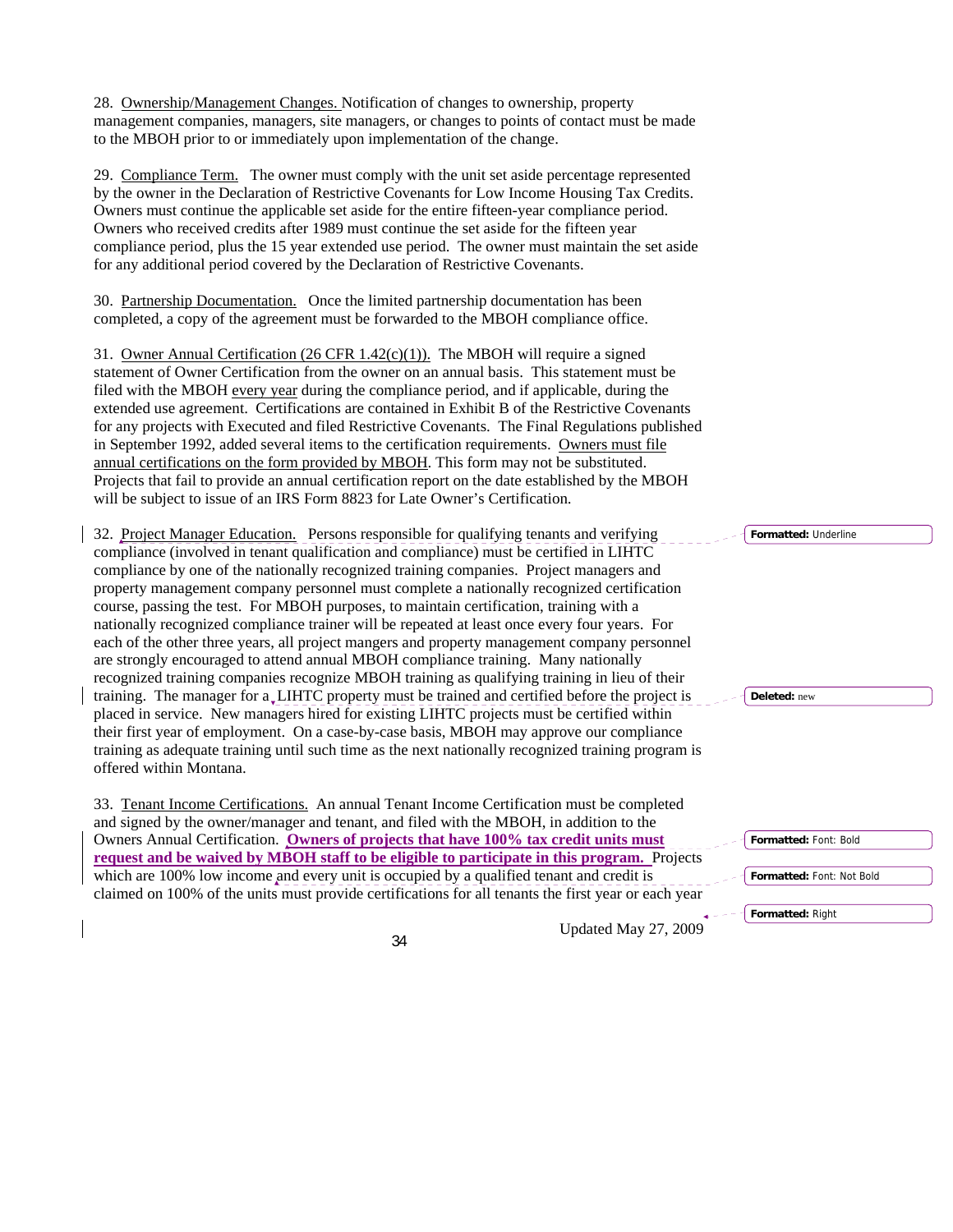28. Ownership/Management Changes. Notification of changes to ownership, property management companies, managers, site managers, or changes to points of contact must be made to the MBOH prior to or immediately upon implementation of the change.

29. Compliance Term. The owner must comply with the unit set aside percentage represented by the owner in the Declaration of Restrictive Covenants for Low Income Housing Tax Credits. Owners must continue the applicable set aside for the entire fifteen-year compliance period. Owners who received credits after 1989 must continue the set aside for the fifteen year compliance period, plus the 15 year extended use period. The owner must maintain the set aside for any additional period covered by the Declaration of Restrictive Covenants.

30. Partnership Documentation. Once the limited partnership documentation has been completed, a copy of the agreement must be forwarded to the MBOH compliance office.

31. Owner Annual Certification (26 CFR 1.42(c)(1)). The MBOH will require a signed statement of Owner Certification from the owner on an annual basis. This statement must be filed with the MBOH every year during the compliance period, and if applicable, during the extended use agreement. Certifications are contained in Exhibit B of the Restrictive Covenants for any projects with Executed and filed Restrictive Covenants. The Final Regulations published in September 1992, added several items to the certification requirements. Owners must file annual certifications on the form provided by MBOH. This form may not be substituted. Projects that fail to provide an annual certification report on the date established by the MBOH will be subject to issue of an IRS Form 8823 for Late Owner's Certification.

32. Project Manager Education. Persons responsible for qualifying tenants and verifying compliance (involved in tenant qualification and compliance) must be certified in LIHTC compliance by one of the nationally recognized training companies. Project managers and property management company personnel must complete a nationally recognized certification course, passing the test. For MBOH purposes, to maintain certification, training with a nationally recognized compliance trainer will be repeated at least once every four years. For each of the other three years, all project mangers and property management company personnel are strongly encouraged to attend annual MBOH compliance training. Many nationally recognized training companies recognize MBOH training as qualifying training in lieu of their training. The manager for a LIHTC property must be trained and certified before the project is placed in service. New managers hired for existing LIHTC projects must be certified within their first year of employment. On a case-by-case basis, MBOH may approve our compliance training as adequate training until such time as the next nationally recognized training program is offered within Montana.

33. Tenant Income Certifications. An annual Tenant Income Certification must be completed and signed by the owner/manager and tenant, and filed with the MBOH, in addition to the Owners Annual Certification. **Owners of projects that have 100% tax credit units must request and be waived by MBOH staff to be eligible to participate in this program.** Projects which are 100% low income and every unit is occupied by a qualified tenant and credit is claimed on 100% of the units must provide certifications for all tenants the first year or each year

Updated May 27, 2009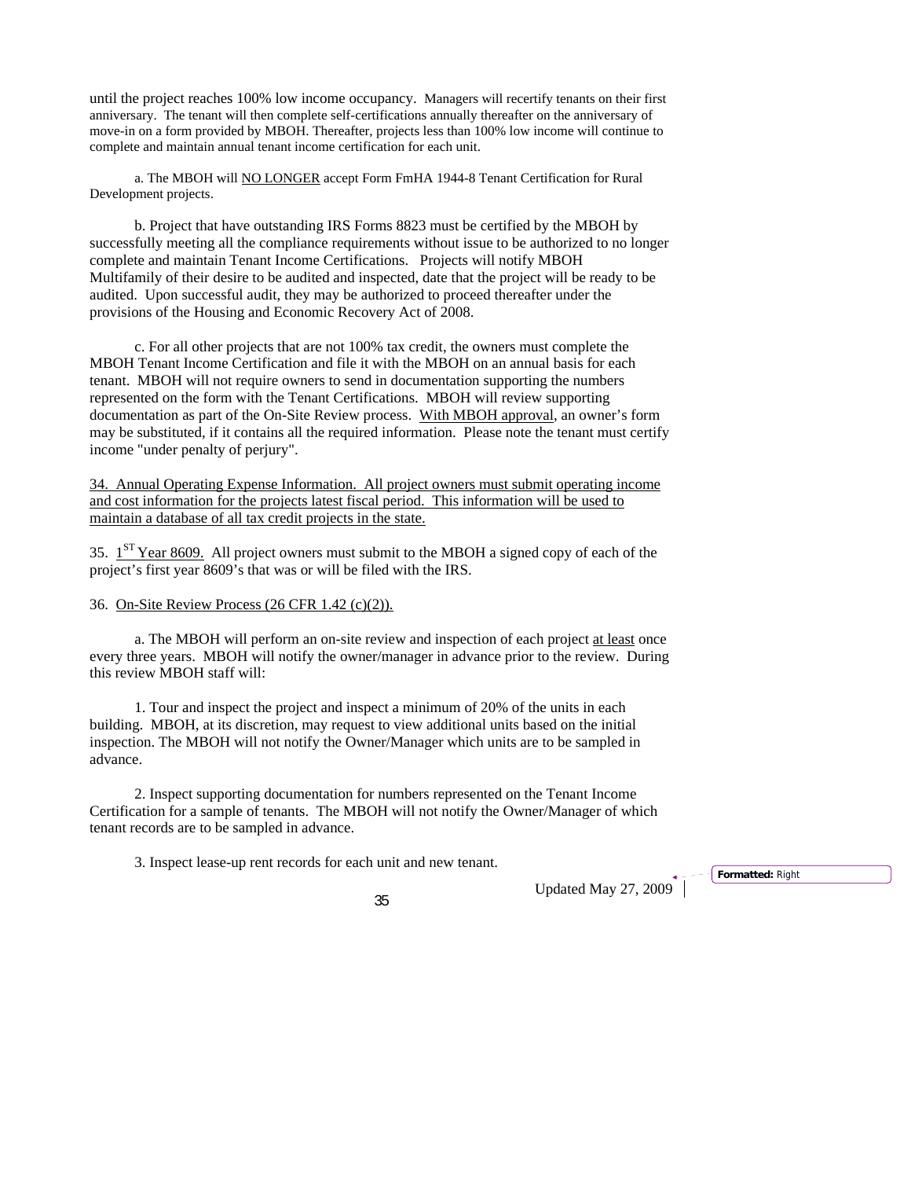until the project reaches 100% low income occupancy. Managers will recertify tenants on their first anniversary. The tenant will then complete self-certifications annually thereafter on the anniversary of move-in on a form provided by MBOH. Thereafter, projects less than 100% low income will continue to complete and maintain annual tenant income certification for each unit.

a. The MBOH will NO LONGER accept Form FmHA 1944-8 Tenant Certification for Rural Development projects.

b. Project that have outstanding IRS Forms 8823 must be certified by the MBOH by successfully meeting all the compliance requirements without issue to be authorized to no longer complete and maintain Tenant Income Certifications. Projects will notify MBOH Multifamily of their desire to be audited and inspected, date that the project will be ready to be audited. Upon successful audit, they may be authorized to proceed thereafter under the provisions of the Housing and Economic Recovery Act of 2008.

c. For all other projects that are not 100% tax credit, the owners must complete the MBOH Tenant Income Certification and file it with the MBOH on an annual basis for each tenant. MBOH will not require owners to send in documentation supporting the numbers represented on the form with the Tenant Certifications. MBOH will review supporting documentation as part of the On-Site Review process. With MBOH approval, an owner's form may be substituted, if it contains all the required information. Please note the tenant must certify income "under penalty of perjury".

34. Annual Operating Expense Information. All project owners must submit operating income and cost information for the projects latest fiscal period. This information will be used to maintain a database of all tax credit projects in the state.

35. 1ST Year 8609. All project owners must submit to the MBOH a signed copy of each of the project's first year 8609's that was or will be filed with the IRS.

36. On-Site Review Process (26 CFR 1.42 (c)(2)).

a. The MBOH will perform an on-site review and inspection of each project at least once every three years. MBOH will notify the owner/manager in advance prior to the review. During this review MBOH staff will:

1. Tour and inspect the project and inspect a minimum of 20% of the units in each building. MBOH, at its discretion, may request to view additional units based on the initial inspection. The MBOH will not notify the Owner/Manager which units are to be sampled in advance.

2. Inspect supporting documentation for numbers represented on the Tenant Income Certification for a sample of tenants. The MBOH will not notify the Owner/Manager of which tenant records are to be sampled in advance.

3. Inspect lease-up rent records for each unit and new tenant.

Updated May 27, 2009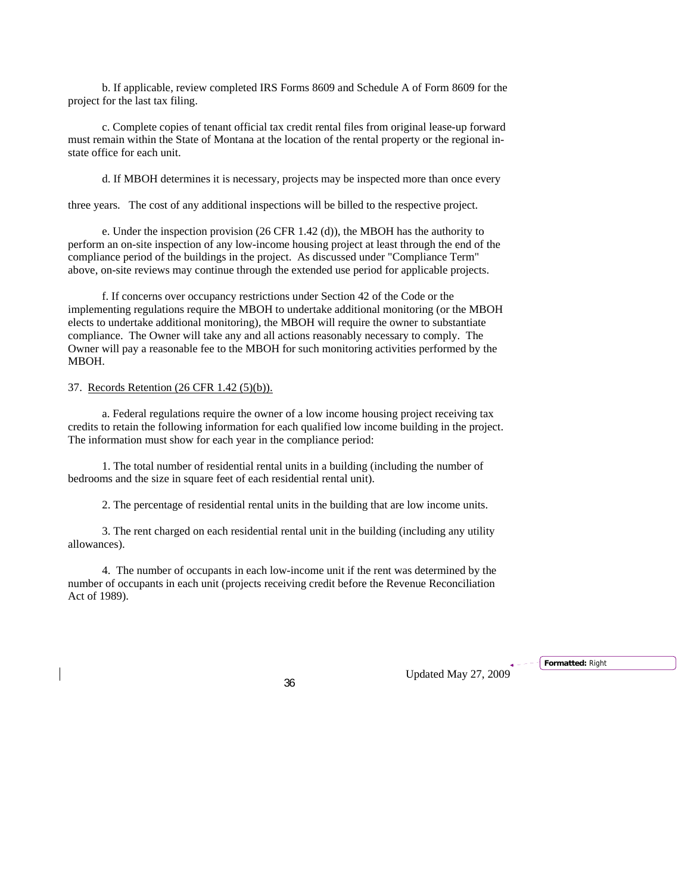b. If applicable, review completed IRS Forms 8609 and Schedule A of Form 8609 for the project for the last tax filing.

c. Complete copies of tenant official tax credit rental files from original lease-up forward must remain within the State of Montana at the location of the rental property or the regional in-state office for each unit.

d. If MBOH determines it is necessary, projects may be inspected more than once every three years. The cost of any additional inspections will be billed to the respective project.

e. Under the inspection provision (26 CFR 1.42 (d)), the MBOH has the authority to perform an on-site inspection of any low-income housing project at least through the end of the compliance period of the buildings in the project. As discussed under "Compliance Term" above, on-site reviews may continue through the extended use period for applicable projects.

f. If concerns over occupancy restrictions under Section 42 of the Code or the implementing regulations require the MBOH to undertake additional monitoring (or the MBOH elects to undertake additional monitoring), the MBOH will require the owner to substantiate compliance. The Owner will take any and all actions reasonably necessary to comply. The Owner will pay a reasonable fee to the MBOH for such monitoring activities performed by the MBOH.

37. <u>Records Retention (26 CFR 1.42 (5)(b)).</u>

a. Federal regulations require the owner of a low income housing project receiving tax credits to retain the following information for each qualified low income building in the project. The information must show for each year in the compliance period:

1. The total number of residential rental units in a building (including the number of bedrooms and the size in square feet of each residential rental unit).

2. The percentage of residential rental units in the building that are low income units.

3. The rent charged on each residential rental unit in the building (including any utility allowances).

4. The number of occupants in each low-income unit if the rent was determined by the number of occupants in each unit (projects receiving credit before the Revenue Reconciliation Act of 1989).

Updated May 27, 2009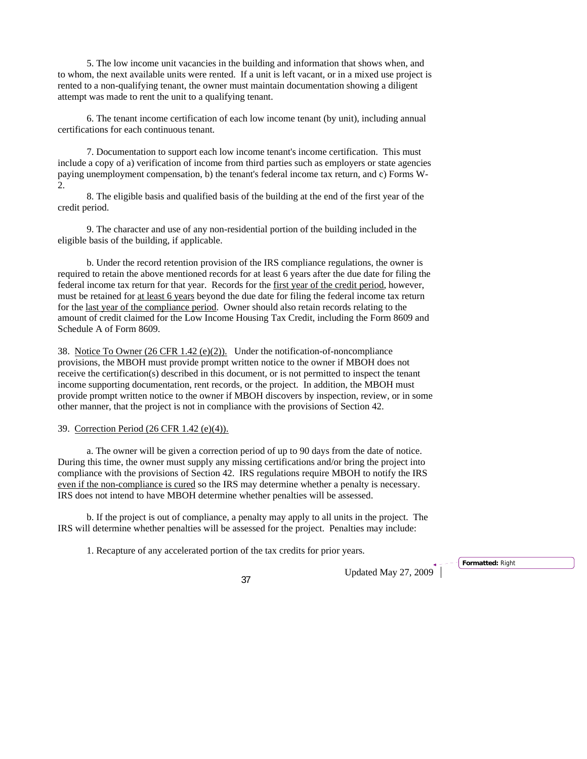5. The low income unit vacancies in the building and information that shows when, and to whom, the next available units were rented. If a unit is left vacant, or in a mixed use project is rented to a non-qualifying tenant, the owner must maintain documentation showing a diligent attempt was made to rent the unit to a qualifying tenant.

6. The tenant income certification of each low income tenant (by unit), including annual certifications for each continuous tenant.

7. Documentation to support each low income tenant's income certification. This must include a copy of a) verification of income from third parties such as employers or state agencies paying unemployment compensation, b) the tenant's federal income tax return, and c) Forms W-2.

8. The eligible basis and qualified basis of the building at the end of the first year of the credit period.

9. The character and use of any non-residential portion of the building included in the eligible basis of the building, if applicable.

b. Under the record retention provision of the IRS compliance regulations, the owner is required to retain the above mentioned records for at least 6 years after the due date for filing the federal income tax return for that year. Records for the <u>first year of the credit period</u>, however, must be retained for <u>at least 6 years</u> beyond the due date for filing the federal income tax return for the <u>last year of the compliance period</u>. Owner should also retain records relating to the amount of credit claimed for the Low Income Housing Tax Credit, including the Form 8609 and Schedule A of Form 8609.

38. <u>Notice To Owner (26 CFR 1.42 (e)(2)).</u> Under the notification-of-noncompliance provisions, the MBOH must provide prompt written notice to the owner if MBOH does not receive the certification(s) described in this document, or is not permitted to inspect the tenant income supporting documentation, rent records, or the project. In addition, the MBOH must provide prompt written notice to the owner if MBOH discovers by inspection, review, or in some other manner, that the project is not in compliance with the provisions of Section 42.

39. <u>Correction Period (26 CFR 1.42 (e)(4)).</u>

a. The owner will be given a correction period of up to 90 days from the date of notice. During this time, the owner must supply any missing certifications and/or bring the project into compliance with the provisions of Section 42. IRS regulations require MBOH to notify the IRS <u>even if the non-compliance is cured</u> so the IRS may determine whether a penalty is necessary. IRS does not intend to have MBOH determine whether penalties will be assessed.

b. If the project is out of compliance, a penalty may apply to all units in the project. The IRS will determine whether penalties will be assessed for the project. Penalties may include:

1. Recapture of any accelerated portion of the tax credits for prior years.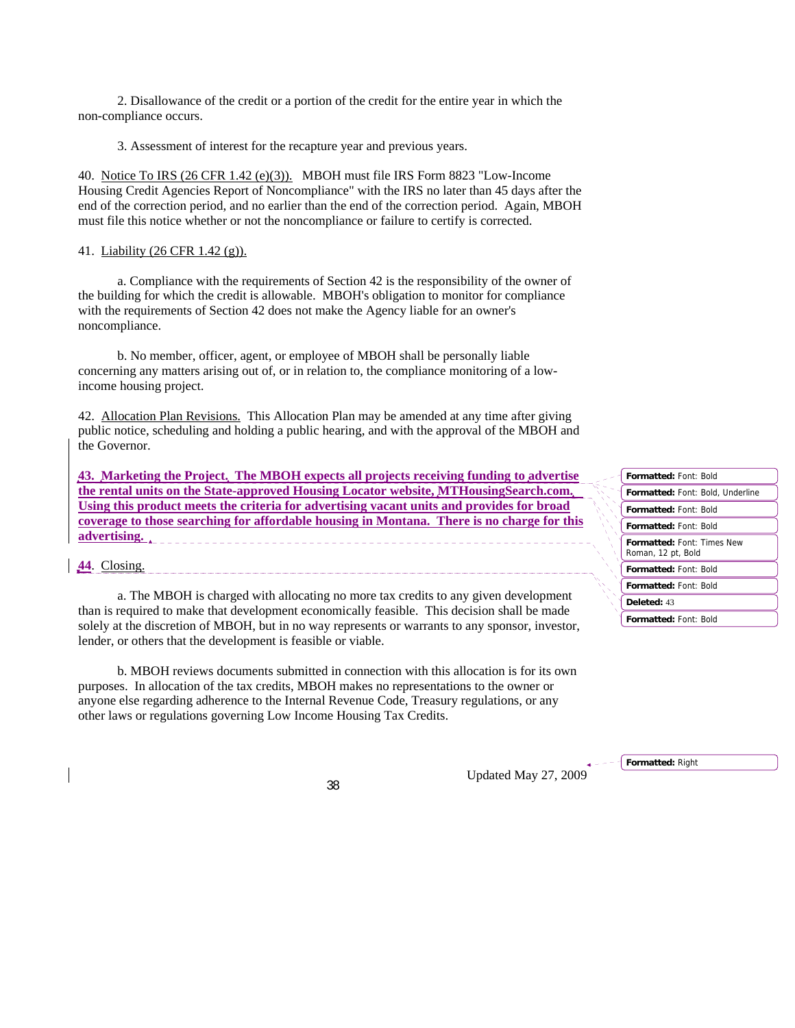2. Disallowance of the credit or a portion of the credit for the entire year in which the non-compliance occurs.

3. Assessment of interest for the recapture year and previous years.

40. Notice To IRS (26 CFR 1.42 (e)(3)). MBOH must file IRS Form 8823 "Low-Income Housing Credit Agencies Report of Noncompliance" with the IRS no later than 45 days after the end of the correction period, and no earlier than the end of the correction period. Again, MBOH must file this notice whether or not the noncompliance or failure to certify is corrected.

41. Liability (26 CFR 1.42 (g)).

a. Compliance with the requirements of Section 42 is the responsibility of the owner of the building for which the credit is allowable. MBOH's obligation to monitor for compliance with the requirements of Section 42 does not make the Agency liable for an owner's noncompliance.

b. No member, officer, agent, or employee of MBOH shall be personally liable concerning any matters arising out of, or in relation to, the compliance monitoring of a low-income housing project.

42. Allocation Plan Revisions. This Allocation Plan may be amended at any time after giving public notice, scheduling and holding a public hearing, and with the approval of the MBOH and the Governor.

**43. Marketing the Project. The MBOH expects all projects receiving funding to advertise the rental units on the State-approved Housing Locator website, MTHousingSearch.com. Using this product meets the criteria for advertising vacant units and provides for broad coverage to those searching for affordable housing in Montana. There is no charge for this advertising.**

44. Closing.

a. The MBOH is charged with allocating no more tax credits to any given development than is required to make that development economically feasible. This decision shall be made solely at the discretion of MBOH, but in no way represents or warrants to any sponsor, investor, lender, or others that the development is feasible or viable.

b. MBOH reviews documents submitted in connection with this allocation is for its own purposes. In allocation of the tax credits, MBOH makes no representations to the owner or anyone else regarding adherence to the Internal Revenue Code, Treasury regulations, or any other laws or regulations governing Low Income Housing Tax Credits.

Updated May 27, 2009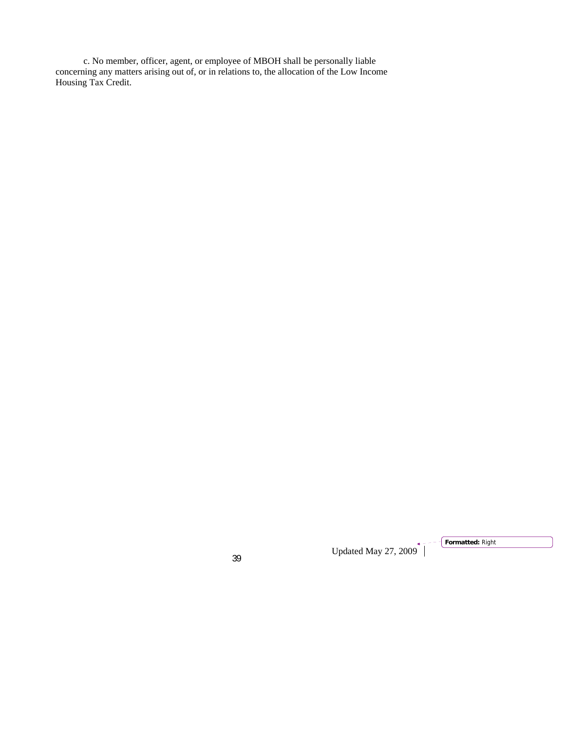c. No member, officer, agent, or employee of MBOH shall be personally liable concerning any matters arising out of, or in relations to, the allocation of the Low Income Housing Tax Credit.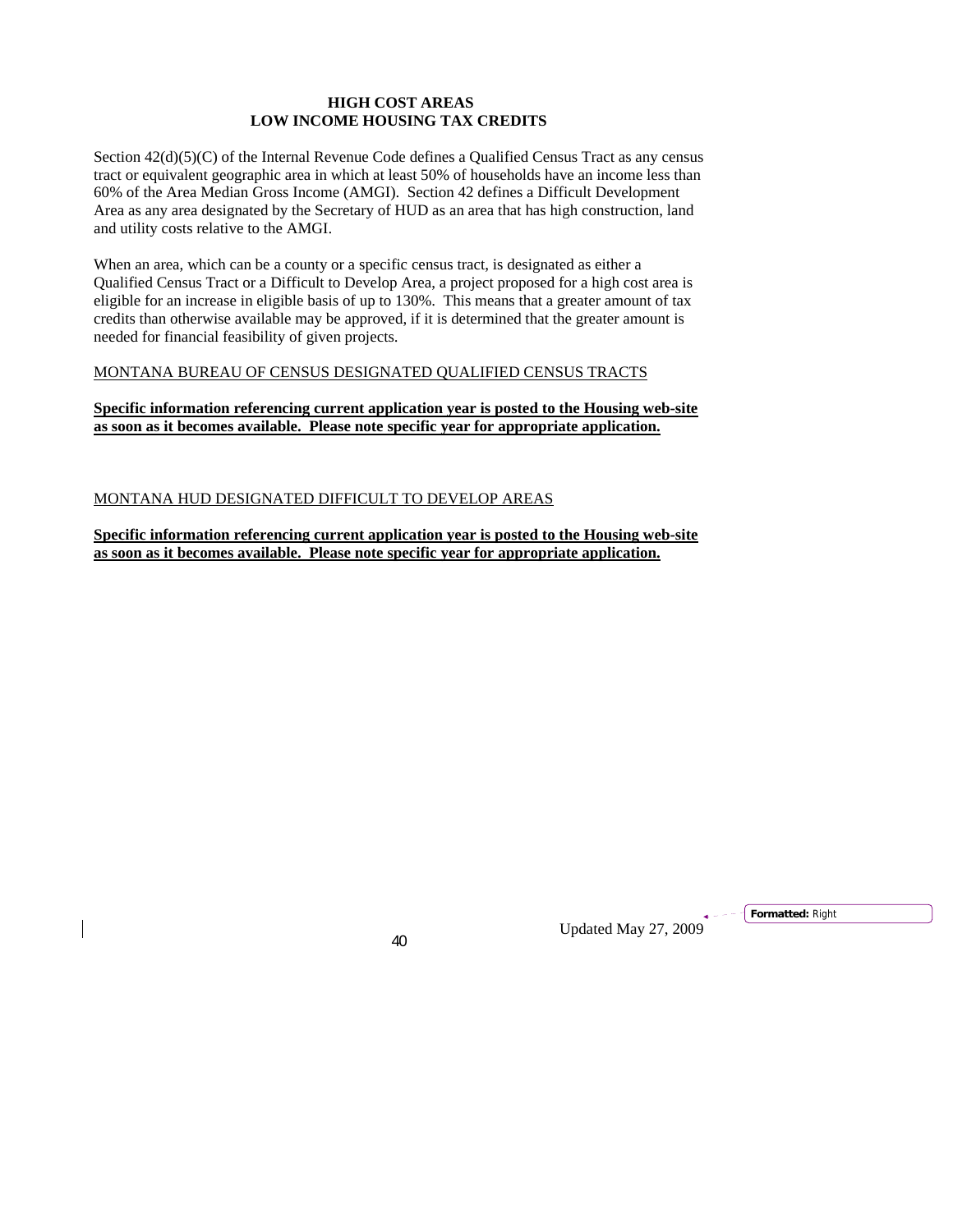**HIGH COST AREAS**
**LOW INCOME HOUSING TAX CREDITS**

Section 42(d)(5)(C) of the Internal Revenue Code defines a Qualified Census Tract as any census tract or equivalent geographic area in which at least 50% of households have an income less than 60% of the Area Median Gross Income (AMGI). Section 42 defines a Difficult Development Area as any area designated by the Secretary of HUD as an area that has high construction, land and utility costs relative to the AMGI.

When an area, which can be a county or a specific census tract, is designated as either a Qualified Census Tract or a Difficult to Develop Area, a project proposed for a high cost area is eligible for an increase in eligible basis of up to 130%. This means that a greater amount of tax credits than otherwise available may be approved, if it is determined that the greater amount is needed for financial feasibility of given projects.

MONTANA BUREAU OF CENSUS DESIGNATED QUALIFIED CENSUS TRACTS

**Specific information referencing current application year is posted to the Housing web-site as soon as it becomes available. Please note specific year for appropriate application.**

MONTANA HUD DESIGNATED DIFFICULT TO DEVELOP AREAS

**Specific information referencing current application year is posted to the Housing web-site as soon as it becomes available. Please note specific year for appropriate application.**

Updated May 27, 2009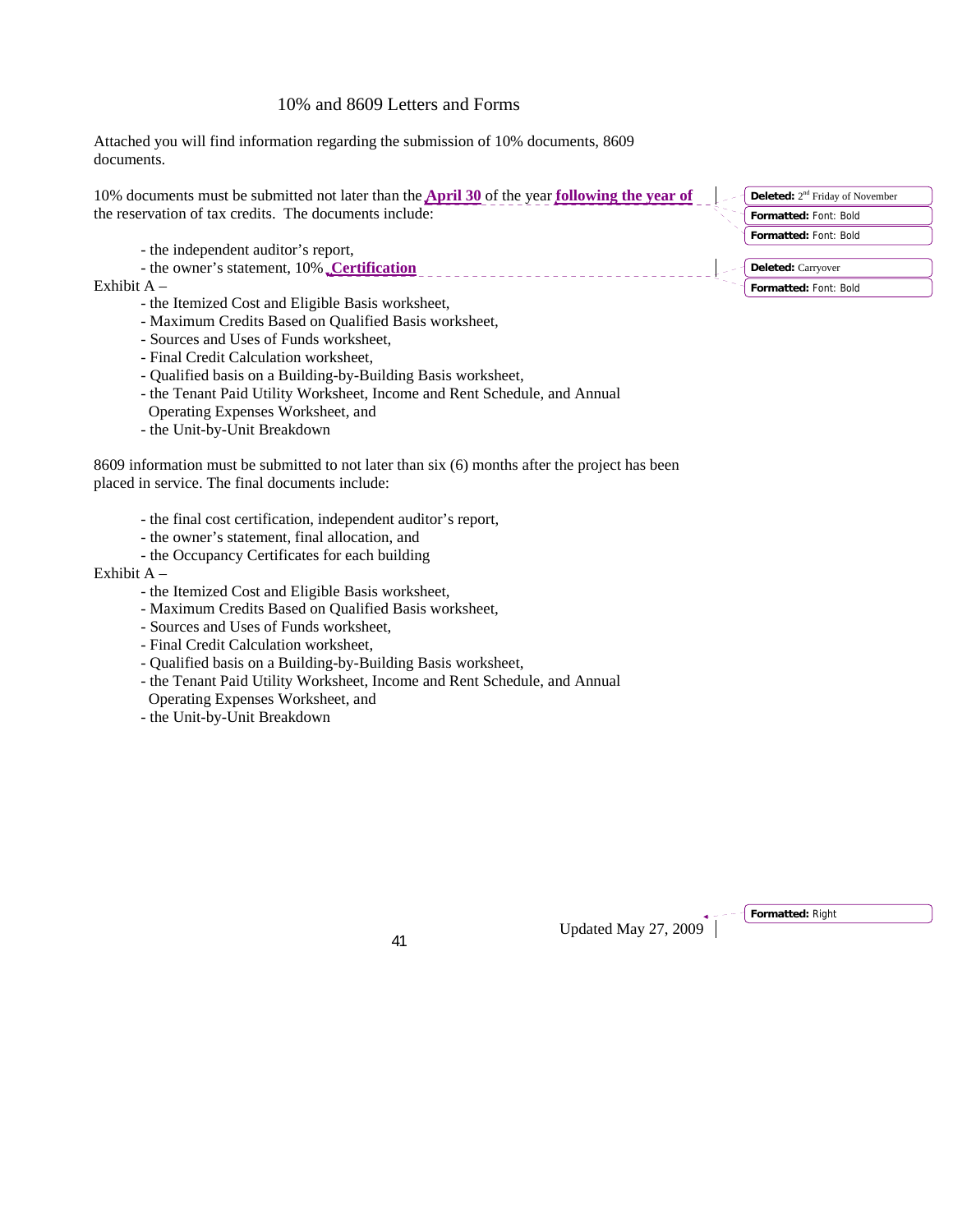# 10% and 8609 Letters and Forms

Attached you will find information regarding the submission of 10% documents, 8609 documents.

10% documents must be submitted not later than the **April 30** of the year **following the year of** the reservation of tax credits. The documents include:

- the independent auditor's report,
- the owner's statement, 10% **Certification**

Exhibit A –

- the Itemized Cost and Eligible Basis worksheet,
- Maximum Credits Based on Qualified Basis worksheet,
- Sources and Uses of Funds worksheet,
- Final Credit Calculation worksheet,
- Qualified basis on a Building-by-Building Basis worksheet,
- the Tenant Paid Utility Worksheet, Income and Rent Schedule, and Annual Operating Expenses Worksheet, and
- the Unit-by-Unit Breakdown

8609 information must be submitted to not later than six (6) months after the project has been placed in service. The final documents include:

- the final cost certification, independent auditor's report,
- the owner's statement, final allocation, and
- the Occupancy Certificates for each building

Exhibit A –

- the Itemized Cost and Eligible Basis worksheet,
- Maximum Credits Based on Qualified Basis worksheet,
- Sources and Uses of Funds worksheet,
- Final Credit Calculation worksheet,
- Qualified basis on a Building-by-Building Basis worksheet,
- the Tenant Paid Utility Worksheet, Income and Rent Schedule, and Annual Operating Expenses Worksheet, and
- the Unit-by-Unit Breakdown

Updated May 27, 2009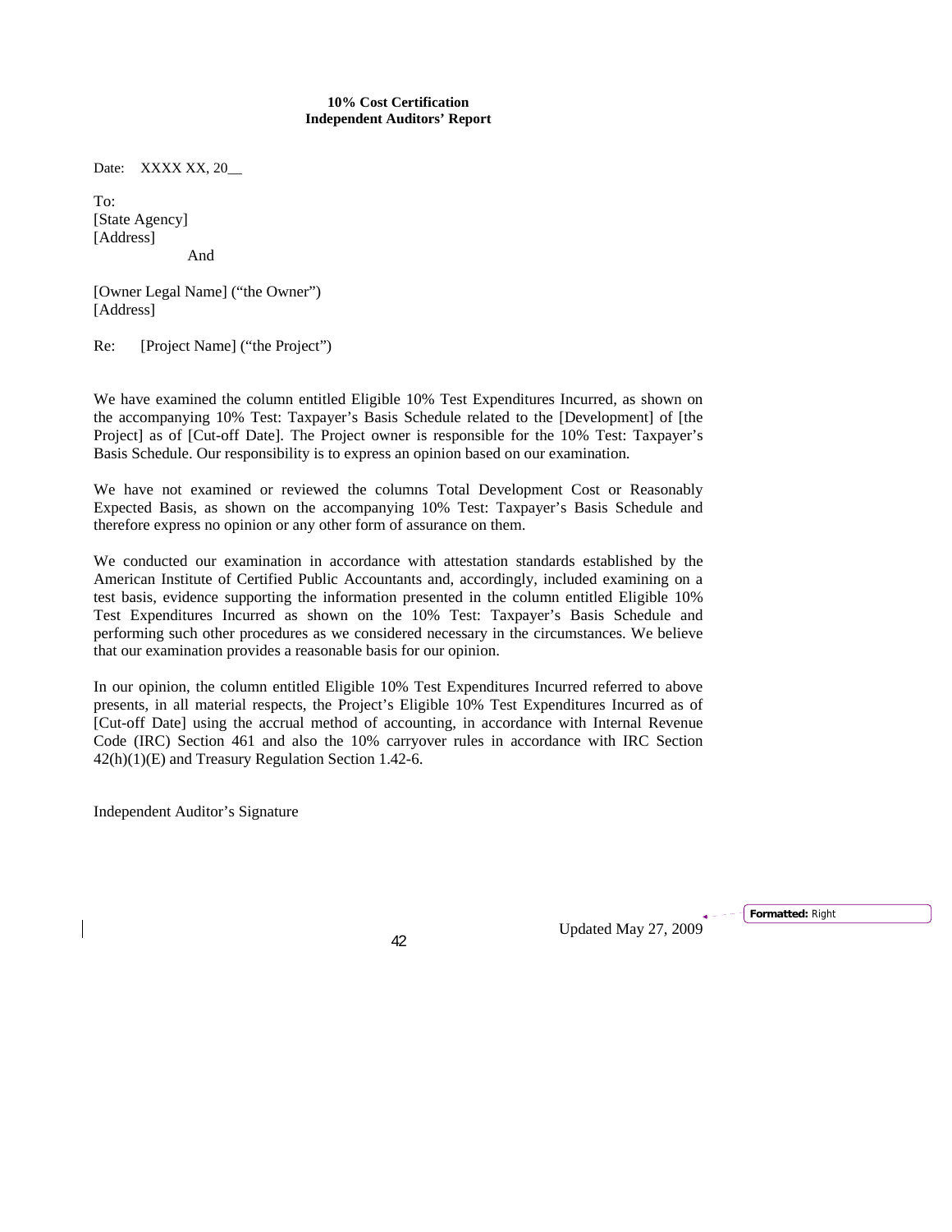**10% Cost Certification**
**Independent Auditors' Report**

Date: XXXX XX, 20__

To:
[State Agency]
[Address]
And

[Owner Legal Name] ("the Owner")
[Address]

Re: [Project Name] ("the Project")

We have examined the column entitled Eligible 10% Test Expenditures Incurred, as shown on the accompanying 10% Test: Taxpayer's Basis Schedule related to the [Development] of [the Project] as of [Cut-off Date]. The Project owner is responsible for the 10% Test: Taxpayer's Basis Schedule. Our responsibility is to express an opinion based on our examination.

We have not examined or reviewed the columns Total Development Cost or Reasonably Expected Basis, as shown on the accompanying 10% Test: Taxpayer's Basis Schedule and therefore express no opinion or any other form of assurance on them.

We conducted our examination in accordance with attestation standards established by the American Institute of Certified Public Accountants and, accordingly, included examining on a test basis, evidence supporting the information presented in the column entitled Eligible 10% Test Expenditures Incurred as shown on the 10% Test: Taxpayer's Basis Schedule and performing such other procedures as we considered necessary in the circumstances. We believe that our examination provides a reasonable basis for our opinion.

In our opinion, the column entitled Eligible 10% Test Expenditures Incurred referred to above presents, in all material respects, the Project's Eligible 10% Test Expenditures Incurred as of [Cut-off Date] using the accrual method of accounting, in accordance with Internal Revenue Code (IRC) Section 461 and also the 10% carryover rules in accordance with IRC Section 42(h)(1)(E) and Treasury Regulation Section 1.42-6.

Independent Auditor's Signature

Updated May 27, 2009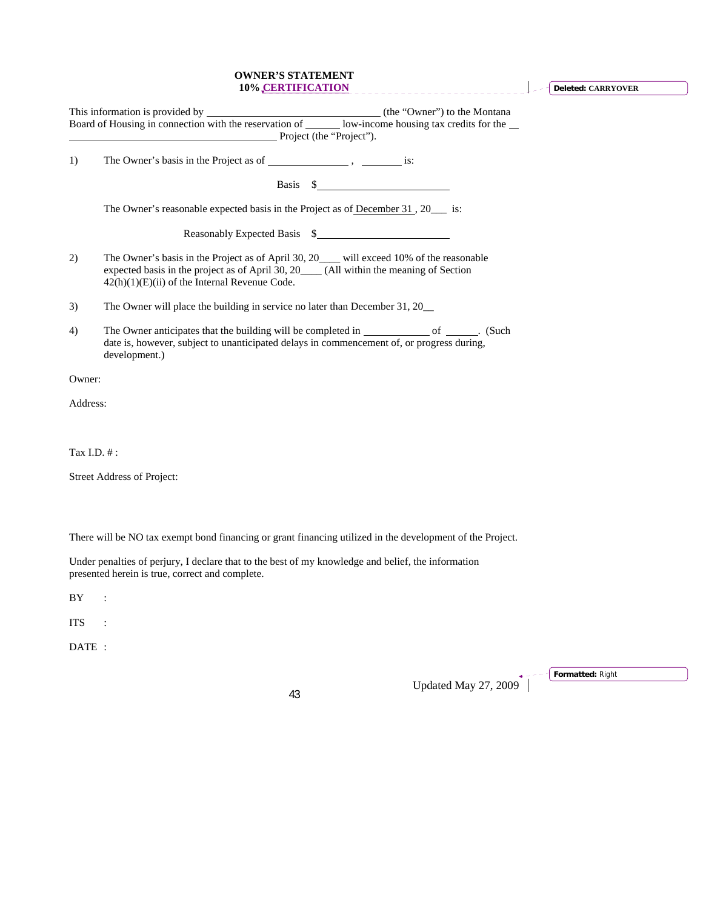# OWNER'S STATEMENT
## 10% CERTIFICATION

This information is provided by ________________________________ (the "Owner") to the Montana Board of Housing in connection with the reservation of ______ low-income housing tax credits for the __ ________________________________________ Project (the "Project").

1) The Owner's basis in the Project as of _______________ , ________ is:

Basis $_________________________

The Owner's reasonable expected basis in the Project as of December 31 , 20___ is:

Reasonably Expected Basis $_________________________

2) The Owner's basis in the Project as of April 30, 20____ will exceed 10% of the reasonable expected basis in the project as of April 30, 20____ (All within the meaning of Section 42(h)(1)(E)(ii) of the Internal Revenue Code.

3) The Owner will place the building in service no later than December 31, 20__

4) The Owner anticipates that the building will be completed in ____________ of ______. (Such date is, however, subject to unanticipated delays in commencement of, or progress during, development.)

Owner:

Address:

Tax I.D. # :

Street Address of Project:

There will be NO tax exempt bond financing or grant financing utilized in the development of the Project.

Under penalties of perjury, I declare that to the best of my knowledge and belief, the information presented herein is true, correct and complete.

BY :

ITS :

DATE :

Updated May 27, 2009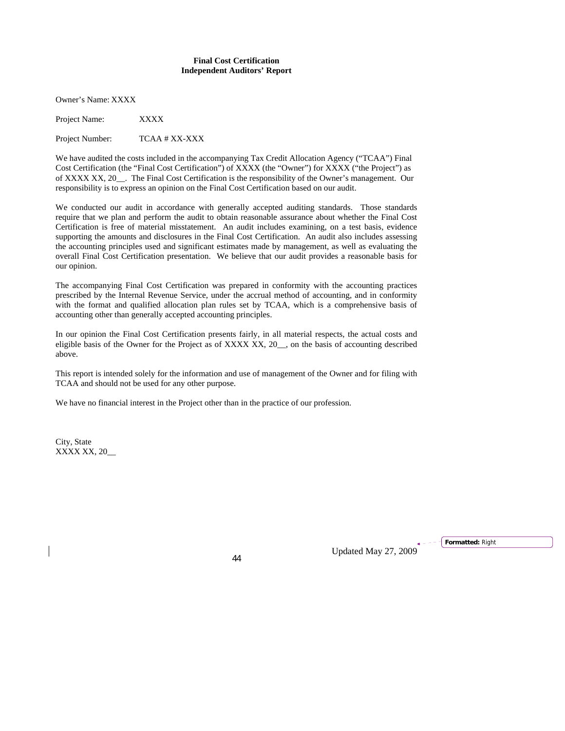**Final Cost Certification**
**Independent Auditors' Report**

Owner's Name: XXXX

Project Name: XXXX

Project Number: TCAA # XX-XXX

We have audited the costs included in the accompanying Tax Credit Allocation Agency ("TCAA") Final Cost Certification (the "Final Cost Certification") of XXXX (the "Owner") for XXXX ("the Project") as of XXXX XX, 20__. The Final Cost Certification is the responsibility of the Owner's management. Our responsibility is to express an opinion on the Final Cost Certification based on our audit.

We conducted our audit in accordance with generally accepted auditing standards. Those standards require that we plan and perform the audit to obtain reasonable assurance about whether the Final Cost Certification is free of material misstatement. An audit includes examining, on a test basis, evidence supporting the amounts and disclosures in the Final Cost Certification. An audit also includes assessing the accounting principles used and significant estimates made by management, as well as evaluating the overall Final Cost Certification presentation. We believe that our audit provides a reasonable basis for our opinion.

The accompanying Final Cost Certification was prepared in conformity with the accounting practices prescribed by the Internal Revenue Service, under the accrual method of accounting, and in conformity with the format and qualified allocation plan rules set by TCAA, which is a comprehensive basis of accounting other than generally accepted accounting principles.

In our opinion the Final Cost Certification presents fairly, in all material respects, the actual costs and eligible basis of the Owner for the Project as of XXXX XX, 20__, on the basis of accounting described above.

This report is intended solely for the information and use of management of the Owner and for filing with TCAA and should not be used for any other purpose.

We have no financial interest in the Project other than in the practice of our profession.

City, State
XXXX XX, 20__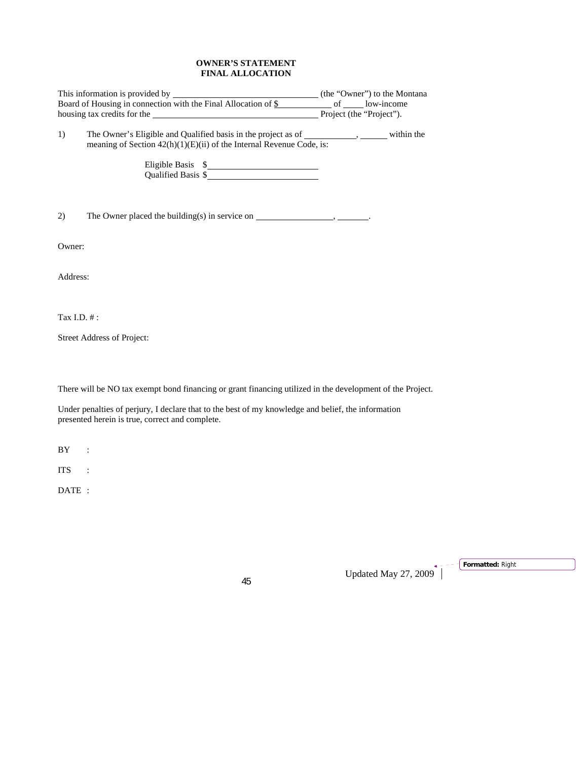**OWNER'S STATEMENT**
**FINAL ALLOCATION**

This information is provided by ______________________________ (the "Owner") to the Montana Board of Housing in connection with the Final Allocation of $__________ of ____ low-income housing tax credits for the ________________________________ Project (the "Project").

1) The Owner's Eligible and Qualified basis in the project as of __________, _____ within the meaning of Section 42(h)(1)(E)(ii) of the Internal Revenue Code, is:

Eligible Basis $______________________

Qualified Basis $______________________

2) The Owner placed the building(s) in service on _______________, ______.

Owner:

Address:

Tax I.D. # :

Street Address of Project:

There will be NO tax exempt bond financing or grant financing utilized in the development of the Project.

Under penalties of perjury, I declare that to the best of my knowledge and belief, the information presented herein is true, correct and complete.

BY :

ITS :

DATE :

Updated May 27, 2009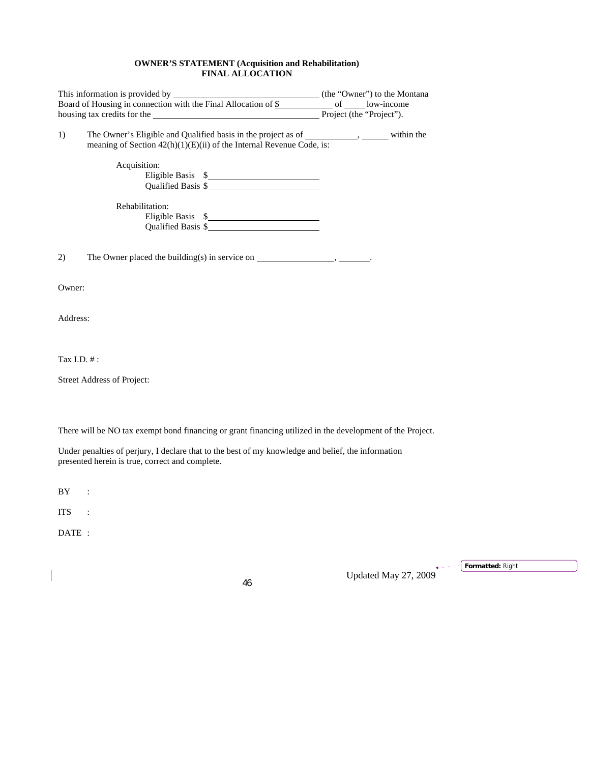**OWNER'S STATEMENT (Acquisition and Rehabilitation)**
**FINAL ALLOCATION**

This information is provided by ________________________________ (the "Owner") to the Montana Board of Housing in connection with the Final Allocation of $____________ of _____ low-income housing tax credits for the ____________________________________ Project (the "Project").

1) The Owner's Eligible and Qualified basis in the project as of ___________, ______ within the meaning of Section 42(h)(1)(E)(ii) of the Internal Revenue Code, is:

Acquisition:

Eligible Basis $________________________

Qualified Basis $________________________

Rehabilitation:

Eligible Basis $________________________

Qualified Basis $________________________

2) The Owner placed the building(s) in service on _________________, _______.

Owner:

Address:

Tax I.D. # :

Street Address of Project:

There will be NO tax exempt bond financing or grant financing utilized in the development of the Project.

Under penalties of perjury, I declare that to the best of my knowledge and belief, the information presented herein is true, correct and complete.

BY :

ITS :

DATE :

Updated May 27, 2009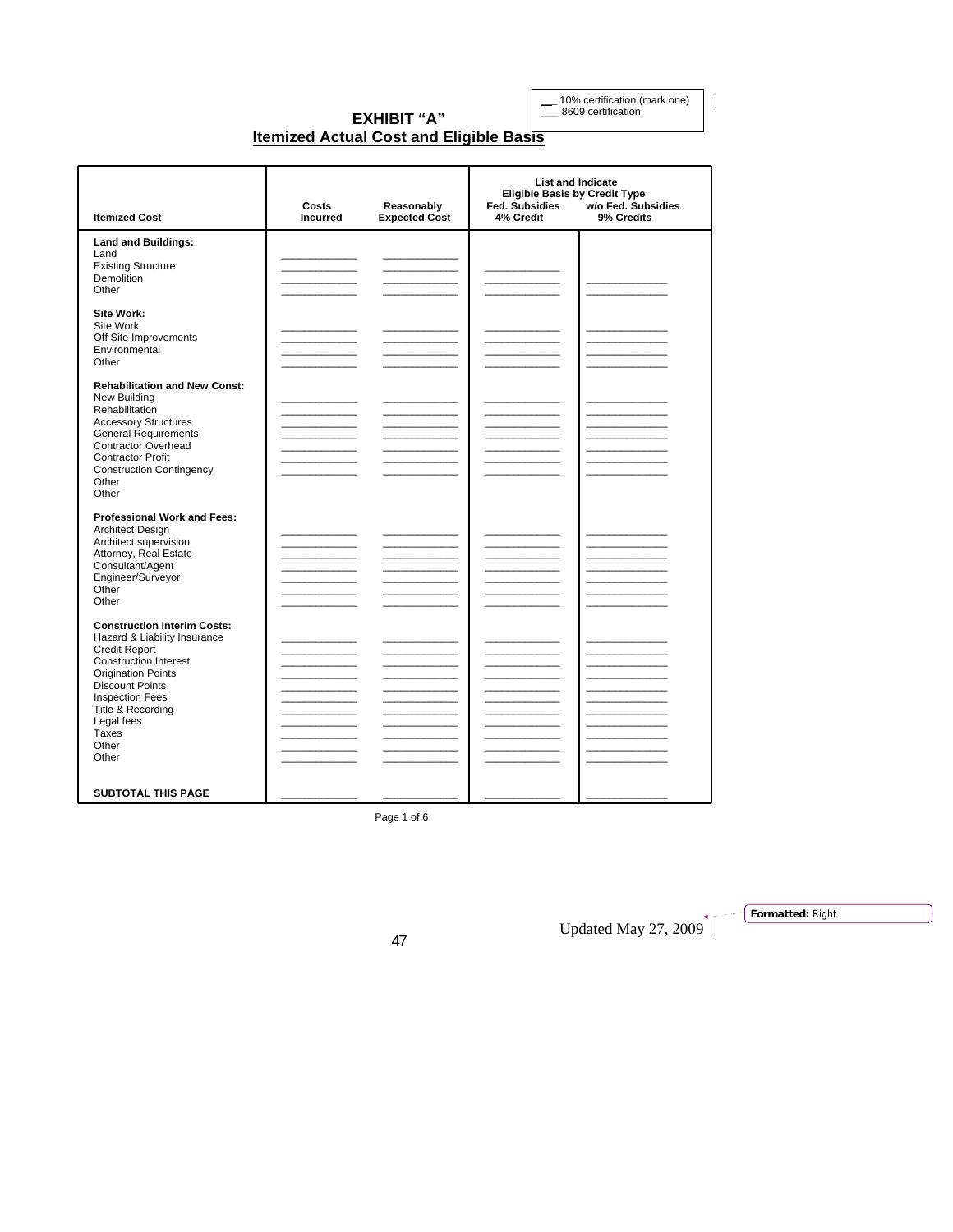__ 10% certification (mark one)
___ 8609 certification

# EXHIBIT "A"

## Itemized Actual Cost and Eligible Basis

| Itemized Cost | Costs Incurred | Reasonably Expected Cost | List and Indicate Eligible Basis by Credit Type Fed. Subsidies 4% Credit | w/o Fed. Subsidies 9% Credits |
|---|---|---|---|---|
| **Land and Buildings:** | | | | |
| Land | ___________ | ___________ | | |
| Existing Structure | ___________ | ___________ | ___________ | |
| Demolition | ___________ | ___________ | ___________ | ___________ |
| Other | ___________ | ___________ | ___________ | ___________ |
| **Site Work:** | | | | |
| Site Work | ___________ | ___________ | ___________ | ___________ |
| Off Site Improvements | ___________ | ___________ | ___________ | ___________ |
| Environmental | ___________ | ___________ | ___________ | ___________ |
| Other | ___________ | ___________ | ___________ | ___________ |
| **Rehabilitation and New Const:** | | | | |
| New Building | ___________ | ___________ | ___________ | ___________ |
| Rehabilitation | ___________ | ___________ | ___________ | ___________ |
| Accessory Structures | ___________ | ___________ | ___________ | ___________ |
| General Requirements | ___________ | ___________ | ___________ | ___________ |
| Contractor Overhead | ___________ | ___________ | ___________ | ___________ |
| Contractor Profit | ___________ | ___________ | ___________ | ___________ |
| Construction Contingency | ___________ | ___________ | ___________ | ___________ |
| Other | | | | |
| Other | | | | |
| **Professional Work and Fees:** | | | | |
| Architect Design | ___________ | ___________ | ___________ | ___________ |
| Architect supervision | ___________ | ___________ | ___________ | ___________ |
| Attorney, Real Estate | ___________ | ___________ | ___________ | ___________ |
| Consultant/Agent | ___________ | ___________ | ___________ | ___________ |
| Engineer/Surveyor | ___________ | ___________ | ___________ | ___________ |
| Other | ___________ | ___________ | ___________ | ___________ |
| Other | ___________ | ___________ | ___________ | ___________ |
| **Construction Interim Costs:** | | | | |
| Hazard & Liability Insurance | ___________ | ___________ | ___________ | ___________ |
| Credit Report | ___________ | ___________ | ___________ | ___________ |
| Construction Interest | ___________ | ___________ | ___________ | ___________ |
| Origination Points | ___________ | ___________ | ___________ | ___________ |
| Discount Points | ___________ | ___________ | ___________ | ___________ |
| Inspection Fees | ___________ | ___________ | ___________ | ___________ |
| Title & Recording | ___________ | ___________ | ___________ | ___________ |
| Legal fees | ___________ | ___________ | ___________ | ___________ |
| Taxes | ___________ | ___________ | ___________ | ___________ |
| Other | ___________ | ___________ | ___________ | ___________ |
| Other | ___________ | ___________ | ___________ | ___________ |
| **SUBTOTAL THIS PAGE** | ___________ | ___________ | ___________ | ___________ |

Updated May 27, 2009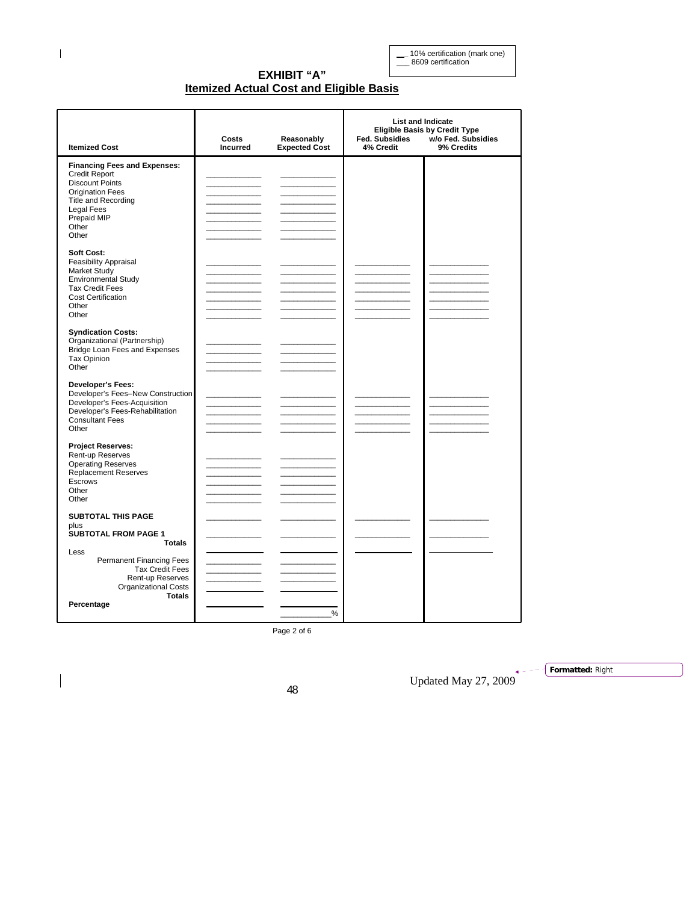___ 10% certification (mark one)
___ 8609 certification

# EXHIBIT "A"

## Itemized Actual Cost and Eligible Basis

| Itemized Cost | Costs Incurred | Reasonably Expected Cost | List and Indicate Eligible Basis by Credit Type Fed. Subsidies 4% Credit | w/o Fed. Subsidies 9% Credits |
|---|---|---|---|---|
| **Financing Fees and Expenses:** | | | | |
| Credit Report | ________ | ________ | | |
| Discount Points | ________ | ________ | | |
| Origination Fees | ________ | ________ | | |
| Title and Recording | ________ | ________ | | |
| Legal Fees | ________ | ________ | | |
| Prepaid MIP | ________ | ________ | | |
| Other | ________ | ________ | | |
| Other | ________ | ________ | | |
| **Soft Cost:** | | | | |
| Feasibility Appraisal | ________ | ________ | ________ | ________ |
| Market Study | ________ | ________ | ________ | ________ |
| Environmental Study | ________ | ________ | ________ | ________ |
| Tax Credit Fees | ________ | ________ | ________ | ________ |
| Cost Certification | ________ | ________ | ________ | ________ |
| Other | ________ | ________ | ________ | ________ |
| Other | ________ | ________ | ________ | ________ |
| **Syndication Costs:** | | | | |
| Organizational (Partnership) | ________ | ________ | | |
| Bridge Loan Fees and Expenses | ________ | ________ | | |
| Tax Opinion | ________ | ________ | | |
| Other | ________ | ________ | | |
| **Developer's Fees:** | | | | |
| Developer's Fees–New Construction | ________ | ________ | ________ | ________ |
| Developer's Fees-Acquisition | ________ | ________ | ________ | ________ |
| Developer's Fees-Rehabilitation | ________ | ________ | ________ | ________ |
| Consultant Fees | ________ | ________ | ________ | ________ |
| Other | ________ | ________ | ________ | ________ |
| **Project Reserves:** | | | | |
| Rent-up Reserves | ________ | ________ | | |
| Operating Reserves | ________ | ________ | | |
| Replacement Reserves | ________ | ________ | | |
| Escrows | ________ | ________ | | |
| Other | ________ | ________ | | |
| Other | ________ | ________ | | |
| **SUBTOTAL THIS PAGE** | ________ | ________ | ________ | ________ |
| plus | | | | |
| **SUBTOTAL FROM PAGE 1** | ________ | ________ | ________ | ________ |
| **Totals** | ________ | ________ | ________ | ________ |
| Less | | | | |
| Permanent Financing Fees | ________ | ________ | | |
| Tax Credit Fees | ________ | ________ | | |
| Rent-up Reserves | ________ | ________ | | |
| Organizational Costs | ________ | ________ | | |
| **Totals** | ________ | ________ | | |
| **Percentage** | | ________% | | |

Page 2 of 6

Updated May 27, 2009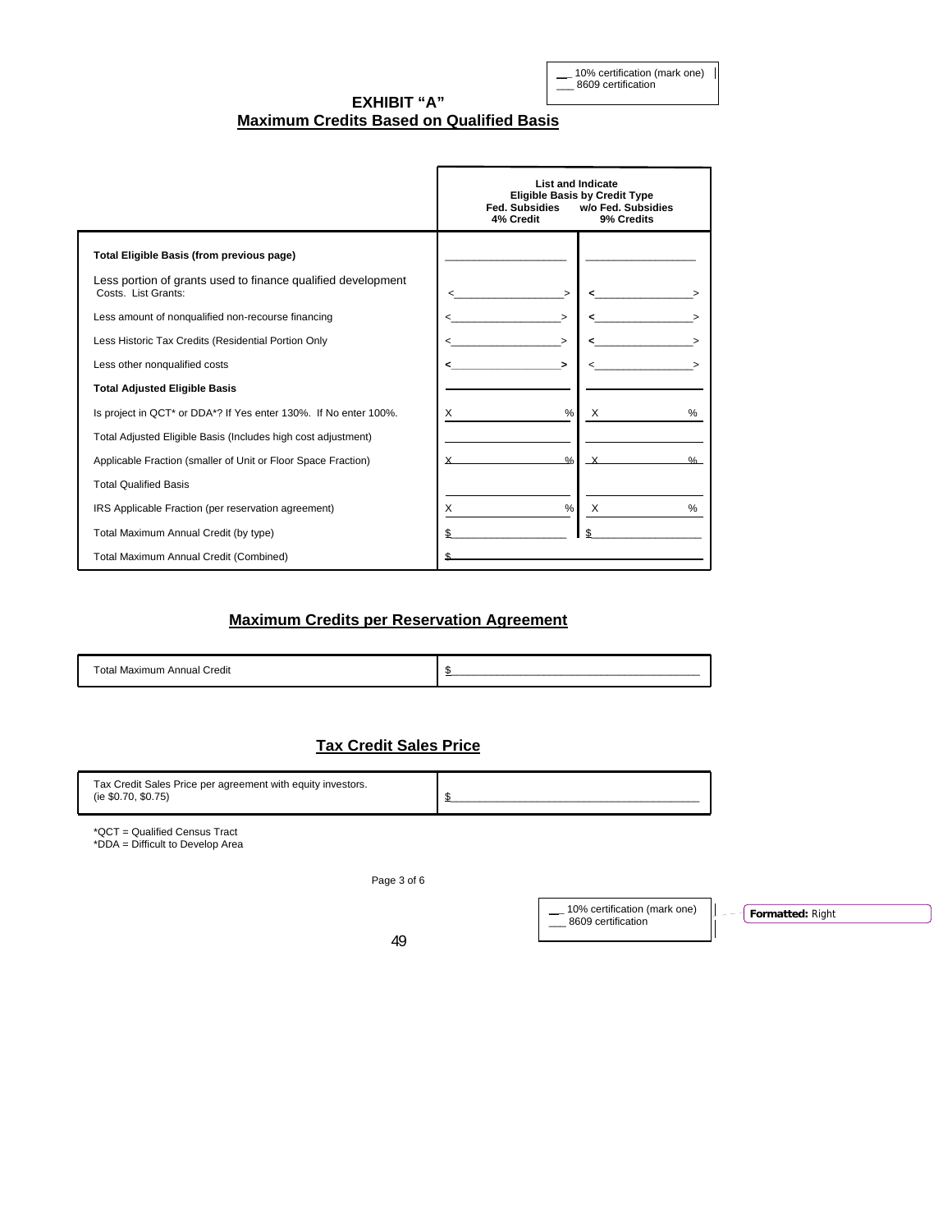\_\_ 10% certification (mark one)
\_\_\_ 8609 certification

## EXHIBIT "A"

## Maximum Credits Based on Qualified Basis

| | List and Indicate Eligible Basis by Credit Type Fed. Subsidies 4% Credit | w/o Fed. Subsidies 9% Credits |
|---|---|---|
| **Total Eligible Basis (from previous page)** | ____________ | ____________ |
| Less portion of grants used to finance qualified development Costs. List Grants: | <____________> | <____________> |
| Less amount of nonqualified non-recourse financing | <____________> | <____________> |
| Less Historic Tax Credits (Residential Portion Only | <____________> | <____________> |
| Less other nonqualified costs | <____________> | <____________> |
| **Total Adjusted Eligible Basis** | ____________ | ____________ |
| Is project in QCT* or DDA*? If Yes enter 130%. If No enter 100%. | X ____________ % | X ____________ % |
| Total Adjusted Eligible Basis (Includes high cost adjustment) | ____________ | ____________ |
| Applicable Fraction (smaller of Unit or Floor Space Fraction) | X ____________ % | X ____________ % |
| Total Qualified Basis | ____________ | ____________ |
| IRS Applicable Fraction (per reservation agreement) | X ____________ % | X ____________ % |
| Total Maximum Annual Credit (by type) | $____________ | $____________ |
| Total Maximum Annual Credit (Combined) | $____________ | |

## Maximum Credits per Reservation Agreement

| | |
|---|---|
| Total Maximum Annual Credit | $____________ |

## Tax Credit Sales Price

| | |
|---|---|
| Tax Credit Sales Price per agreement with equity investors. (ie $0.70, $0.75) | $____________ |

*QCT = Qualified Census Tract
*DDA = Difficult to Develop Area

\_\_ 10% certification (mark one)
\_\_\_ 8609 certification

Formatted: Right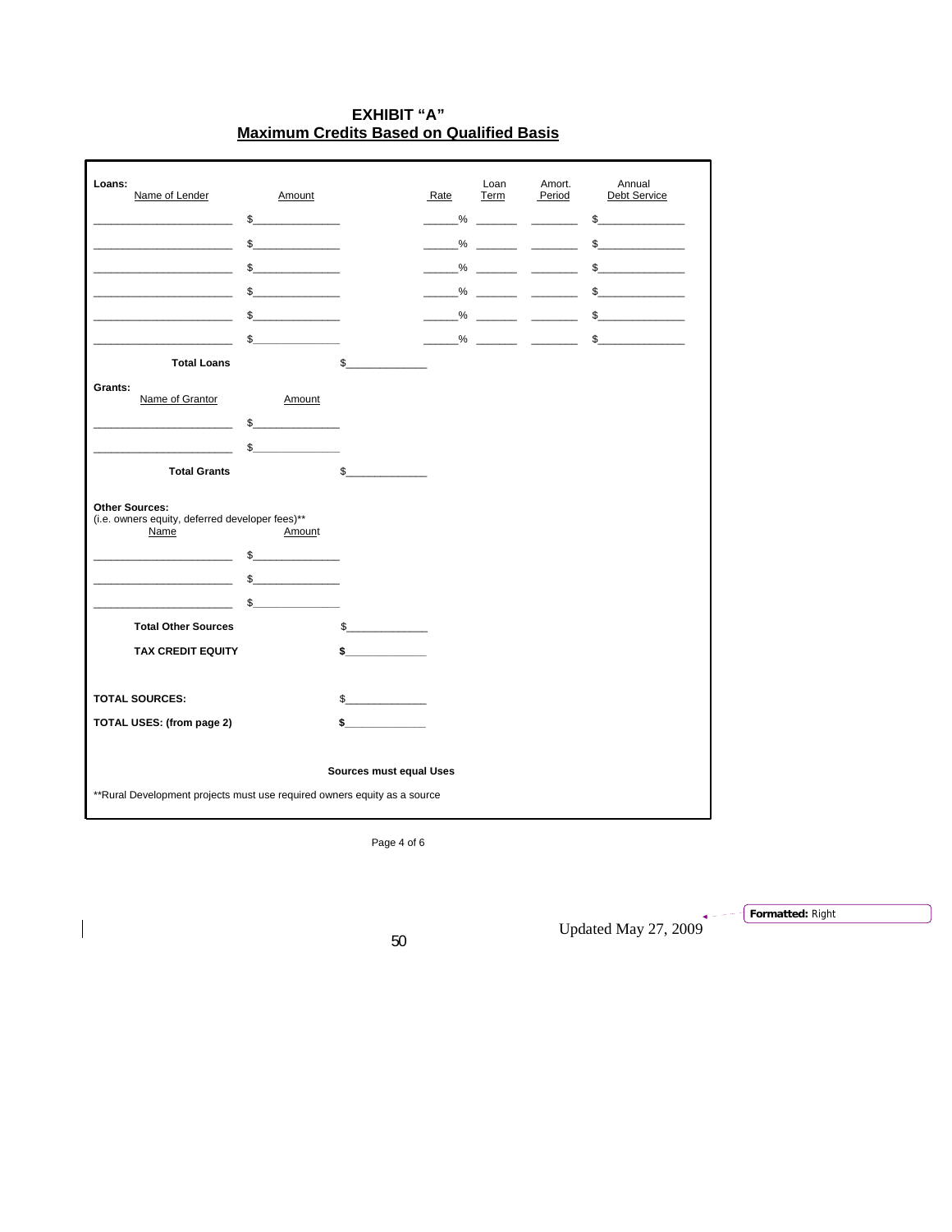# EXHIBIT "A"

## Maximum Credits Based on Qualified Basis

**Loans:**

| Name of Lender | Amount | | Rate | Loan Term | Amort. Period | Annual Debt Service |
|---|---|---|---|---|---|---|
| ________________________ | $______________ | | ______% | _______ | ________ | $______________ |
| ________________________ | $______________ | | ______% | _______ | ________ | $______________ |
| ________________________ | $______________ | | ______% | _______ | ________ | $______________ |
| ________________________ | $______________ | | ______% | _______ | ________ | $______________ |
| ________________________ | $______________ | | ______% | _______ | ________ | $______________ |
| ________________________ | $______________ | | ______% | _______ | ________ | $______________ |
| **Total Loans** | | $______________ | | | | |

**Grants:**

| Name of Grantor | Amount | |
|---|---|---|
| ________________________ | $______________ | |
| ________________________ | $______________ | |
| **Total Grants** | | $______________ |

**Other Sources:**
(i.e. owners equity, deferred developer fees)**

| Name | Amount | |
|---|---|---|
| ________________________ | $______________ | |
| ________________________ | $______________ | |
| ________________________ | $______________ | |
| **Total Other Sources** | | $______________ |
| **TAX CREDIT EQUITY** | | **$______________** |

**TOTAL SOURCES:** $______________

**TOTAL USES: (from page 2)** **$______________**

**Sources must equal Uses**

**Rural Development projects must use required owners equity as a source

Updated May 27, 2009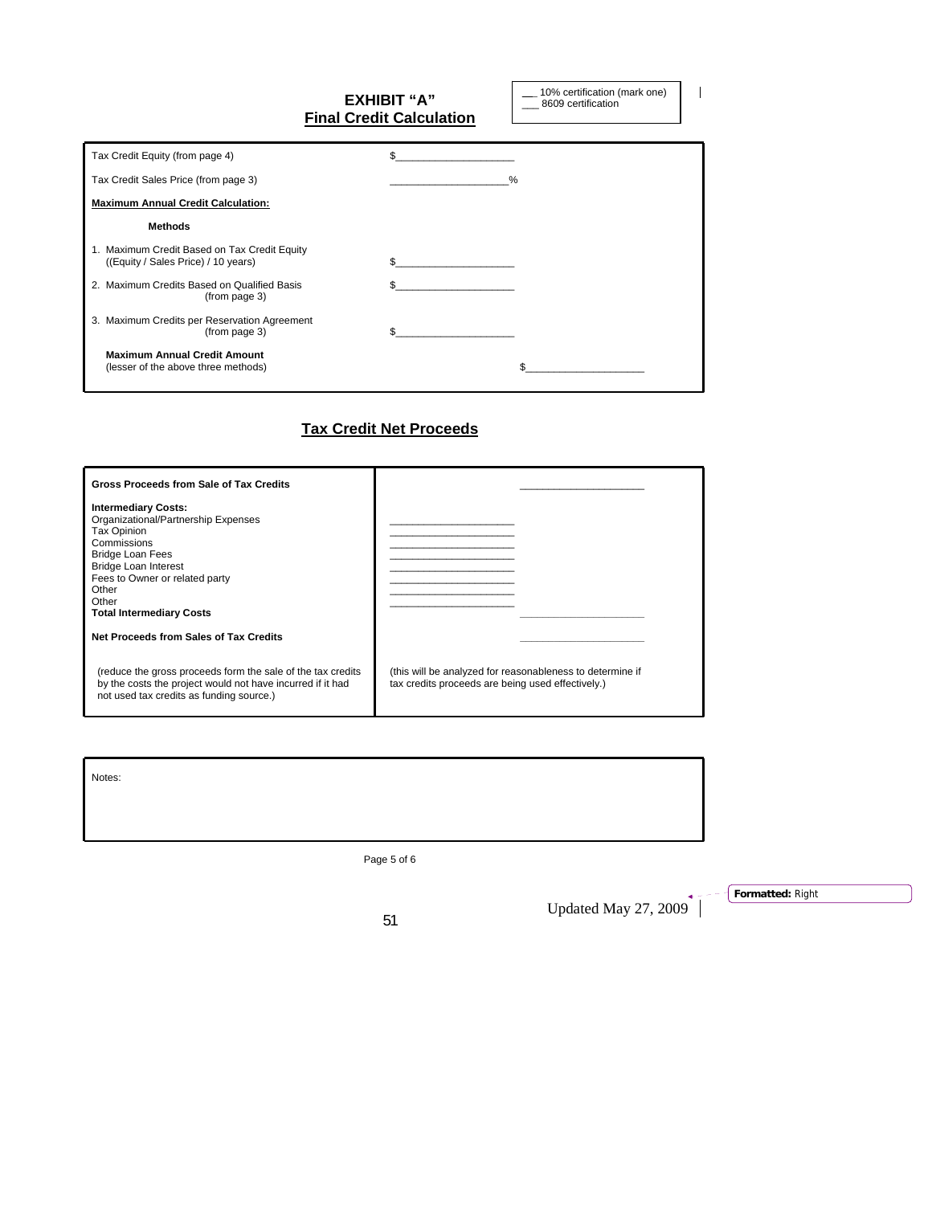# EXHIBIT "A"
## Final Credit Calculation

___ 10% certification (mark one)
___ 8609 certification

| | | |
|---|---|---|
| Tax Credit Equity (from page 4) | $____________________ | |
| Tax Credit Sales Price (from page 3) | ____________________% | |
| **Maximum Annual Credit Calculation:** | | |
| **Methods** | | |
| 1. Maximum Credit Based on Tax Credit Equity ((Equity / Sales Price) / 10 years) | $____________________ | |
| 2. Maximum Credits Based on Qualified Basis (from page 3) | $____________________ | |
| 3. Maximum Credits per Reservation Agreement (from page 3) | $____________________ | |
| **Maximum Annual Credit Amount** (lesser of the above three methods) | | $____________________ |

## Tax Credit Net Proceeds

| | | |
|---|---|---|
| **Gross Proceeds from Sale of Tax Credits** | | ____________________ |
| **Intermediary Costs:** | | |
| Organizational/Partnership Expenses | ____________________ | |
| Tax Opinion | ____________________ | |
| Commissions | ____________________ | |
| Bridge Loan Fees | ____________________ | |
| Bridge Loan Interest | ____________________ | |
| Fees to Owner or related party | ____________________ | |
| Other | ____________________ | |
| Other | ____________________ | |
| **Total Intermediary Costs** | | ____________________ |
| **Net Proceeds from Sales of Tax Credits** | | ____________________ |
| (reduce the gross proceeds form the sale of the tax credits by the costs the project would not have incurred if it had not used tax credits as funding source.) | (this will be analyzed for reasonableness to determine if tax credits proceeds are being used effectively.) | |

Notes:

Updated May 27, 2009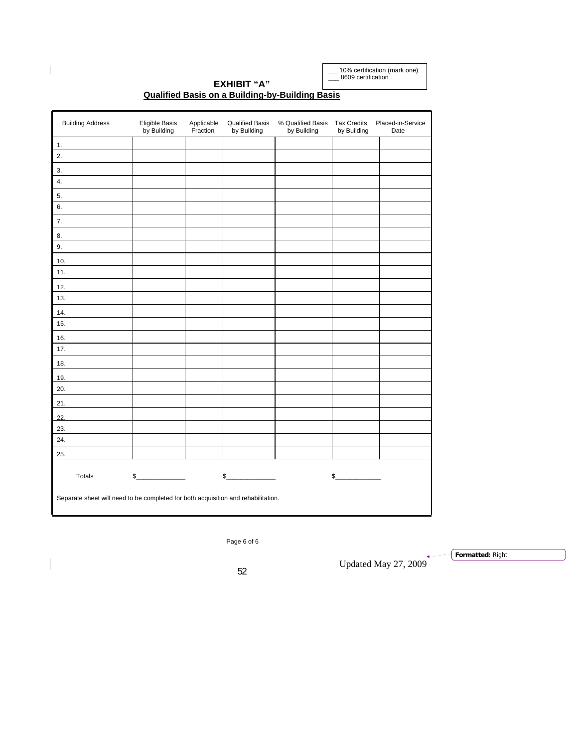___ 10% certification (mark one)
___ 8609 certification

## EXHIBIT "A"

### Qualified Basis on a Building-by-Building Basis

| Building Address | Eligible Basis by Building | Applicable Fraction | Qualified Basis by Building | % Qualified Basis by Building | Tax Credits by Building | Placed-in-Service Date |
|---|---|---|---|---|---|---|
| 1. | | | | | | |
| 2. | | | | | | |
| 3. | | | | | | |
| 4. | | | | | | |
| 5. | | | | | | |
| 6. | | | | | | |
| 7. | | | | | | |
| 8. | | | | | | |
| 9. | | | | | | |
| 10. | | | | | | |
| 11. | | | | | | |
| 12. | | | | | | |
| 13. | | | | | | |
| 14. | | | | | | |
| 15. | | | | | | |
| 16. | | | | | | |
| 17. | | | | | | |
| 18. | | | | | | |
| 19. | | | | | | |
| 20. | | | | | | |
| 21. | | | | | | |
| 22. | | | | | | |
| 23. | | | | | | |
| 24. | | | | | | |
| 25. | | | | | | |
| Totals | $_____________ | | $_____________ | | $____________ | |

Separate sheet will need to be completed for both acquisition and rehabilitation.

Updated May 27, 2009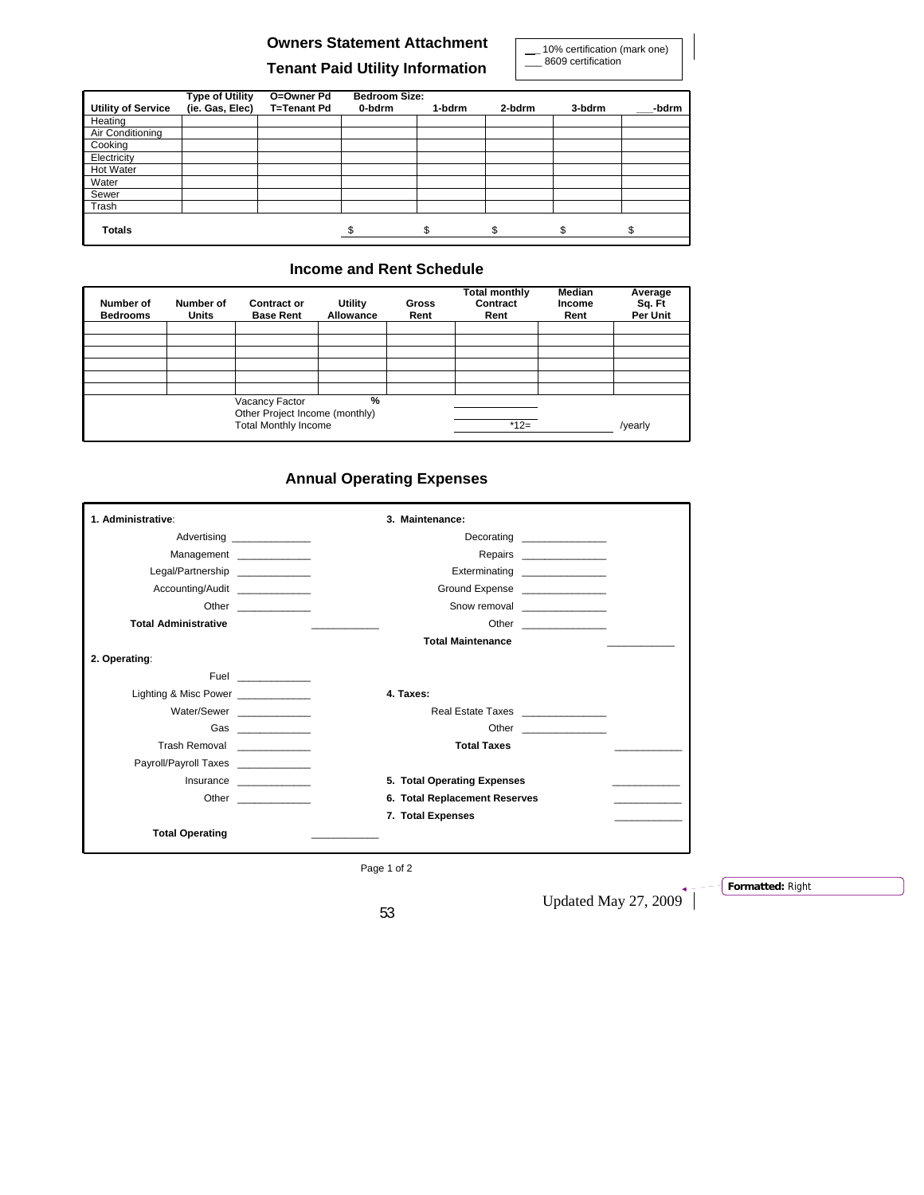## Owners Statement Attachment

## Tenant Paid Utility Information

__ 10% certification (mark one)
___ 8609 certification

| Utility of Service | Type of Utility (ie. Gas, Elec) | O=Owner Pd T=Tenant Pd | Bedroom Size: 0-bdrm | 1-bdrm | 2-bdrm | 3-bdrm | ___-bdrm |
|---|---|---|---|---|---|---|---|
| Heating | | | | | | | |
| Air Conditioning | | | | | | | |
| Cooking | | | | | | | |
| Electricity | | | | | | | |
| Hot Water | | | | | | | |
| Water | | | | | | | |
| Sewer | | | | | | | |
| Trash | | | | | | | |
| **Totals** | | | $ | $ | $ | $ | $ |

## Income and Rent Schedule

| Number of Bedrooms | Number of Units | Contract or Base Rent | Utility Allowance | Gross Rent | Total monthly Contract Rent | Median Income Rent | Average Sq. Ft Per Unit |
|---|---|---|---|---|---|---|---|
| | | | | | | | |
| | | | | | | | |
| | | | | | | | |
| | | | | | | | |
| | | | | | | | |
| | | | | | | | |
| | | Vacancy Factor | % | | | | |
| | | Other Project Income (monthly) | | | | | |
| | | Total Monthly Income | | | *12= | | /yearly |

## Annual Operating Expenses

**1. Administrative**:

Advertising ______________
Management _____________
Legal/Partnership _____________
Accounting/Audit _____________
Other _____________
**Total Administrative** ____________

**2. Operating**:

Fuel _____________
Lighting & Misc Power _____________
Water/Sewer _____________
Gas _____________
Trash Removal _____________
Payroll/Payroll Taxes _____________
Insurance _____________
Other _____________
**Total Operating** ____________

**3. Maintenance:**

Decorating _______________
Repairs _______________
Exterminating _______________
Ground Expense _______________
Snow removal _______________
Other _______________
**Total Maintenance** ____________

**4. Taxes:**

Real Estate Taxes _______________
Other _______________
**Total Taxes** ____________

**5. Total Operating Expenses** ____________

**6. Total Replacement Reserves** ____________

**7. Total Expenses** ____________

Updated May 27, 2009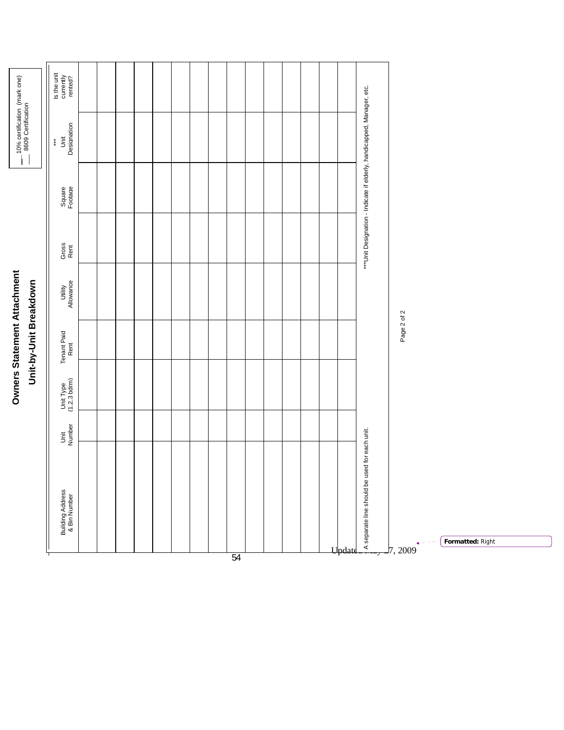# Owners Statement Attachment

## Unit-by-Unit Breakdown

__ 10% certification (mark one)
__ 8609 Certification

| Building Address & Bin Number | Unit Number | Unit Type (1,2,3 bdrm) | Tenant Paid Rent | Utility Allowance | Gross Rent | Square Footage | *** Unit Designation | Is the unit currently rented? |
|---|---|---|---|---|---|---|---|---|
| | | | | | | | | |
| | | | | | | | | |
| | | | | | | | | |
| | | | | | | | | |
| | | | | | | | | |
| | | | | | | | | |
| | | | | | | | | |
| | | | | | | | | |
| | | | | | | | | |
| | | | | | | | | |
| | | | | | | | | |
| | | | | | | | | |
| | | | | | | | | |
| | | | | | | | | |
| | | | | | | | | |
| | | | | | | | | |

A separate line should be used for each unit.

***Unit Designation - Indicate if elderly, handicapped, Manager, etc.

Updated May 27, 2009